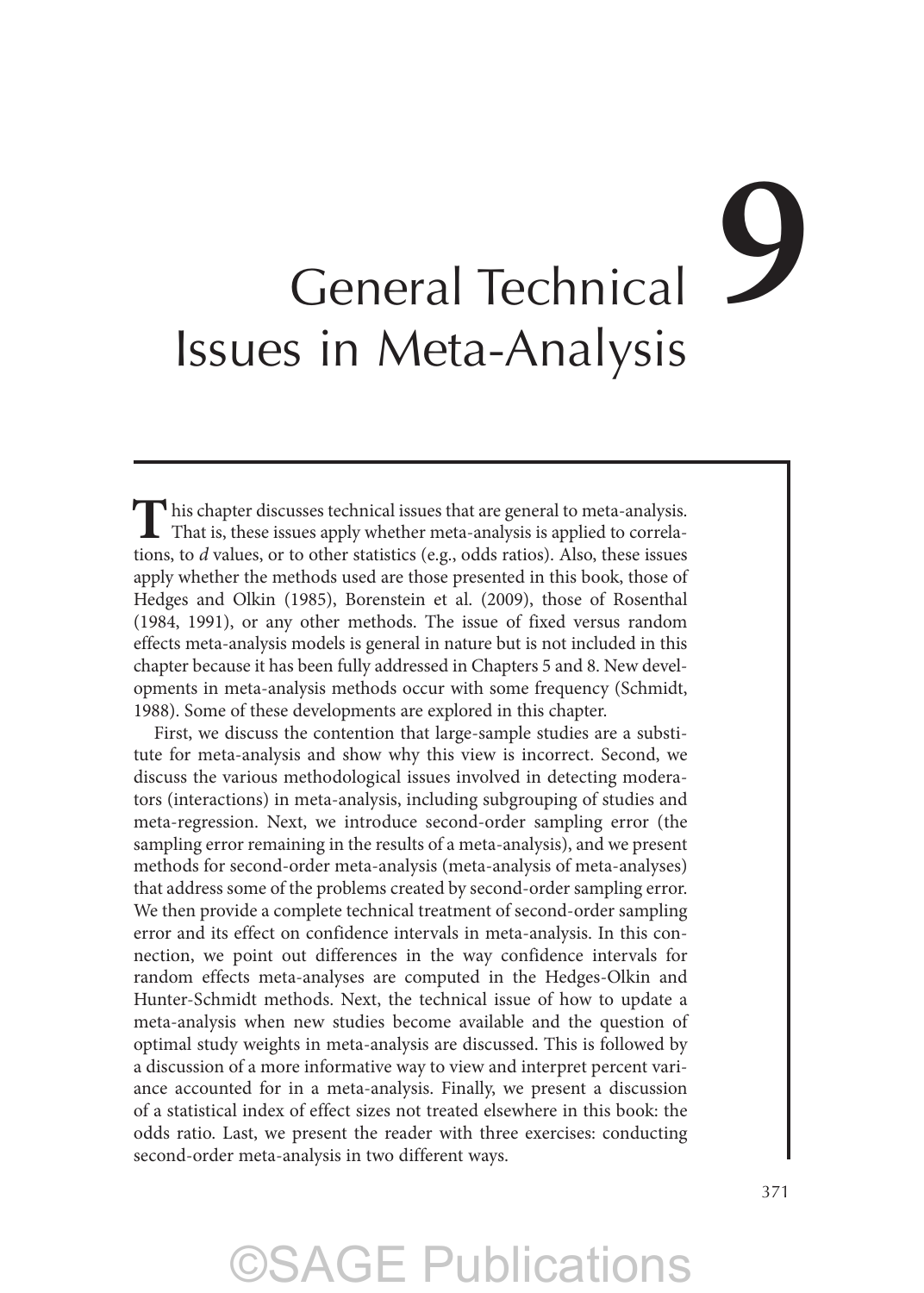# 9 General Technical Issues in Meta-Analysis

This chapter discusses technical issues that are general to meta-analysis. That is, these issues apply whether meta-analysis is applied to correlations, to *d* values, or to other statistics (e.g., odds ratios). Also, these issues apply whether the methods used are those presented in this book, those of Hedges and Olkin (1985), Borenstein et al. (2009), those of Rosenthal (1984, 1991), or any other methods. The issue of fixed versus random effects meta-analysis models is general in nature but is not included in this chapter because it has been fully addressed in Chapters 5 and 8. New developments in meta-analysis methods occur with some frequency (Schmidt, 1988). Some of these developments are explored in this chapter.

First, we discuss the contention that large-sample studies are a substitute for meta-analysis and show why this view is incorrect. Second, we discuss the various methodological issues involved in detecting moderators (interactions) in meta-analysis, including subgrouping of studies and meta-regression. Next, we introduce second-order sampling error (the sampling error remaining in the results of a meta-analysis), and we present methods for second-order meta-analysis (meta-analysis of meta-analyses) that address some of the problems created by second-order sampling error. We then provide a complete technical treatment of second-order sampling error and its effect on confidence intervals in meta-analysis. In this connection, we point out differences in the way confidence intervals for random effects meta-analyses are computed in the Hedges-Olkin and Hunter-Schmidt methods. Next, the technical issue of how to update a meta-analysis when new studies become available and the question of optimal study weights in meta-analysis are discussed. This is followed by a discussion of a more informative way to view and interpret percent variance accounted for in a meta-analysis. Finally, we present a discussion of a statistical index of effect sizes not treated elsewhere in this book: the odds ratio. Last, we present the reader with three exercises: conducting second-order meta-analysis in two different ways.

©SAGE Publications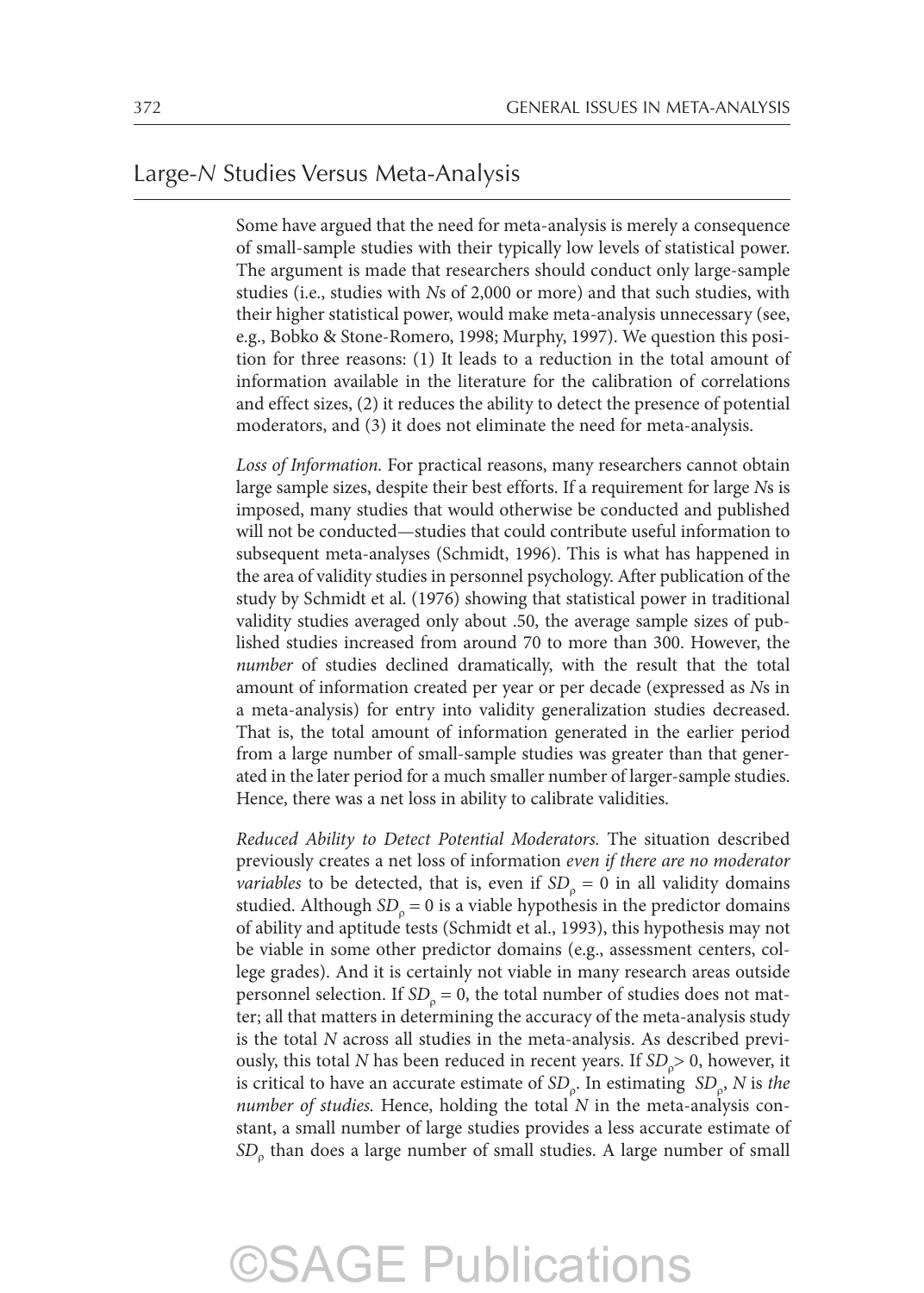## Large-*N* Studies Versus Meta-Analysis

Some have argued that the need for meta-analysis is merely a consequence of small-sample studies with their typically low levels of statistical power. The argument is made that researchers should conduct only large-sample studies (i.e., studies with *N*s of 2,000 or more) and that such studies, with their higher statistical powers, would make meta-analysis unnecessary (see, e.g., Bobko & Stone-Romero, 1998; Murphy, 1997). We question this position for three reasons: (1) It leads to a reduction in the total amount of information available in the literature for the calibration of correlations and effect sizes, (2) it reduces the ability to detect the presence of potential moderators, and (3) it does not eliminate the need for meta-analysis.

*Loss of Information.* For practical reasons, many researchers cannot obtain large sample sizes, despite their best efforts. If a requirement for large *N*s is imposed, many studies that would otherwise be conducted and published will not be conducted—studies that could contribute useful information to subsequent meta-analyses (Schmidt, 1996). This is what has happened in the area of validity studies in personnel psychology. After publication of the study by Schmidt et al. (1976) showing that statistical power in traditional validity studies averaged only about .50, the average sample sizes of published studies increased from around 70 to more than 300. However, the *number* of studies declined dramatically, with the result that the total amount of information created per year or per decade (expressed as *N*s in a meta-analysis) for entry into validity generalization studies decreased. That is, the total amount of information generated in the earlier period from a large number of small-sample studies was greater than that generated in the later period for a much smaller number of larger-sample studies. Hence, there was a net loss in ability to calibrate validities.

*Reduced Ability to Detect Potential Moderators.* The situation described previously creates a net loss of information *even if there are no moderator variables* to be detected, that is, even if $SD_\rho = 0$ in all validity domains studied. Although $SD_\rho = 0$ is a viable hypothesis in the predictor domains of ability and aptitude tests (Schmidt et al., 1993), this hypothesis may not be viable in some other predictor domains (e.g., assessment centers, college grades). And it is certainly not viable in many research areas outside personnel selection. If $SD_\rho = 0$, the total number of studies does not matter; all that matters in determining the accuracy of the meta-analysis study is the total *N* across all studies in the meta-analysis. As described previously, this total *N* has been reduced in recent years. If $SD_\rho > 0$, however, it is critical to have an accurate estimate of $SD_\rho$. In estimating $SD_\rho$, *N* is *the number of studies.* Hence, holding the total *N* in the meta-analysis constant, a small number of large studies provides a less accurate estimate of $SD_\rho$ than does a large number of small studies. A large number of small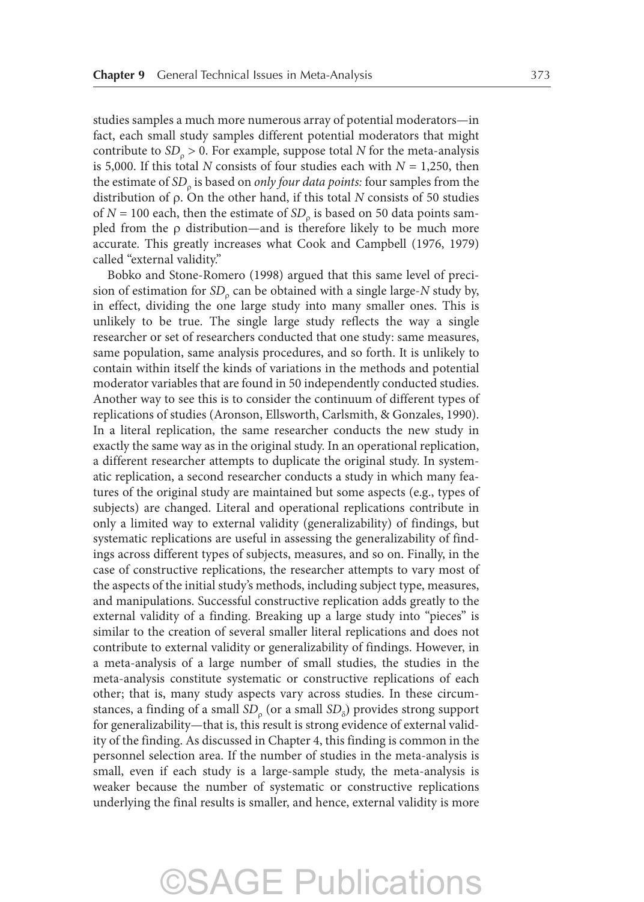studies samples a much more numerous array of potential moderators—in fact, each small study samples different potential moderators that might contribute to $SD_\rho > 0$. For example, suppose total $N$ for the meta-analysis is 5,000. If this total $N$ consists of four studies each with $N = 1{,}250$, then the estimate of $SD_\rho$ is based on *only four data points:* four samples from the distribution of $\rho$. On the other hand, if this total $N$ consists of 50 studies of $N = 100$ each, then the estimate of $SD_\rho$ is based on 50 data points sampled from the $\rho$ distribution—and is therefore likely to be much more accurate. This greatly increases what Cook and Campbell (1976, 1979) called "external validity."

Bobko and Stone-Romero (1998) argued that this same level of precision of estimation for $SD_\rho$ can be obtained with a single large-$N$ study by, in effect, dividing the one large study into many smaller ones. This is unlikely to be true. The single large study reflects the way a single researcher or set of researchers conducted that one study: same measures, same population, same analysis procedures, and so forth. It is unlikely to contain within itself the kinds of variations in the methods and potential moderator variables that are found in 50 independently conducted studies. Another way to see this is to consider the continuum of different types of replications of studies (Aronson, Ellsworth, Carlsmith, & Gonzales, 1990). In a literal replication, the same researcher conducts the new study in exactly the same way as in the original study. In an operational replication, a different researcher attempts to duplicate the original study. In systematic replication, a second researcher conducts a study in which many features of the original study are maintained but some aspects (e.g., types of subjects) are changed. Literal and operational replications contribute in only a limited way to external validity (generalizability) of findings, but systematic replications are useful in assessing the generalizability of findings across different types of subjects, measures, and so on. Finally, in the case of constructive replications, the researcher attempts to vary most of the aspects of the initial study's methods, including subject type, measures, and manipulations. Successful constructive replication adds greatly to the external validity of a finding. Breaking up a large study into "pieces" is similar to the creation of several smaller literal replications and does not contribute to external validity or generalizability of findings. However, in a meta-analysis of a large number of small studies, the studies in the meta-analysis constitute systematic or constructive replications of each other; that is, many study aspects vary across studies. In these circumstances, a finding of a small $SD_\rho$ (or a small $SD_\delta$) provides strong support for generalizability—that is, this result is strong evidence of external validity of the finding. As discussed in Chapter 4, this finding is common in the personnel selection area. If the number of studies in the meta-analysis is small, even if each study is a large-sample study, the meta-analysis is weaker because the number of systematic or constructive replications underlying the final results is smaller, and hence, external validity is more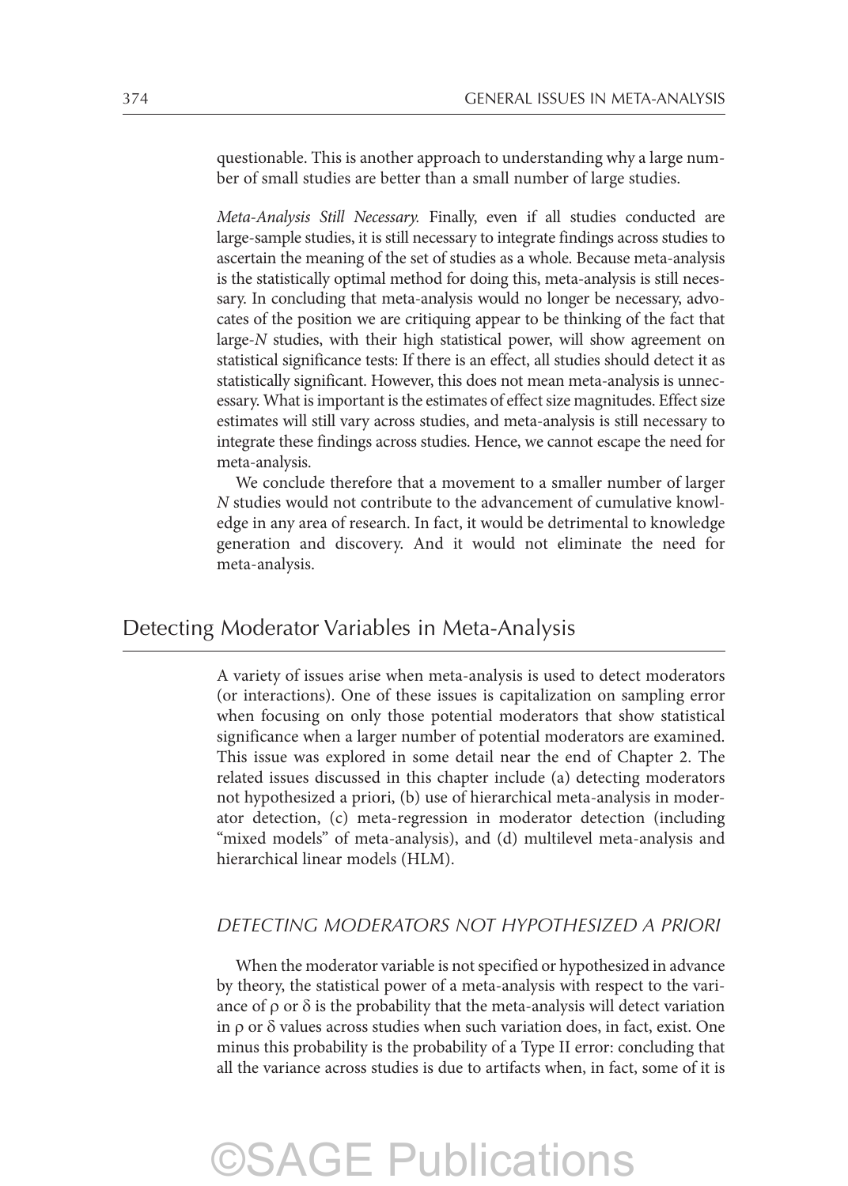questionable. This is another approach to understanding why a large number of small studies are better than a small number of large studies.

*Meta-Analysis Still Necessary.* Finally, even if all studies conducted are large-sample studies, it is still necessary to integrate findings across studies to ascertain the meaning of the set of studies as a whole. Because meta-analysis is the statistically optimal method for doing this, meta-analysis is still necessary. In concluding that meta-analysis would no longer be necessary, advocates of the position we are critiquing appear to be thinking of the fact that large-*N* studies, with their high statistical power, will show agreement on statistical significance tests: If there is an effect, all studies should detect it as statistically significant. However, this does not mean meta-analysis is unnecessary. What is important is the estimates of effect size magnitudes. Effect size estimates will still vary across studies, and meta-analysis is still necessary to integrate these findings across studies. Hence, we cannot escape the need for meta-analysis.

We conclude therefore that a movement to a smaller number of larger *N* studies would not contribute to the advancement of cumulative knowledge in any area of research. In fact, it would be detrimental to knowledge generation and discovery. And it would not eliminate the need for meta-analysis.

## Detecting Moderator Variables in Meta-Analysis

A variety of issues arise when meta-analysis is used to detect moderators (or interactions). One of these issues is capitalization on sampling error when focusing on only those potential moderators that show statistical significance when a larger number of potential moderators are examined. This issue was explored in some detail near the end of Chapter 2. The related issues discussed in this chapter include (a) detecting moderators not hypothesized a priori, (b) use of hierarchical meta-analysis in moderator detection, (c) meta-regression in moderator detection (including "mixed models" of meta-analysis), and (d) multilevel meta-analysis and hierarchical linear models (HLM).

### DETECTING MODERATORS NOT HYPOTHESIZED A PRIORI

When the moderator variable is not specified or hypothesized in advance by theory, the statistical power of a meta-analysis with respect to the variance of $\rho$ or $\delta$ is the probability that the meta-analysis will detect variation in $\rho$ or $\delta$ values across studies when such variation does, in fact, exist. One minus this probability is the probability of a Type II error: concluding that all the variance across studies is due to artifacts when, in fact, some of it is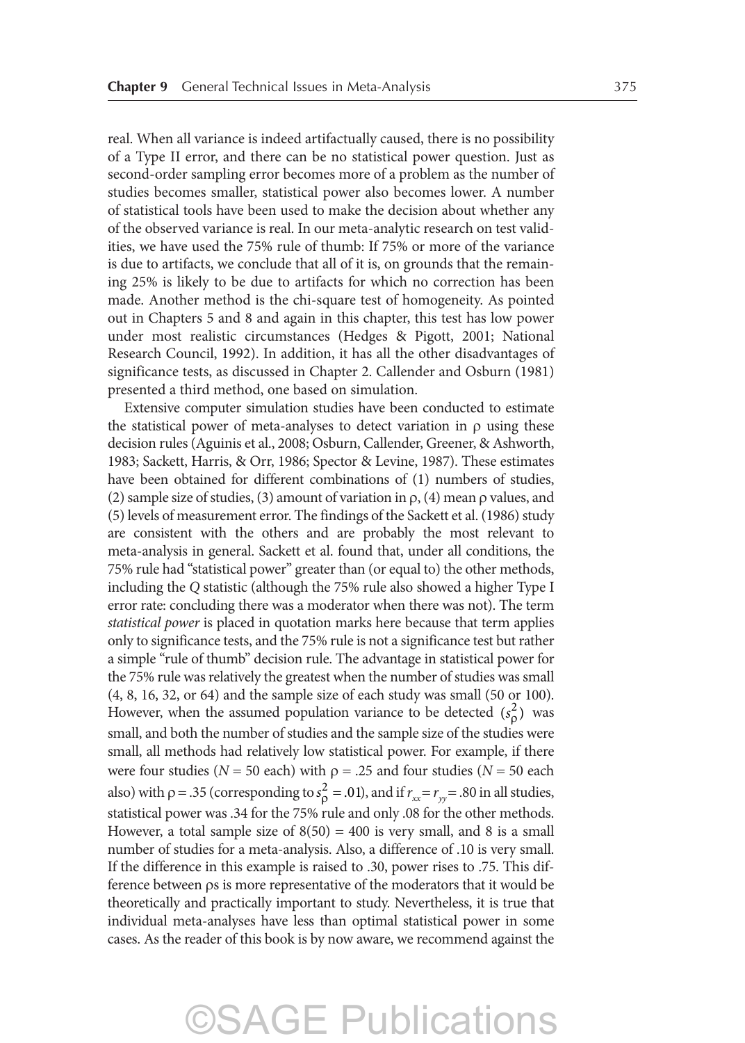real. When all variance is indeed artifactually caused, there is no possibility of a Type II error, and there can be no statistical power question. Just as second-order sampling error becomes more of a problem as the number of studies becomes smaller, statistical power also becomes lower. A number of statistical tools have been used to make the decision about whether any of the observed variance is real. In our meta-analytic research on test validities, we have used the 75% rule of thumb: If 75% or more of the variance is due to artifacts, we conclude that all of it is, on grounds that the remaining 25% is likely to be due to artifacts for which no correction has been made. Another method is the chi-square test of homogeneity. As pointed out in Chapters 5 and 8 and again in this chapter, this test has low power under most realistic circumstances (Hedges & Pigott, 2001; National Research Council, 1992). In addition, it has all the other disadvantages of significance tests, as discussed in Chapter 2. Callender and Osburn (1981) presented a third method, one based on simulation.

Extensive computer simulation studies have been conducted to estimate the statistical power of meta-analyses to detect variation in $\rho$ using these decision rules (Aguinis et al., 2008; Osburn, Callender, Greener, & Ashworth, 1983; Sackett, Harris, & Orr, 1986; Spector & Levine, 1987). These estimates have been obtained for different combinations of (1) numbers of studies, (2) sample size of studies, (3) amount of variation in $\rho$, (4) mean $\rho$ values, and (5) levels of measurement error. The findings of the Sackett et al. (1986) study are consistent with the others and are probably the most relevant to meta-analysis in general. Sackett et al. found that, under all conditions, the 75% rule had "statistical power" greater than (or equal to) the other methods, including the *Q* statistic (although the 75% rule also showed a higher Type I error rate: concluding there was a moderator when there was not). The term *statistical power* is placed in quotation marks here because that term applies only to significance tests, and the 75% rule is not a significance test but rather a simple "rule of thumb" decision rule. The advantage in statistical power for the 75% rule was relatively the greatest when the number of studies was small (4, 8, 16, 32, or 64) and the sample size of each study was small (50 or 100). However, when the assumed population variance to be detected ($s_\rho^2$) was small, and both the number of studies and the sample size of the studies were small, all methods had relatively low statistical power. For example, if there were four studies ($N = 50$ each) with $\rho = .25$ and four studies ($N = 50$ each also) with $\rho = .35$ (corresponding to $s_\rho^2 = .01$), and if $r_{xx} = r_{yy} = .80$ in all studies, statistical power was .34 for the 75% rule and only .08 for the other methods. However, a total sample size of $8(50) = 400$ is very small, and 8 is a small number of studies for a meta-analysis. Also, a difference of .10 is very small. If the difference in this example is raised to .30, power rises to .75. This difference between $\rho$s is more representative of the moderators that it would be theoretically and practically important to study. Nevertheless, it is true that individual meta-analyses have less than optimal statistical power in some cases. As the reader of this book is by now aware, we recommend against the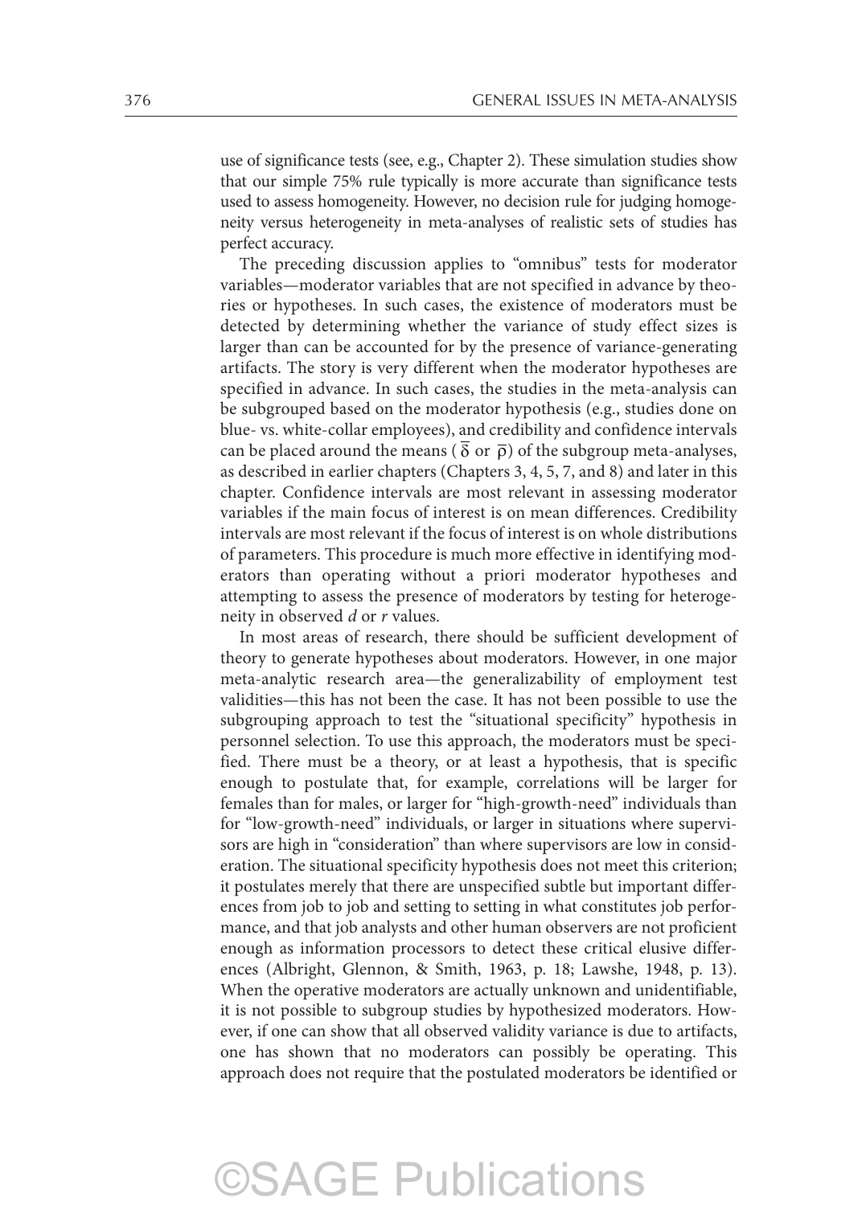use of significance tests (see, e.g., Chapter 2). These simulation studies show that our simple 75% rule typically is more accurate than significance tests used to assess homogeneity. However, no decision rule for judging homogeneity versus heterogeneity in meta-analyses of realistic sets of studies has perfect accuracy.

The preceding discussion applies to "omnibus" tests for moderator variables—moderator variables that are not specified in advance by theories or hypotheses. In such cases, the existence of moderators must be detected by determining whether the variance of study effect sizes is larger than can be accounted for by the presence of variance-generating artifacts. The story is very different when the moderator hypotheses are specified in advance. In such cases, the studies in the meta-analysis can be subgrouped based on the moderator hypothesis (e.g., studies done on blue- vs. white-collar employees), and credibility and confidence intervals can be placed around the means ($\bar{\delta}$ or $\bar{\rho}$) of the subgroup meta-analyses, as described in earlier chapters (Chapters 3, 4, 5, 7, and 8) and later in this chapter. Confidence intervals are most relevant in assessing moderator variables if the main focus of interest is on mean differences. Credibility intervals are most relevant if the focus of interest is on whole distributions of parameters. This procedure is much more effective in identifying moderators than operating without a priori moderator hypotheses and attempting to assess the presence of moderators by testing for heterogeneity in observed *d* or *r* values.

In most areas of research, there should be sufficient development of theory to generate hypotheses about moderators. However, in one major meta-analytic research area—the generalizability of employment test validities—this has not been the case. It has not been possible to use the subgrouping approach to test the "situational specificity" hypothesis in personnel selection. To use this approach, the moderators must be specified. There must be a theory, or at least a hypothesis, that is specific enough to postulate that, for example, correlations will be larger for females than for males, or larger for "high-growth-need" individuals than for "low-growth-need" individuals, or larger in situations where supervisors are high in "consideration" than where supervisors are low in consideration. The situational specificity hypothesis does not meet this criterion; it postulates merely that there are unspecified subtle but important differences from job to job and setting to setting in what constitutes job performance, and that job analysts and other human observers are not proficient enough as information processors to detect these critical elusive differences (Albright, Glennon, & Smith, 1963, p. 18; Lawshe, 1948, p. 13). When the operative moderators are actually unknown and unidentifiable, it is not possible to subgroup studies by hypothesized moderators. However, if one can show that all observed validity variance is due to artifacts, one has shown that no moderators can possibly be operating. This approach does not require that the postulated moderators be identified or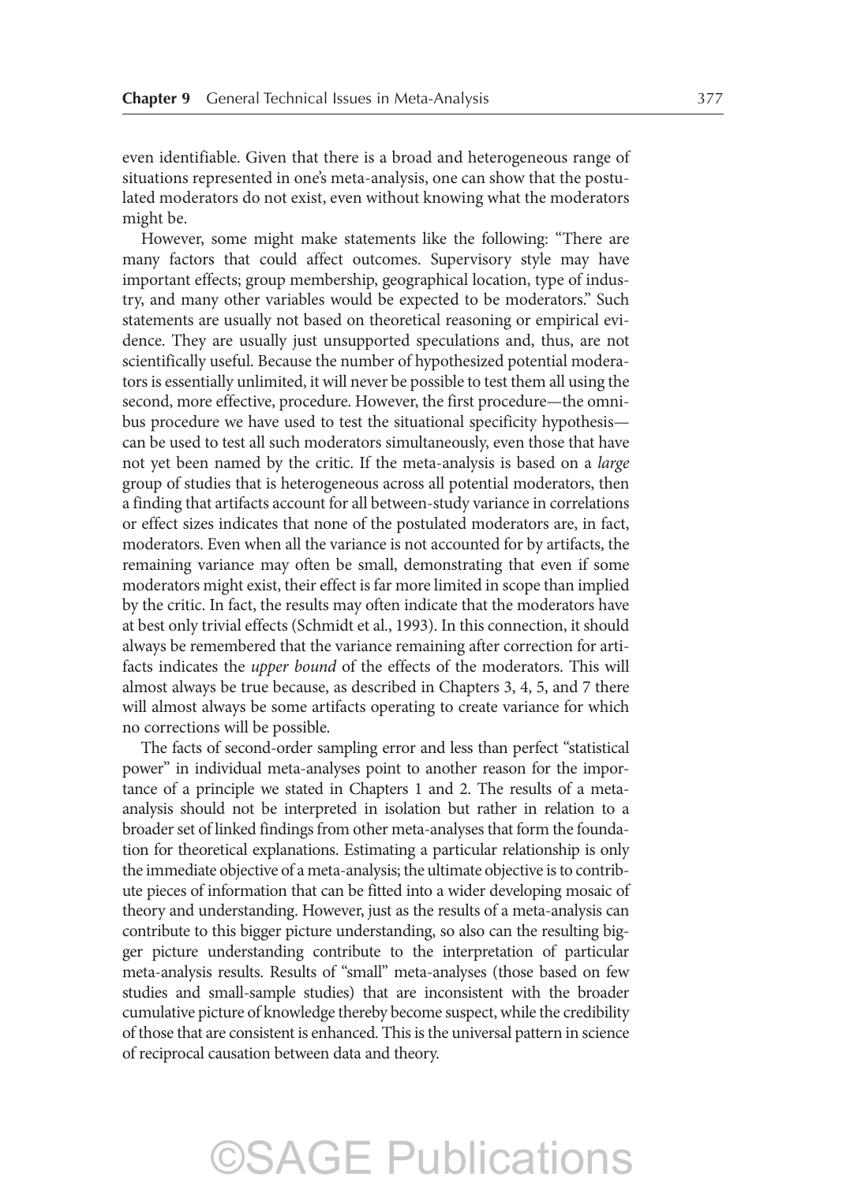even identifiable. Given that there is a broad and heterogeneous range of situations represented in one's meta-analysis, one can show that the postulated moderators do not exist, even without knowing what the moderators might be.

However, some might make statements like the following: "There are many factors that could affect outcomes. Supervisory style may have important effects; group membership, geographical location, type of industry, and many other variables would be expected to be moderators." Such statements are usually not based on theoretical reasoning or empirical evidence. They are usually just unsupported speculations and, thus, are not scientifically useful. Because the number of hypothesized potential moderators is essentially unlimited, it will never be possible to test them all using the second, more effective, procedure. However, the first procedure—the omnibus procedure we have used to test the situational specificity hypothesis—can be used to test all such moderators simultaneously, even those that have not yet been named by the critic. If the meta-analysis is based on a *large* group of studies that is heterogeneous across all potential moderators, then a finding that artifacts account for all between-study variance in correlations or effect sizes indicates that none of the postulated moderators are, in fact, moderators. Even when all the variance is not accounted for by artifacts, the remaining variance may often be small, demonstrating that even if some moderators might exist, their effect is far more limited in scope than implied by the critic. In fact, the results may often indicate that the moderators have at best only trivial effects (Schmidt et al., 1993). In this connection, it should always be remembered that the variance remaining after correction for artifacts indicates the *upper bound* of the effects of the moderators. This will almost always be true because, as described in Chapters 3, 4, 5, and 7 there will almost always be some artifacts operating to create variance for which no corrections will be possible.

The facts of second-order sampling error and less than perfect "statistical power" in individual meta-analyses point to another reason for the importance of a principle we stated in Chapters 1 and 2. The results of a meta-analysis should not be interpreted in isolation but rather in relation to a broader set of linked findings from other meta-analyses that form the foundation for theoretical explanations. Estimating a particular relationship is only the immediate objective of a meta-analysis; the ultimate objective is to contribute pieces of information that can be fitted into a wider developing mosaic of theory and understanding. However, just as the results of a meta-analysis can contribute to this bigger picture understanding, so also can the resulting bigger picture understanding contribute to the interpretation of particular meta-analysis results. Results of "small" meta-analyses (those based on few studies and small-sample studies) that are inconsistent with the broader cumulative picture of knowledge thereby become suspect, while the credibility of those that are consistent is enhanced. This is the universal pattern in science of reciprocal causation between data and theory.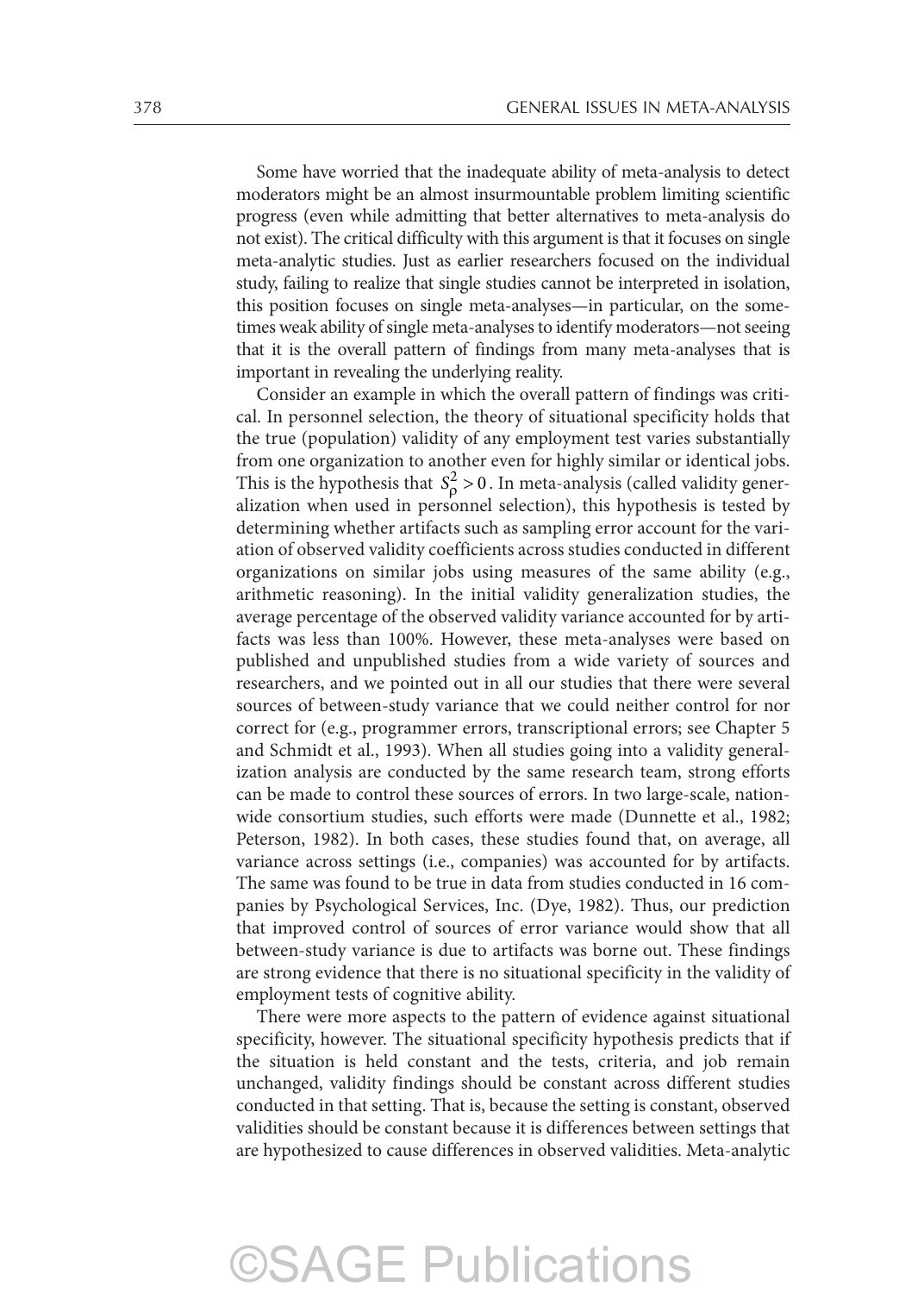Some have worried that the inadequate ability of meta-analysis to detect moderators might be an almost insurmountable problem limiting scientific progress (even while admitting that better alternatives to meta-analysis do not exist). The critical difficulty with this argument is that it focuses on single meta-analytic studies. Just as earlier researchers focused on the individual study, failing to realize that single studies cannot be interpreted in isolation, this position focuses on single meta-analyses—in particular, on the sometimes weak ability of single meta-analyses to identify moderators—not seeing that it is the overall pattern of findings from many meta-analyses that is important in revealing the underlying reality.

Consider an example in which the overall pattern of findings was critical. In personnel selection, the theory of situational specificity holds that the true (population) validity of any employment test varies substantially from one organization to another even for highly similar or identical jobs. This is the hypothesis that $S_\rho^2 > 0$. In meta-analysis (called validity generalization when used in personnel selection), this hypothesis is tested by determining whether artifacts such as sampling error account for the variation of observed validity coefficients across studies conducted in different organizations on similar jobs using measures of the same ability (e.g., arithmetic reasoning). In the initial validity generalization studies, the average percentage of the observed validity variance accounted for by artifacts was less than 100%. However, these meta-analyses were based on published and unpublished studies from a wide variety of sources and researchers, and we pointed out in all our studies that there were several sources of between-study variance that we could neither control for nor correct for (e.g., programmer errors, transcriptional errors; see Chapter 5 and Schmidt et al., 1993). When all studies going into a validity generalization analysis are conducted by the same research team, strong efforts can be made to control these sources of errors. In two large-scale, nationwide consortium studies, such efforts were made (Dunnette et al., 1982; Peterson, 1982). In both cases, these studies found that, on average, all variance across settings (i.e., companies) was accounted for by artifacts. The same was found to be true in data from studies conducted in 16 companies by Psychological Services, Inc. (Dye, 1982). Thus, our prediction that improved control of sources of error variance would show that all between-study variance is due to artifacts was borne out. These findings are strong evidence that there is no situational specificity in the validity of employment tests of cognitive ability.

There were more aspects to the pattern of evidence against situational specificity, however. The situational specificity hypothesis predicts that if the situation is held constant and the tests, criteria, and job remain unchanged, validity findings should be constant across different studies conducted in that setting. That is, because the setting is constant, observed validities should be constant because it is differences between settings that are hypothesized to cause differences in observed validities. Meta-analytic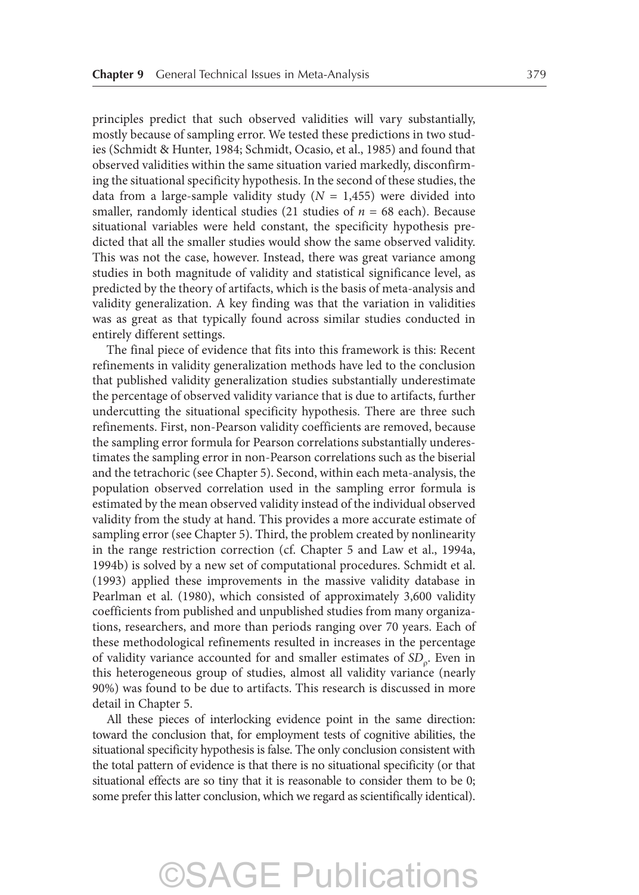principles predict that such observed validities will vary substantially, mostly because of sampling error. We tested these predictions in two studies (Schmidt & Hunter, 1984; Schmidt, Ocasio, et al., 1985) and found that observed validities within the same situation varied markedly, disconfirming the situational specificity hypothesis. In the second of these studies, the data from a large-sample validity study ($N$ = 1,455) were divided into smaller, randomly identical studies (21 studies of $n$ = 68 each). Because situational variables were held constant, the specificity hypothesis predicted that all the smaller studies would show the same observed validity. This was not the case, however. Instead, there was great variance among studies in both magnitude of validity and statistical significance level, as predicted by the theory of artifacts, which is the basis of meta-analysis and validity generalization. A key finding was that the variation in validities was as great as that typically found across similar studies conducted in entirely different settings.

The final piece of evidence that fits into this framework is this: Recent refinements in validity generalization methods have led to the conclusion that published validity generalization studies substantially underestimate the percentage of observed validity variance that is due to artifacts, further undercutting the situational specificity hypothesis. There are three such refinements. First, non-Pearson validity coefficients are removed, because the sampling error formula for Pearson correlations substantially underestimates the sampling error in non-Pearson correlations such as the biserial and the tetrachoric (see Chapter 5). Second, within each meta-analysis, the population observed correlation used in the sampling error formula is estimated by the mean observed validity instead of the individual observed validity from the study at hand. This provides a more accurate estimate of sampling error (see Chapter 5). Third, the problem created by nonlinearity in the range restriction correction (cf. Chapter 5 and Law et al., 1994a, 1994b) is solved by a new set of computational procedures. Schmidt et al. (1993) applied these improvements in the massive validity database in Pearlman et al. (1980), which consisted of approximately 3,600 validity coefficients from published and unpublished studies from many organizations, researchers, and more than periods ranging over 70 years. Each of these methodological refinements resulted in increases in the percentage of validity variance accounted for and smaller estimates of $SD_{\rho}$. Even in this heterogeneous group of studies, almost all validity variance (nearly 90%) was found to be due to artifacts. This research is discussed in more detail in Chapter 5.

All these pieces of interlocking evidence point in the same direction: toward the conclusion that, for employment tests of cognitive abilities, the situational specificity hypothesis is false. The only conclusion consistent with the total pattern of evidence is that there is no situational specificity (or that situational effects are so tiny that it is reasonable to consider them to be 0; some prefer this latter conclusion, which we regard as scientifically identical).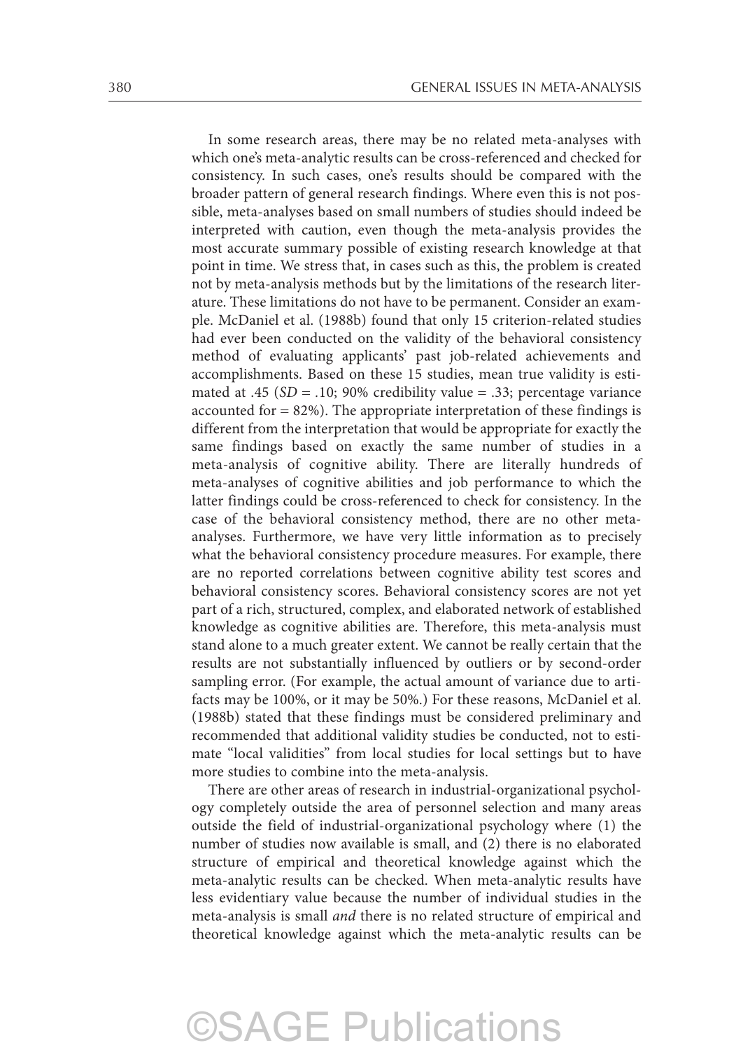In some research areas, there may be no related meta-analyses with which one's meta-analytic results can be cross-referenced and checked for consistency. In such cases, one's results should be compared with the broader pattern of general research findings. Where even this is not possible, meta-analyses based on small numbers of studies should indeed be interpreted with caution, even though the meta-analysis provides the most accurate summary possible of existing research knowledge at that point in time. We stress that, in cases such as this, the problem is created not by meta-analysis methods but by the limitations of the research literature. These limitations do not have to be permanent. Consider an example. McDaniel et al. (1988b) found that only 15 criterion-related studies had ever been conducted on the validity of the behavioral consistency method of evaluating applicants' past job-related achievements and accomplishments. Based on these 15 studies, mean true validity is estimated at .45 (*SD* = .10; 90% credibility value = .33; percentage variance accounted for = 82%). The appropriate interpretation of these findings is different from the interpretation that would be appropriate for exactly the same findings based on exactly the same number of studies in a meta-analysis of cognitive ability. There are literally hundreds of meta-analyses of cognitive abilities and job performance to which the latter findings could be cross-referenced to check for consistency. In the case of the behavioral consistency method, there are no other meta-analyses. Furthermore, we have very little information as to precisely what the behavioral consistency procedure measures. For example, there are no reported correlations between cognitive ability test scores and behavioral consistency scores. Behavioral consistency scores are not yet part of a rich, structured, complex, and elaborated network of established knowledge as cognitive abilities are. Therefore, this meta-analysis must stand alone to a much greater extent. We cannot be really certain that the results are not substantially influenced by outliers or by second-order sampling error. (For example, the actual amount of variance due to artifacts may be 100%, or it may be 50%.) For these reasons, McDaniel et al. (1988b) stated that these findings must be considered preliminary and recommended that additional validity studies be conducted, not to estimate "local validities" from local studies for local settings but to have more studies to combine into the meta-analysis.

There are other areas of research in industrial-organizational psychology completely outside the area of personnel selection and many areas outside the field of industrial-organizational psychology where (1) the number of studies now available is small, and (2) there is no elaborated structure of empirical and theoretical knowledge against which the meta-analytic results can be checked. When meta-analytic results have less evidentiary value because the number of individual studies in the meta-analysis is small *and* there is no related structure of empirical and theoretical knowledge against which the meta-analytic results can be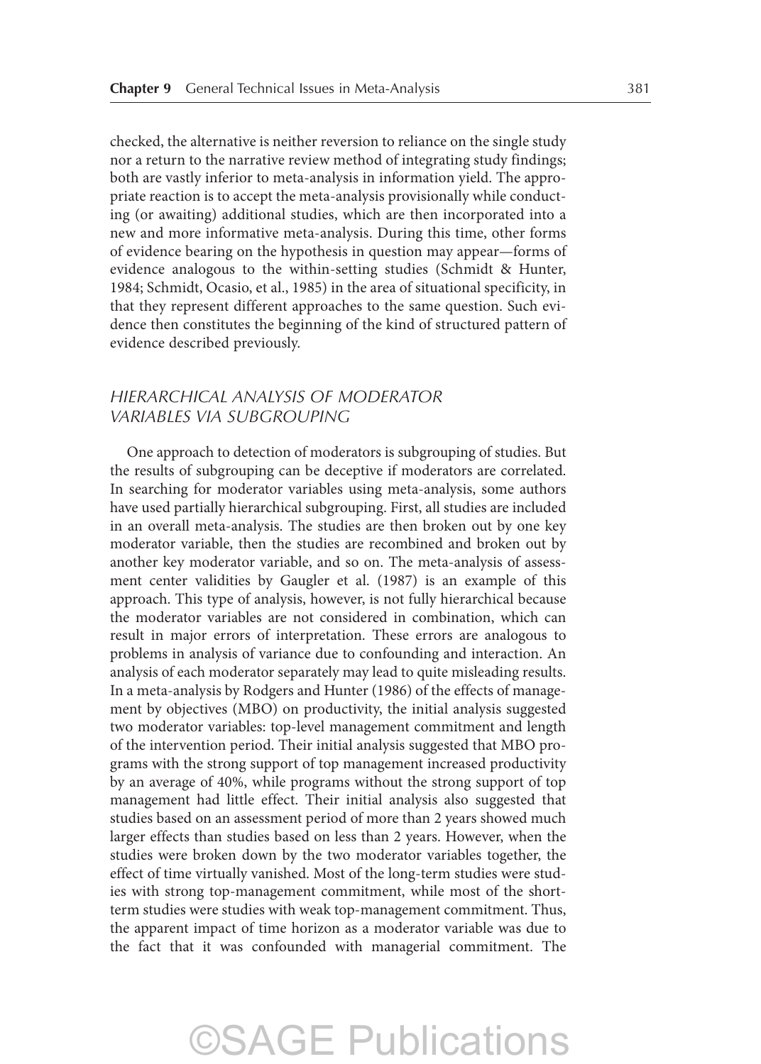checked, the alternative is neither reversion to reliance on the single study nor a return to the narrative review method of integrating study findings; both are vastly inferior to meta-analysis in information yield. The appropriate reaction is to accept the meta-analysis provisionally while conducting (or awaiting) additional studies, which are then incorporated into a new and more informative meta-analysis. During this time, other forms of evidence bearing on the hypothesis in question may appear—forms of evidence analogous to the within-setting studies (Schmidt & Hunter, 1984; Schmidt, Ocasio, et al., 1985) in the area of situational specificity, in that they represent different approaches to the same question. Such evidence then constitutes the beginning of the kind of structured pattern of evidence described previously.

### *HIERARCHICAL ANALYSIS OF MODERATOR VARIABLES VIA SUBGROUPING*

One approach to detection of moderators is subgrouping of studies. But the results of subgrouping can be deceptive if moderators are correlated. In searching for moderator variables using meta-analysis, some authors have used partially hierarchical subgrouping. First, all studies are included in an overall meta-analysis. The studies are then broken out by one key moderator variable, then the studies are recombined and broken out by another key moderator variable, and so on. The meta-analysis of assessment center validities by Gaugler et al. (1987) is an example of this approach. This type of analysis, however, is not fully hierarchical because the moderator variables are not considered in combination, which can result in major errors of interpretation. These errors are analogous to problems in analysis of variance due to confounding and interaction. An analysis of each moderator separately may lead to quite misleading results. In a meta-analysis by Rodgers and Hunter (1986) of the effects of management by objectives (MBO) on productivity, the initial analysis suggested two moderator variables: top-level management commitment and length of the intervention period. Their initial analysis suggested that MBO programs with the strong support of top management increased productivity by an average of 40%, while programs without the strong support of top management had little effect. Their initial analysis also suggested that studies based on an assessment period of more than 2 years showed much larger effects than studies based on less than 2 years. However, when the studies were broken down by the two moderator variables together, the effect of time virtually vanished. Most of the long-term studies were studies with strong top-management commitment, while most of the short-term studies were studies with weak top-management commitment. Thus, the apparent impact of time horizon as a moderator variable was due to the fact that it was confounded with managerial commitment. The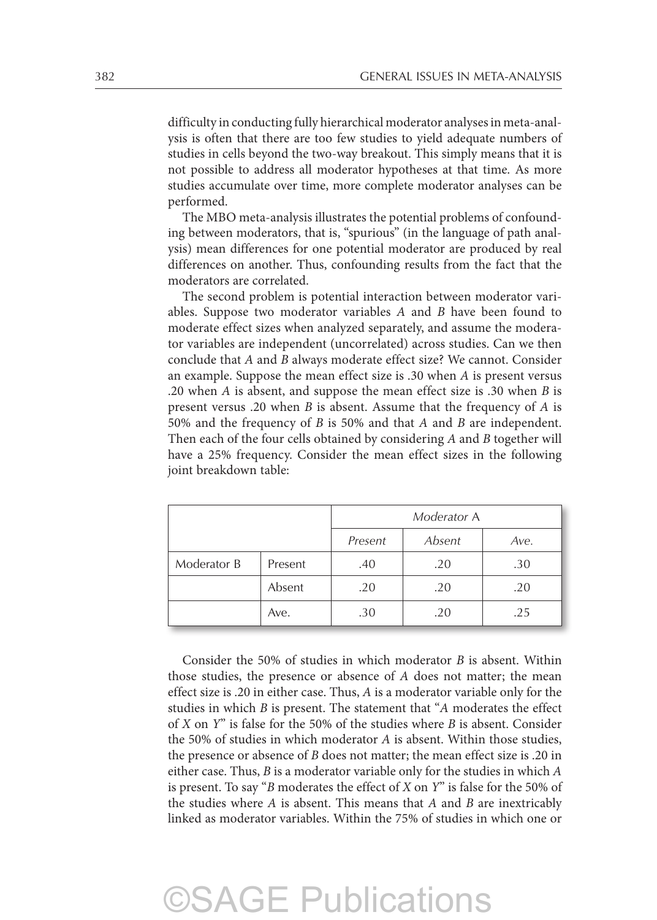difficulty in conducting fully hierarchical moderator analyses in meta-analysis is often that there are too few studies to yield adequate numbers of studies in cells beyond the two-way breakout. This simply means that it is not possible to address all moderator hypotheses at that time. As more studies accumulate over time, more complete moderator analyses can be performed.

The MBO meta-analysis illustrates the potential problems of confounding between moderators, that is, "spurious" (in the language of path analysis) mean differences for one potential moderator are produced by real differences on another. Thus, confounding results from the fact that the moderators are correlated.

The second problem is potential interaction between moderator variables. Suppose two moderator variables *A* and *B* have been found to moderate effect sizes when analyzed separately, and assume the moderator variables are independent (uncorrelated) across studies. Can we then conclude that *A* and *B* always moderate effect size? We cannot. Consider an example. Suppose the mean effect size is .30 when *A* is present versus .20 when *A* is absent, and suppose the mean effect size is .30 when *B* is present versus .20 when *B* is absent. Assume that the frequency of *A* is 50% and the frequency of *B* is 50% and that *A* and *B* are independent. Then each of the four cells obtained by considering *A* and *B* together will have a 25% frequency. Consider the mean effect sizes in the following joint breakdown table:

| | | *Moderator A* | | |
|---|---|---|---|---|
| | | *Present* | *Absent* | *Ave.* |
| Moderator B | Present | .40 | .20 | .30 |
| | Absent | .20 | .20 | .20 |
| | Ave. | .30 | .20 | .25 |

Consider the 50% of studies in which moderator *B* is absent. Within those studies, the presence or absence of *A* does not matter; the mean effect size is .20 in either case. Thus, *A* is a moderator variable only for the studies in which *B* is present. The statement that "*A* moderates the effect of *X* on *Y*" is false for the 50% of the studies where *B* is absent. Consider the 50% of studies in which moderator *A* is absent. Within those studies, the presence or absence of *B* does not matter; the mean effect size is .20 in either case. Thus, *B* is a moderator variable only for the studies in which *A* is present. To say "*B* moderates the effect of *X* on *Y*" is false for the 50% of the studies where *A* is absent. This means that *A* and *B* are inextricably linked as moderator variables. Within the 75% of studies in which one or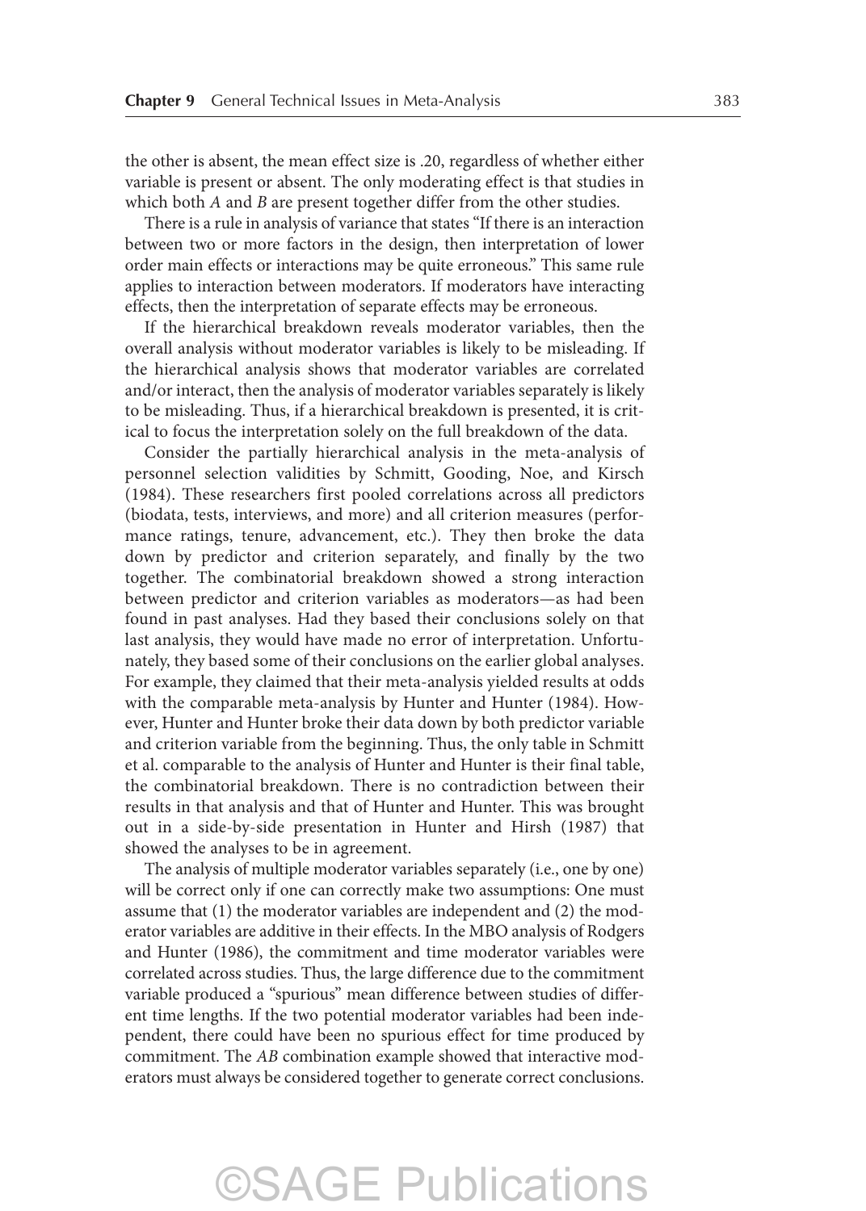the other is absent, the mean effect size is .20, regardless of whether either variable is present or absent. The only moderating effect is that studies in which both *A* and *B* are present together differ from the other studies.

There is a rule in analysis of variance that states "If there is an interaction between two or more factors in the design, then interpretation of lower order main effects or interactions may be quite erroneous." This same rule applies to interaction between moderators. If moderators have interacting effects, then the interpretation of separate effects may be erroneous.

If the hierarchical breakdown reveals moderator variables, then the overall analysis without moderator variables is likely to be misleading. If the hierarchical analysis shows that moderator variables are correlated and/or interact, then the analysis of moderator variables separately is likely to be misleading. Thus, if a hierarchical breakdown is presented, it is critical to focus the interpretation solely on the full breakdown of the data.

Consider the partially hierarchical analysis in the meta-analysis of personnel selection validities by Schmitt, Gooding, Noe, and Kirsch (1984). These researchers first pooled correlations across all predictors (biodata, tests, interviews, and more) and all criterion measures (performance ratings, tenure, advancement, etc.). They then broke the data down by predictor and criterion separately, and finally by the two together. The combinatorial breakdown showed a strong interaction between predictor and criterion variables as moderators—as had been found in past analyses. Had they based their conclusions solely on that last analysis, they would have made no error of interpretation. Unfortunately, they based some of their conclusions on the earlier global analyses. For example, they claimed that their meta-analysis yielded results at odds with the comparable meta-analysis by Hunter and Hunter (1984). However, Hunter and Hunter broke their data down by both predictor variable and criterion variable from the beginning. Thus, the only table in Schmitt et al. comparable to the analysis of Hunter and Hunter is their final table, the combinatorial breakdown. There is no contradiction between their results in that analysis and that of Hunter and Hunter. This was brought out in a side-by-side presentation in Hunter and Hirsh (1987) that showed the analyses to be in agreement.

The analysis of multiple moderator variables separately (i.e., one by one) will be correct only if one can correctly make two assumptions: One must assume that (1) the moderator variables are independent and (2) the moderator variables are additive in their effects. In the MBO analysis of Rodgers and Hunter (1986), the commitment and time moderator variables were correlated across studies. Thus, the large difference due to the commitment variable produced a "spurious" mean difference between studies of different time lengths. If the two potential moderator variables had been independent, there could have been no spurious effect for time produced by commitment. The *AB* combination example showed that interactive moderators must always be considered together to generate correct conclusions.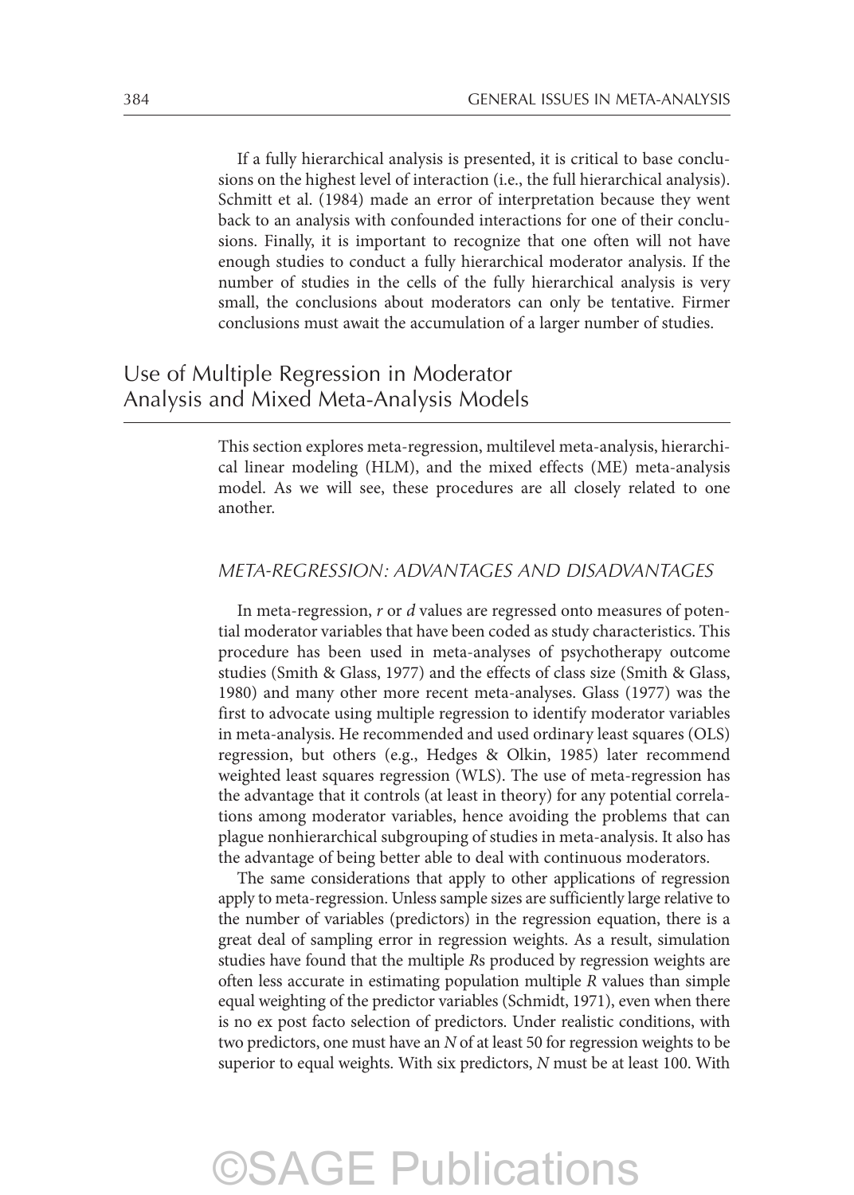If a fully hierarchical analysis is presented, it is critical to base conclusions on the highest level of interaction (i.e., the full hierarchical analysis). Schmitt et al. (1984) made an error of interpretation because they went back to an analysis with confounded interactions for one of their conclusions. Finally, it is important to recognize that one often will not have enough studies to conduct a fully hierarchical moderator analysis. If the number of studies in the cells of the fully hierarchical analysis is very small, the conclusions about moderators can only be tentative. Firmer conclusions must await the accumulation of a larger number of studies.

## Use of Multiple Regression in Moderator Analysis and Mixed Meta-Analysis Models

This section explores meta-regression, multilevel meta-analysis, hierarchical linear modeling (HLM), and the mixed effects (ME) meta-analysis model. As we will see, these procedures are all closely related to one another.

### *META-REGRESSION: ADVANTAGES AND DISADVANTAGES*

In meta-regression, *r* or *d* values are regressed onto measures of potential moderator variables that have been coded as study characteristics. This procedure has been used in meta-analyses of psychotherapy outcome studies (Smith & Glass, 1977) and the effects of class size (Smith & Glass, 1980) and many other more recent meta-analyses. Glass (1977) was the first to advocate using multiple regression to identify moderator variables in meta-analysis. He recommended and used ordinary least squares (OLS) regression, but others (e.g., Hedges & Olkin, 1985) later recommend weighted least squares regression (WLS). The use of meta-regression has the advantage that it controls (at least in theory) for any potential correlations among moderator variables, hence avoiding the problems that can plague nonhierarchical subgrouping of studies in meta-analysis. It also has the advantage of being better able to deal with continuous moderators.

The same considerations that apply to other applications of regression apply to meta-regression. Unless sample sizes are sufficiently large relative to the number of variables (predictors) in the regression equation, there is a great deal of sampling error in regression weights. As a result, simulation studies have found that the multiple *R*s produced by regression weights are often less accurate in estimating population multiple *R* values than simple equal weighting of the predictor variables (Schmidt, 1971), even when there is no ex post facto selection of predictors. Under realistic conditions, with two predictors, one must have an *N* of at least 50 for regression weights to be superior to equal weights. With six predictors, *N* must be at least 100. With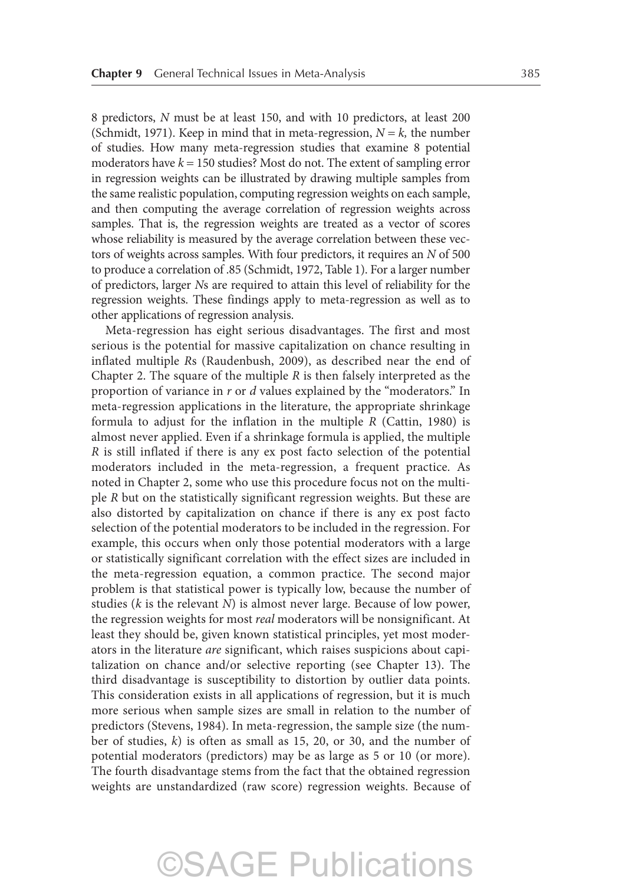8 predictors, $N$ must be at least 150, and with 10 predictors, at least 200 (Schmidt, 1971). Keep in mind that in meta-regression, $N = k$, the number of studies. How many meta-regression studies that examine 8 potential moderators have $k = 150$ studies? Most do not. The extent of sampling error in regression weights can be illustrated by drawing multiple samples from the same realistic population, computing regression weights on each sample, and then computing the average correlation of regression weights across samples. That is, the regression weights are treated as a vector of scores whose reliability is measured by the average correlation between these vectors of weights across samples. With four predictors, it requires an $N$ of 500 to produce a correlation of .85 (Schmidt, 1972, Table 1). For a larger number of predictors, larger $N$s are required to attain this level of reliability for the regression weights. These findings apply to meta-regression as well as to other applications of regression analysis.

Meta-regression has eight serious disadvantages. The first and most serious is the potential for massive capitalization on chance resulting in inflated multiple $R$s (Raudenbush, 2009), as described near the end of Chapter 2. The square of the multiple $R$ is then falsely interpreted as the proportion of variance in $r$ or $d$ values explained by the "moderators." In meta-regression applications in the literature, the appropriate shrinkage formula to adjust for the inflation in the multiple $R$ (Cattin, 1980) is almost never applied. Even if a shrinkage formula is applied, the multiple $R$ is still inflated if there is any ex post facto selection of the potential moderators included in the meta-regression, a frequent practice. As noted in Chapter 2, some who use this procedure focus not on the multiple $R$ but on the statistically significant regression weights. But these are also distorted by capitalization on chance if there is any ex post facto selection of the potential moderators to be included in the regression. For example, this occurs when only those potential moderators with a large or statistically significant correlation with the effect sizes are included in the meta-regression equation, a common practice. The second major problem is that statistical power is typically low, because the number of studies ($k$ is the relevant $N$) is almost never large. Because of low power, the regression weights for most *real* moderators will be nonsignificant. At least they should be, given known statistical principles, yet most moderators in the literature *are* significant, which raises suspicions about capitalization on chance and/or selective reporting (see Chapter 13). The third disadvantage is susceptibility to distortion by outlier data points. This consideration exists in all applications of regression, but it is much more serious when sample sizes are small in relation to the number of predictors (Stevens, 1984). In meta-regression, the sample size (the number of studies, $k$) is often as small as 15, 20, or 30, and the number of potential moderators (predictors) may be as large as 5 or 10 (or more). The fourth disadvantage stems from the fact that the obtained regression weights are unstandardized (raw score) regression weights. Because of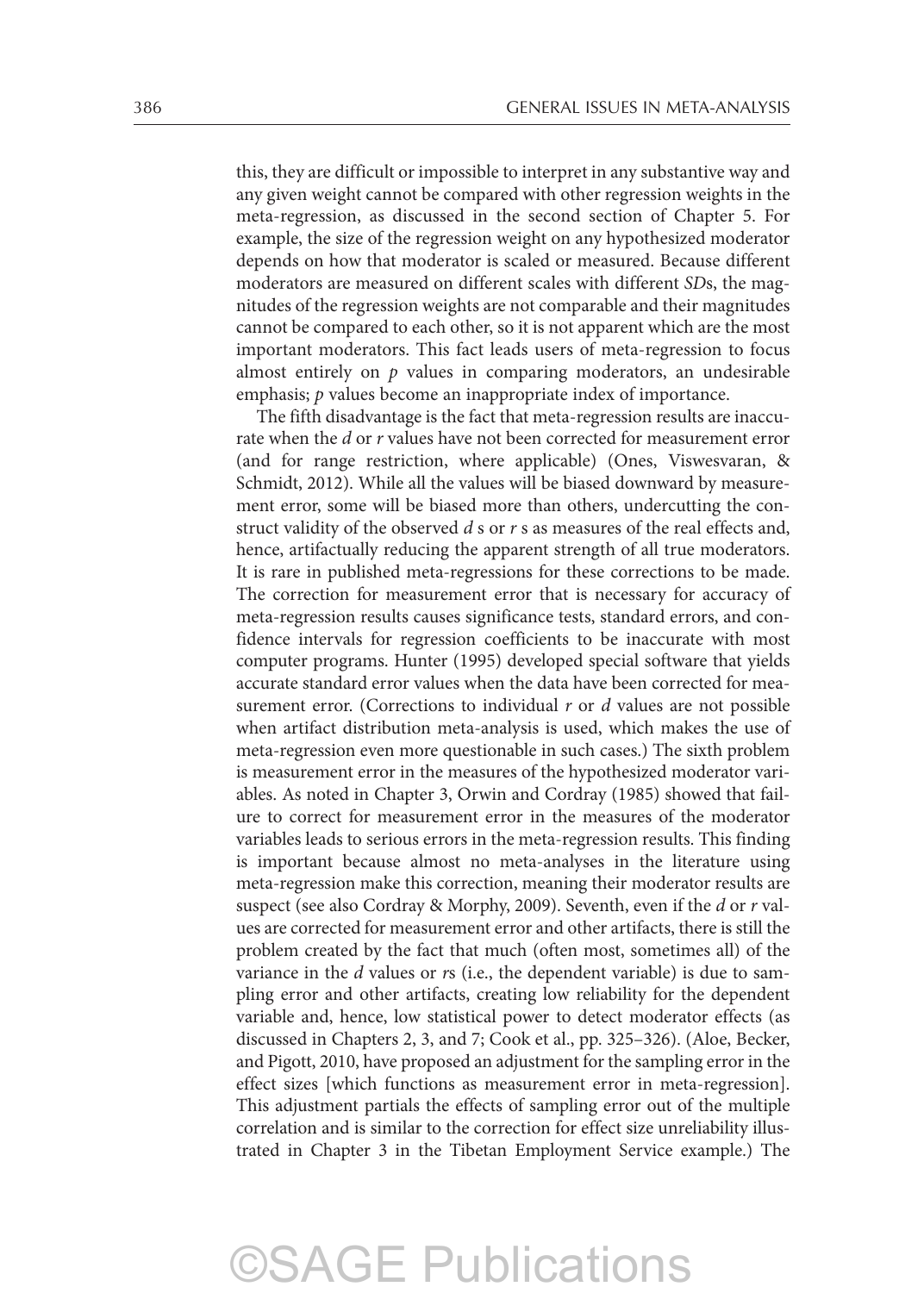this, they are difficult or impossible to interpret in any substantive way and any given weight cannot be compared with other regression weights in the meta-regression, as discussed in the second section of Chapter 5. For example, the size of the regression weight on any hypothesized moderator depends on how that moderator is scaled or measured. Because different moderators are measured on different scales with different *SD*s, the magnitudes of the regression weights are not comparable and their magnitudes cannot be compared to each other, so it is not apparent which are the most important moderators. This fact leads users of meta-regression to focus almost entirely on *p* values in comparing moderators, an undesirable emphasis; *p* values become an inappropriate index of importance.

The fifth disadvantage is the fact that meta-regression results are inaccurate when the *d* or *r* values have not been corrected for measurement error (and for range restriction, where applicable) (Ones, Viswesvaran, & Schmidt, 2012). While all the values will be biased downward by measurement error, some will be biased more than others, undercutting the construct validity of the observed *d* s or *r* s as measures of the real effects and, hence, artifactually reducing the apparent strength of all true moderators. It is rare in published meta-regressions for these corrections to be made. The correction for measurement error that is necessary for accuracy of meta-regression results causes significance tests, standard errors, and confidence intervals for regression coefficients to be inaccurate with most computer programs. Hunter (1995) developed special software that yields accurate standard error values when the data have been corrected for measurement error. (Corrections to individual *r* or *d* values are not possible when artifact distribution meta-analysis is used, which makes the use of meta-regression even more questionable in such cases.) The sixth problem is measurement error in the measures of the hypothesized moderator variables. As noted in Chapter 3, Orwin and Cordray (1985) showed that failure to correct for measurement error in the measures of the moderator variables leads to serious errors in the meta-regression results. This finding is important because almost no meta-analyses in the literature using meta-regression make this correction, meaning their moderator results are suspect (see also Cordray & Morphy, 2009). Seventh, even if the *d* or *r* values are corrected for measurement error and other artifacts, there is still the problem created by the fact that much (often most, sometimes all) of the variance in the *d* values or *r*s (i.e., the dependent variable) is due to sampling error and other artifacts, creating low reliability for the dependent variable and, hence, low statistical power to detect moderator effects (as discussed in Chapters 2, 3, and 7; Cook et al., pp. 325–326). (Aloe, Becker, and Pigott, 2010, have proposed an adjustment for the sampling error in the effect sizes [which functions as measurement error in meta-regression]. This adjustment partials the effects of sampling error out of the multiple correlation and is similar to the correction for effect size unreliability illustrated in Chapter 3 in the Tibetan Employment Service example.) The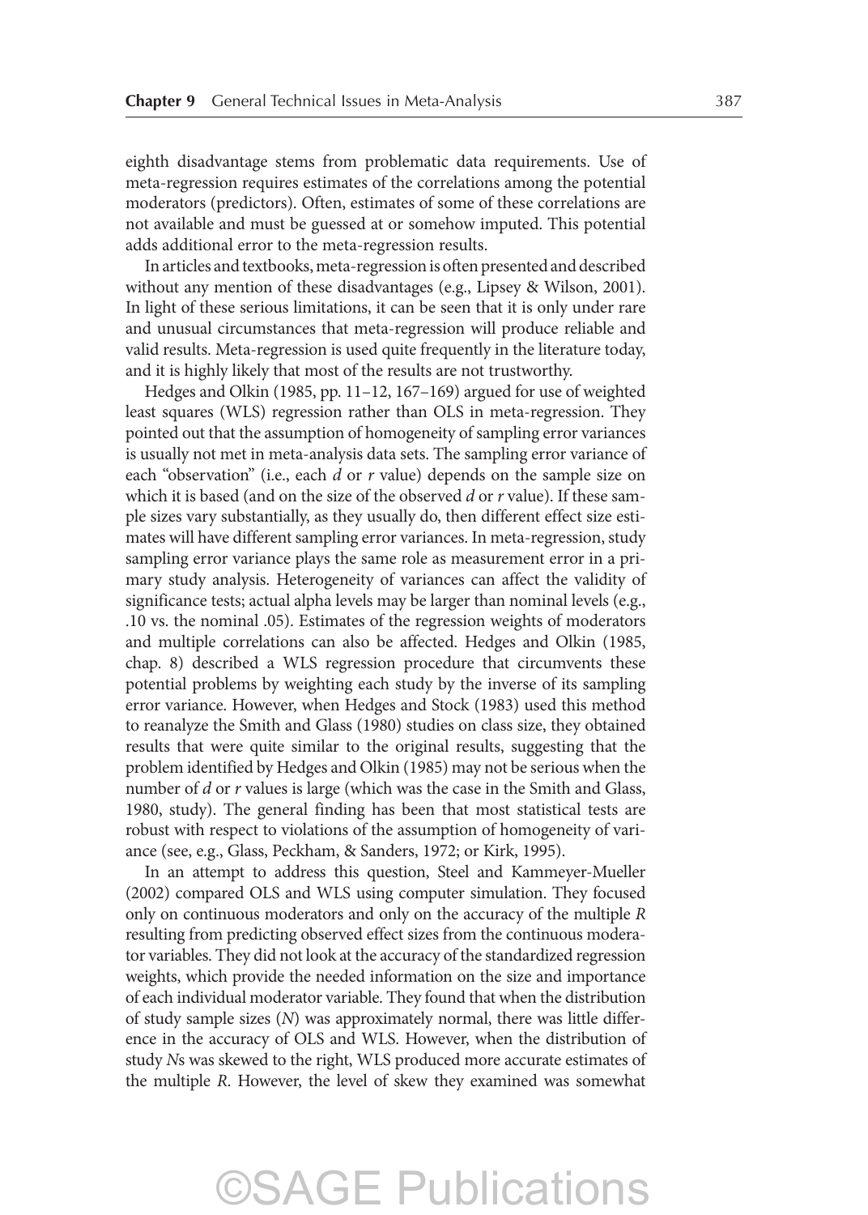eighth disadvantage stems from problematic data requirements. Use of meta-regression requires estimates of the correlations among the potential moderators (predictors). Often, estimates of some of these correlations are not available and must be guessed at or somehow imputed. This potential adds additional error to the meta-regression results.

In articles and textbooks, meta-regression is often presented and described without any mention of these disadvantages (e.g., Lipsey & Wilson, 2001). In light of these serious limitations, it can be seen that it is only under rare and unusual circumstances that meta-regression will produce reliable and valid results. Meta-regression is used quite frequently in the literature today, and it is highly likely that most of the results are not trustworthy.

Hedges and Olkin (1985, pp. 11–12, 167–169) argued for use of weighted least squares (WLS) regression rather than OLS in meta-regression. They pointed out that the assumption of homogeneity of sampling error variances is usually not met in meta-analysis data sets. The sampling error variance of each "observation" (i.e., each *d* or *r* value) depends on the sample size on which it is based (and on the size of the observed *d* or *r* value). If these sample sizes vary substantially, as they usually do, then different effect size estimates will have different sampling error variances. In meta-regression, study sampling error variance plays the same role as measurement error in a primary study analysis. Heterogeneity of variances can affect the validity of significance tests; actual alpha levels may be larger than nominal levels (e.g., .10 vs. the nominal .05). Estimates of the regression weights of moderators and multiple correlations can also be affected. Hedges and Olkin (1985, chap. 8) described a WLS regression procedure that circumvents these potential problems by weighting each study by the inverse of its sampling error variance. However, when Hedges and Stock (1983) used this method to reanalyze the Smith and Glass (1980) studies on class size, they obtained results that were quite similar to the original results, suggesting that the problem identified by Hedges and Olkin (1985) may not be serious when the number of *d* or *r* values is large (which was the case in the Smith and Glass, 1980, study). The general finding has been that most statistical tests are robust with respect to violations of the assumption of homogeneity of variance (see, e.g., Glass, Peckham, & Sanders, 1972; or Kirk, 1995).

In an attempt to address this question, Steel and Kammeyer-Mueller (2002) compared OLS and WLS using computer simulation. They focused only on continuous moderators and only on the accuracy of the multiple *R* resulting from predicting observed effect sizes from the continuous moderator variables. They did not look at the accuracy of the standardized regression weights, which provide the needed information on the size and importance of each individual moderator variable. They found that when the distribution of study sample sizes (*N*) was approximately normal, there was little difference in the accuracy of OLS and WLS. However, when the distribution of study *N*s was skewed to the right, WLS produced more accurate estimates of the multiple *R*. However, the level of skew they examined was somewhat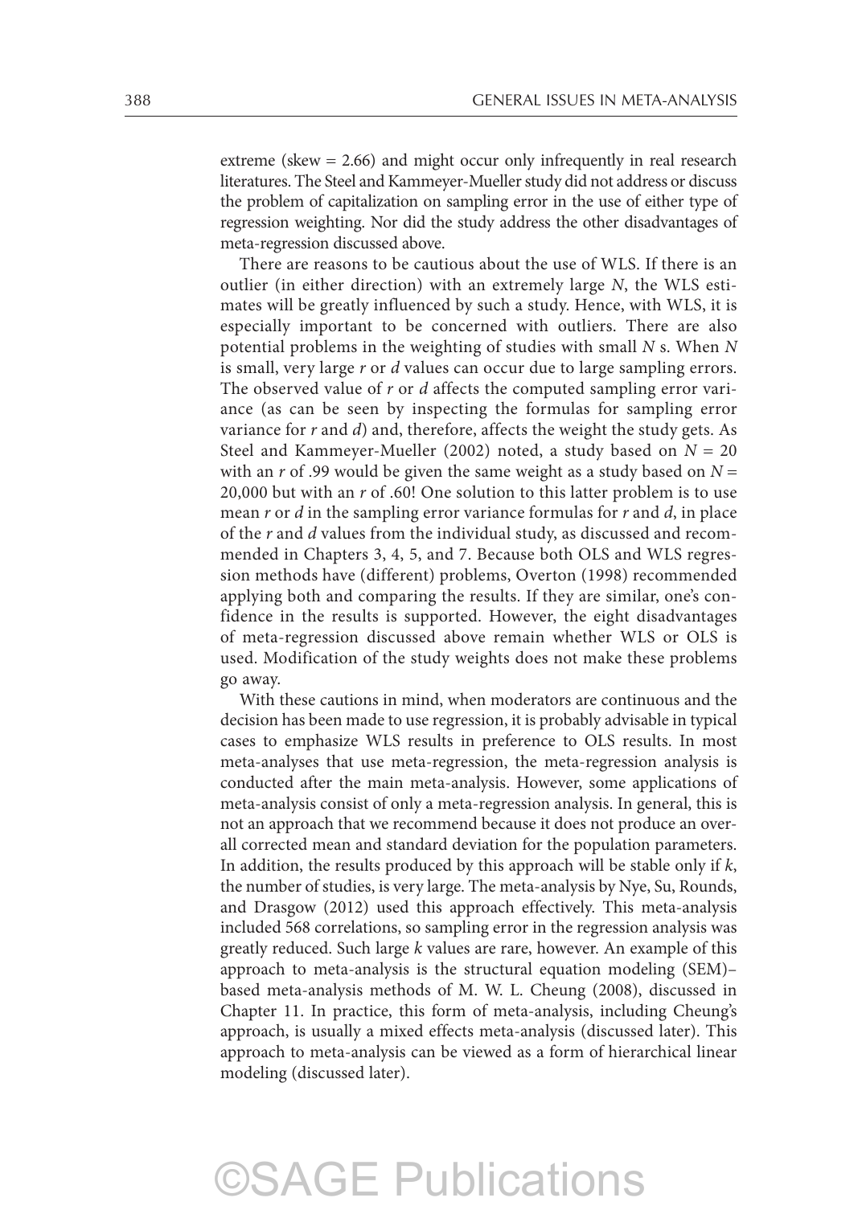extreme (skew = 2.66) and might occur only infrequently in real research literatures. The Steel and Kammeyer-Mueller study did not address or discuss the problem of capitalization on sampling error in the use of either type of regression weighting. Nor did the study address the other disadvantages of meta-regression discussed above.

There are reasons to be cautious about the use of WLS. If there is an outlier (in either direction) with an extremely large $N$, the WLS estimates will be greatly influenced by such a study. Hence, with WLS, it is especially important to be concerned with outliers. There are also potential problems in the weighting of studies with small $N$ s. When $N$ is small, very large $r$ or $d$ values can occur due to large sampling errors. The observed value of $r$ or $d$ affects the computed sampling error variance (as can be seen by inspecting the formulas for sampling error variance for $r$ and $d$) and, therefore, affects the weight the study gets. As Steel and Kammeyer-Mueller (2002) noted, a study based on $N = 20$ with an $r$ of .99 would be given the same weight as a study based on $N = 20{,}000$ but with an $r$ of .60! One solution to this latter problem is to use mean $r$ or $d$ in the sampling error variance formulas for $r$ and $d$, in place of the $r$ and $d$ values from the individual study, as discussed and recommended in Chapters 3, 4, 5, and 7. Because both OLS and WLS regression methods have (different) problems, Overton (1998) recommended applying both and comparing the results. If they are similar, one's confidence in the results is supported. However, the eight disadvantages of meta-regression discussed above remain whether WLS or OLS is used. Modification of the study weights does not make these problems go away.

With these cautions in mind, when moderators are continuous and the decision has been made to use regression, it is probably advisable in typical cases to emphasize WLS results in preference to OLS results. In most meta-analyses that use meta-regression, the meta-regression analysis is conducted after the main meta-analysis. However, some applications of meta-analysis consist of only a meta-regression analysis. In general, this is not an approach that we recommend because it does not produce an overall corrected mean and standard deviation for the population parameters. In addition, the results produced by this approach will be stable only if $k$, the number of studies, is very large. The meta-analysis by Nye, Su, Rounds, and Drasgow (2012) used this approach effectively. This meta-analysis included 568 correlations, so sampling error in the regression analysis was greatly reduced. Such large $k$ values are rare, however. An example of this approach to meta-analysis is the structural equation modeling (SEM)–based meta-analysis methods of M. W. L. Cheung (2008), discussed in Chapter 11. In practice, this form of meta-analysis, including Cheung's approach, is usually a mixed effects meta-analysis (discussed later). This approach to meta-analysis can be viewed as a form of hierarchical linear modeling (discussed later).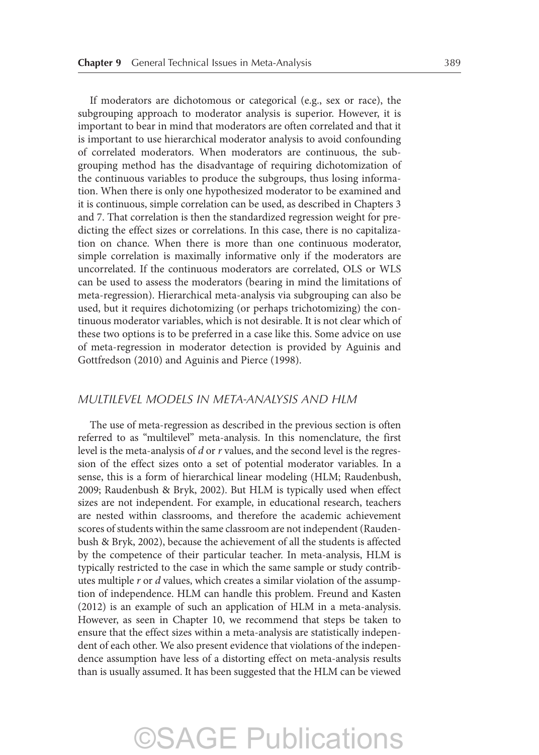If moderators are dichotomous or categorical (e.g., sex or race), the subgrouping approach to moderator analysis is superior. However, it is important to bear in mind that moderators are often correlated and that it is important to use hierarchical moderator analysis to avoid confounding of correlated moderators. When moderators are continuous, the subgrouping method has the disadvantage of requiring dichotomization of the continuous variables to produce the subgroups, thus losing information. When there is only one hypothesized moderator to be examined and it is continuous, simple correlation can be used, as described in Chapters 3 and 7. That correlation is then the standardized regression weight for predicting the effect sizes or correlations. In this case, there is no capitalization on chance. When there is more than one continuous moderator, simple correlation is maximally informative only if the moderators are uncorrelated. If the continuous moderators are correlated, OLS or WLS can be used to assess the moderators (bearing in mind the limitations of meta-regression). Hierarchical meta-analysis via subgrouping can also be used, but it requires dichotomizing (or perhaps trichotomizing) the continuous moderator variables, which is not desirable. It is not clear which of these two options is to be preferred in a case like this. Some advice on use of meta-regression in moderator detection is provided by Aguinis and Gottfredson (2010) and Aguinis and Pierce (1998).

## *MULTILEVEL MODELS IN META-ANALYSIS AND HLM*

The use of meta-regression as described in the previous section is often referred to as "multilevel" meta-analysis. In this nomenclature, the first level is the meta-analysis of *d* or *r* values, and the second level is the regression of the effect sizes onto a set of potential moderator variables. In a sense, this is a form of hierarchical linear modeling (HLM; Raudenbush, 2009; Raudenbush & Bryk, 2002). But HLM is typically used when effect sizes are not independent. For example, in educational research, teachers are nested within classrooms, and therefore the academic achievement scores of students within the same classroom are not independent (Raudenbush & Bryk, 2002), because the achievement of all the students is affected by the competence of their particular teacher. In meta-analysis, HLM is typically restricted to the case in which the same sample or study contributes multiple *r* or *d* values, which creates a similar violation of the assumption of independence. HLM can handle this problem. Freund and Kasten (2012) is an example of such an application of HLM in a meta-analysis. However, as seen in Chapter 10, we recommend that steps be taken to ensure that the effect sizes within a meta-analysis are statistically independent of each other. We also present evidence that violations of the independence assumption have less of a distorting effect on meta-analysis results than is usually assumed. It has been suggested that the HLM can be viewed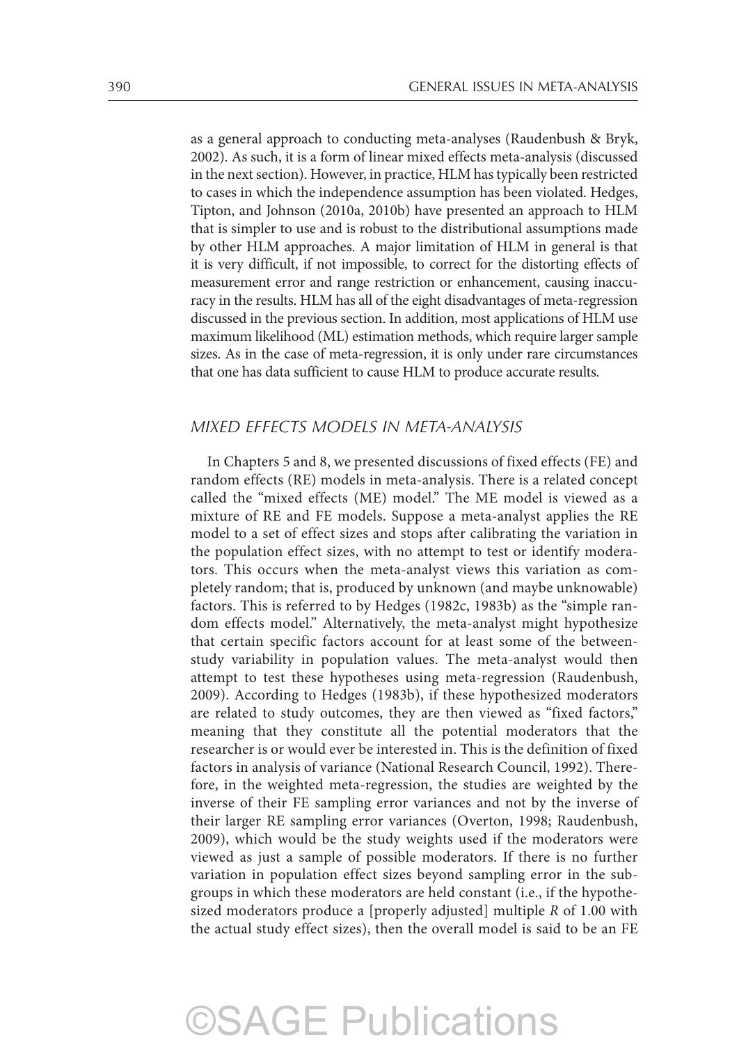as a general approach to conducting meta-analyses (Raudenbush & Bryk, 2002). As such, it is a form of linear mixed effects meta-analysis (discussed in the next section). However, in practice, HLM has typically been restricted to cases in which the independence assumption has been violated. Hedges, Tipton, and Johnson (2010a, 2010b) have presented an approach to HLM that is simpler to use and is robust to the distributional assumptions made by other HLM approaches. A major limitation of HLM in general is that it is very difficult, if not impossible, to correct for the distorting effects of measurement error and range restriction or enhancement, causing inaccuracy in the results. HLM has all of the eight disadvantages of meta-regression discussed in the previous section. In addition, most applications of HLM use maximum likelihood (ML) estimation methods, which require larger sample sizes. As in the case of meta-regression, it is only under rare circumstances that one has data sufficient to cause HLM to produce accurate results.

## MIXED EFFECTS MODELS IN META-ANALYSIS

In Chapters 5 and 8, we presented discussions of fixed effects (FE) and random effects (RE) models in meta-analysis. There is a related concept called the "mixed effects (ME) model." The ME model is viewed as a mixture of RE and FE models. Suppose a meta-analyst applies the RE model to a set of effect sizes and stops after calibrating the variation in the population effect sizes, with no attempt to test or identify moderators. This occurs when the meta-analyst views this variation as completely random; that is, produced by unknown (and maybe unknowable) factors. This is referred to by Hedges (1982c, 1983b) as the "simple random effects model." Alternatively, the meta-analyst might hypothesize that certain specific factors account for at least some of the between-study variability in population values. The meta-analyst would then attempt to test these hypotheses using meta-regression (Raudenbush, 2009). According to Hedges (1983b), if these hypothesized moderators are related to study outcomes, they are then viewed as "fixed factors," meaning that they constitute all the potential moderators that the researcher is or would ever be interested in. This is the definition of fixed factors in analysis of variance (National Research Council, 1992). Therefore, in the weighted meta-regression, the studies are weighted by the inverse of their FE sampling error variances and not by the inverse of their larger RE sampling error variances (Overton, 1998; Raudenbush, 2009), which would be the study weights used if the moderators were viewed as just a sample of possible moderators. If there is no further variation in population effect sizes beyond sampling error in the subgroups in which these moderators are held constant (i.e., if the hypothesized moderators produce a [properly adjusted] multiple *R* of 1.00 with the actual study effect sizes), then the overall model is said to be an FE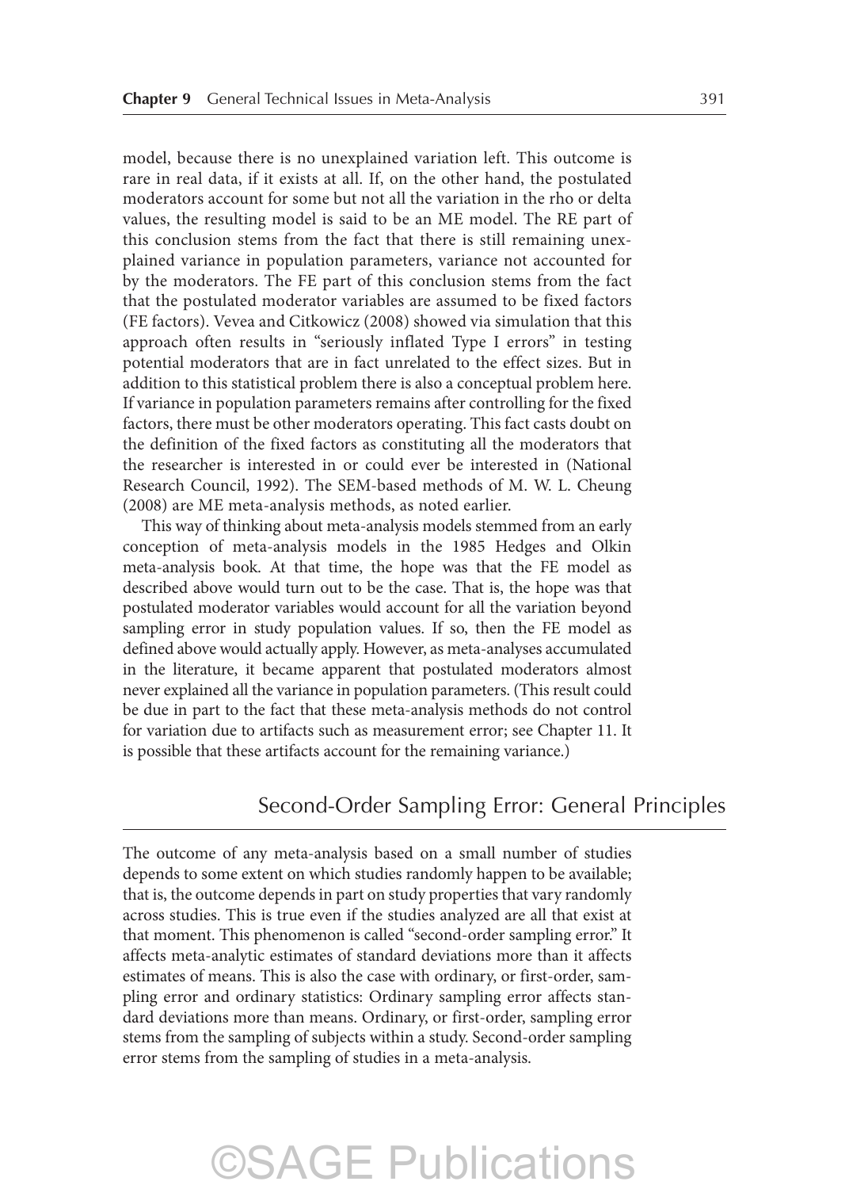model, because there is no unexplained variation left. This outcome is rare in real data, if it exists at all. If, on the other hand, the postulated moderators account for some but not all the variation in the rho or delta values, the resulting model is said to be an ME model. The RE part of this conclusion stems from the fact that there is still remaining unexplained variance in population parameters, variance not accounted for by the moderators. The FE part of this conclusion stems from the fact that the postulated moderator variables are assumed to be fixed factors (FE factors). Vevea and Citkowicz (2008) showed via simulation that this approach often results in "seriously inflated Type I errors" in testing potential moderators that are in fact unrelated to the effect sizes. But in addition to this statistical problem there is also a conceptual problem here. If variance in population parameters remains after controlling for the fixed factors, there must be other moderators operating. This fact casts doubt on the definition of the fixed factors as constituting all the moderators that the researcher is interested in or could ever be interested in (National Research Council, 1992). The SEM-based methods of M. W. L. Cheung (2008) are ME meta-analysis methods, as noted earlier.

This way of thinking about meta-analysis models stemmed from an early conception of meta-analysis models in the 1985 Hedges and Olkin meta-analysis book. At that time, the hope was that the FE model as described above would turn out to be the case. That is, the hope was that postulated moderator variables would account for all the variation beyond sampling error in study population values. If so, then the FE model as defined above would actually apply. However, as meta-analyses accumulated in the literature, it became apparent that postulated moderators almost never explained all the variance in population parameters. (This result could be due in part to the fact that these meta-analysis methods do not control for variation due to artifacts such as measurement error; see Chapter 11. It is possible that these artifacts account for the remaining variance.)

## Second-Order Sampling Error: General Principles

The outcome of any meta-analysis based on a small number of studies depends to some extent on which studies randomly happen to be available; that is, the outcome depends in part on study properties that vary randomly across studies. This is true even if the studies analyzed are all that exist at that moment. This phenomenon is called "second-order sampling error." It affects meta-analytic estimates of standard deviations more than it affects estimates of means. This is also the case with ordinary, or first-order, sampling error and ordinary statistics: Ordinary sampling error affects standard deviations more than means. Ordinary, or first-order, sampling error stems from the sampling of subjects within a study. Second-order sampling error stems from the sampling of studies in a meta-analysis.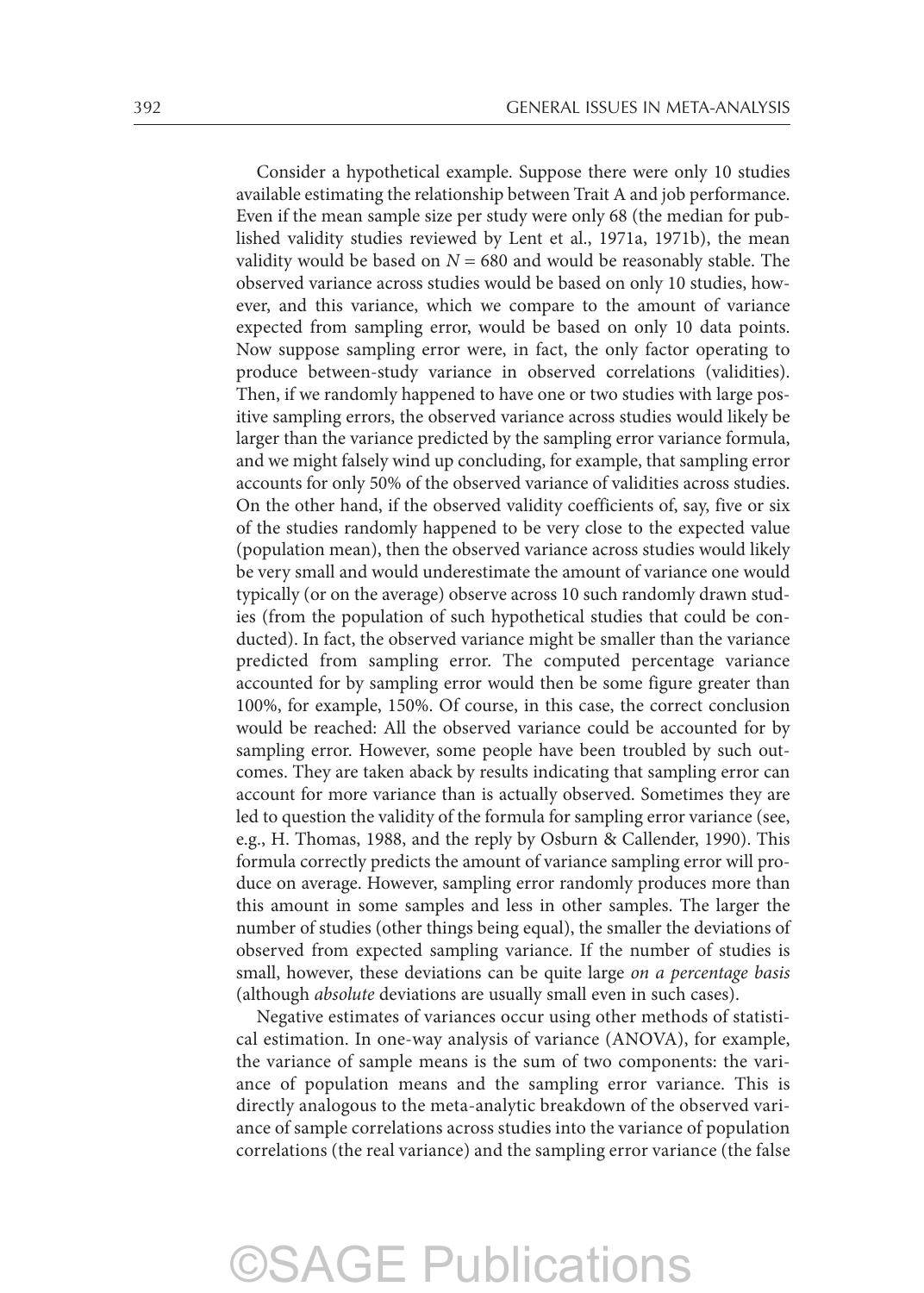Consider a hypothetical example. Suppose there were only 10 studies available estimating the relationship between Trait A and job performance. Even if the mean sample size per study were only 68 (the median for published validity studies reviewed by Lent et al., 1971a, 1971b), the mean validity would be based on $N = 680$ and would be reasonably stable. The observed variance across studies would be based on only 10 studies, however, and this variance, which we compare to the amount of variance expected from sampling error, would be based on only 10 data points. Now suppose sampling error were, in fact, the only factor operating to produce between-study variance in observed correlations (validities). Then, if we randomly happened to have one or two studies with large positive sampling errors, the observed variance across studies would likely be larger than the variance predicted by the sampling error variance formula, and we might falsely wind up concluding, for example, that sampling error accounts for only 50% of the observed variance of validities across studies. On the other hand, if the observed validity coefficients of, say, five or six of the studies randomly happened to be very close to the expected value (population mean), then the observed variance across studies would likely be very small and would underestimate the amount of variance one would typically (or on the average) observe across 10 such randomly drawn studies (from the population of such hypothetical studies that could be conducted). In fact, the observed variance might be smaller than the variance predicted from sampling error. The computed percentage variance accounted for by sampling error would then be some figure greater than 100%, for example, 150%. Of course, in this case, the correct conclusion would be reached: All the observed variance could be accounted for by sampling error. However, some people have been troubled by such outcomes. They are taken aback by results indicating that sampling error can account for more variance than is actually observed. Sometimes they are led to question the validity of the formula for sampling error variance (see, e.g., H. Thomas, 1988, and the reply by Osburn & Callender, 1990). This formula correctly predicts the amount of variance sampling error will produce on average. However, sampling error randomly produces more than this amount in some samples and less in other samples. The larger the number of studies (other things being equal), the smaller the deviations of observed from expected sampling variance. If the number of studies is small, however, these deviations can be quite large *on a percentage basis* (although *absolute* deviations are usually small even in such cases).

Negative estimates of variances occur using other methods of statistical estimation. In one-way analysis of variance (ANOVA), for example, the variance of sample means is the sum of two components: the variance of population means and the sampling error variance. This is directly analogous to the meta-analytic breakdown of the observed variance of sample correlations across studies into the variance of population correlations (the real variance) and the sampling error variance (the false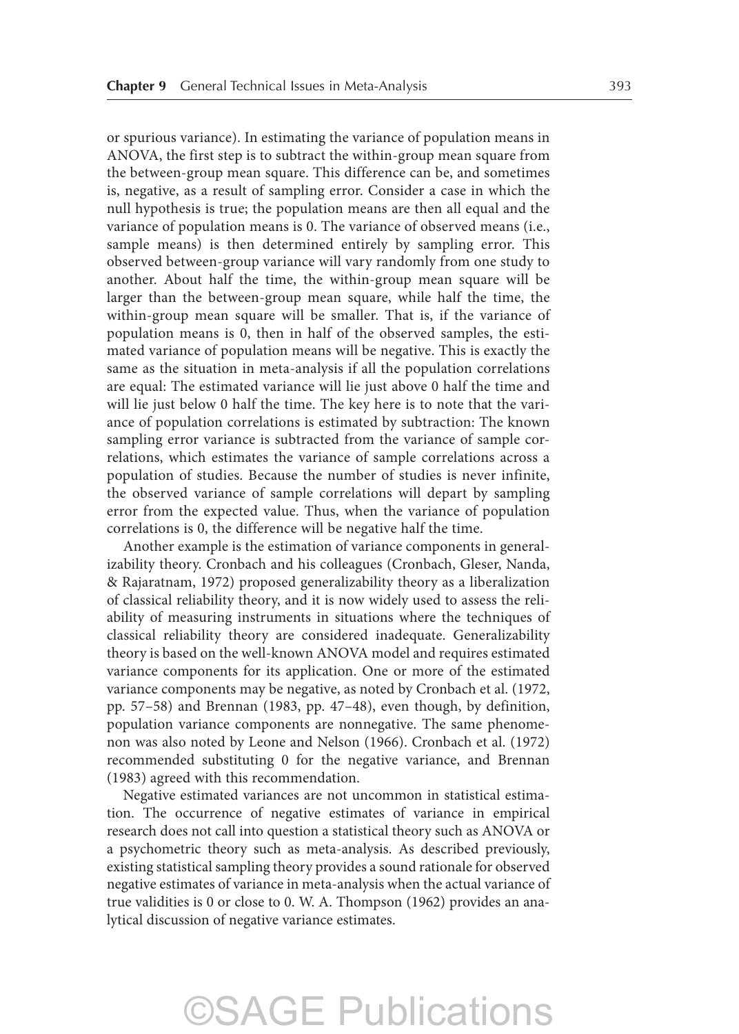or spurious variance). In estimating the variance of population means in ANOVA, the first step is to subtract the within-group mean square from the between-group mean square. This difference can be, and sometimes is, negative, as a result of sampling error. Consider a case in which the null hypothesis is true; the population means are then all equal and the variance of population means is 0. The variance of observed means (i.e., sample means) is then determined entirely by sampling error. This observed between-group variance will vary randomly from one study to another. About half the time, the within-group mean square will be larger than the between-group mean square, while half the time, the within-group mean square will be smaller. That is, if the variance of population means is 0, then in half of the observed samples, the estimated variance of population means will be negative. This is exactly the same as the situation in meta-analysis if all the population correlations are equal: The estimated variance will lie just above 0 half the time and will lie just below 0 half the time. The key here is to note that the variance of population correlations is estimated by subtraction: The known sampling error variance is subtracted from the variance of sample correlations, which estimates the variance of sample correlations across a population of studies. Because the number of studies is never infinite, the observed variance of sample correlations will depart by sampling error from the expected value. Thus, when the variance of population correlations is 0, the difference will be negative half the time.

Another example is the estimation of variance components in generalizability theory. Cronbach and his colleagues (Cronbach, Gleser, Nanda, & Rajaratnam, 1972) proposed generalizability theory as a liberalization of classical reliability theory, and it is now widely used to assess the reliability of measuring instruments in situations where the techniques of classical reliability theory are considered inadequate. Generalizability theory is based on the well-known ANOVA model and requires estimated variance components for its application. One or more of the estimated variance components may be negative, as noted by Cronbach et al. (1972, pp. 57–58) and Brennan (1983, pp. 47–48), even though, by definition, population variance components are nonnegative. The same phenomenon was also noted by Leone and Nelson (1966). Cronbach et al. (1972) recommended substituting 0 for the negative variance, and Brennan (1983) agreed with this recommendation.

Negative estimated variances are not uncommon in statistical estimation. The occurrence of negative estimates of variance in empirical research does not call into question a statistical theory such as ANOVA or a psychometric theory such as meta-analysis. As described previously, existing statistical sampling theory provides a sound rationale for observed negative estimates of variance in meta-analysis when the actual variance of true validities is 0 or close to 0. W. A. Thompson (1962) provides an analytical discussion of negative variance estimates.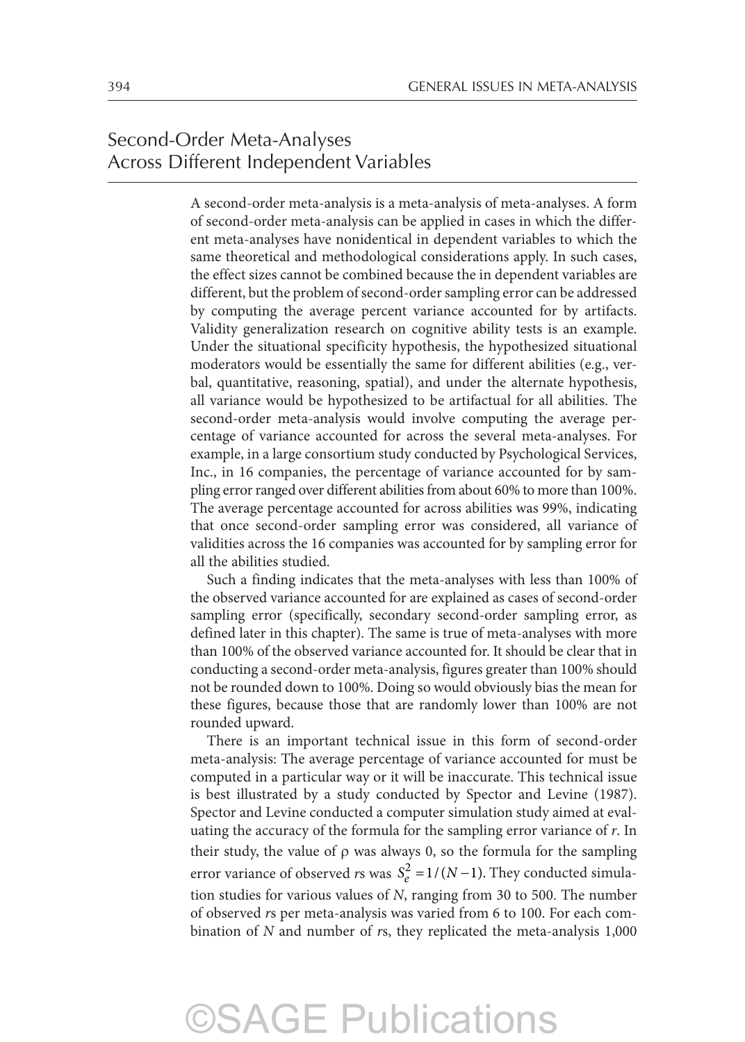## Second-Order Meta-Analyses Across Different Independent Variables

A second-order meta-analysis is a meta-analysis of meta-analyses. A form of second-order meta-analysis can be applied in cases in which the different meta-analyses have nonidentical in dependent variables to which the same theoretical and methodological considerations apply. In such cases, the effect sizes cannot be combined because the in dependent variables are different, but the problem of second-order sampling error can be addressed by computing the average percent variance accounted for by artifacts. Validity generalization research on cognitive ability tests is an example. Under the situational specificity hypothesis, the hypothesized situational moderators would be essentially the same for different abilities (e.g., verbal, quantitative, reasoning, spatial), and under the alternate hypothesis, all variance would be hypothesized to be artifactual for all abilities. The second-order meta-analysis would involve computing the average percentage of variance accounted for across the several meta-analyses. For example, in a large consortium study conducted by Psychological Services, Inc., in 16 companies, the percentage of variance accounted for by sampling error ranged over different abilities from about 60% to more than 100%. The average percentage accounted for across abilities was 99%, indicating that once second-order sampling error was considered, all variance of validities across the 16 companies was accounted for by sampling error for all the abilities studied.

Such a finding indicates that the meta-analyses with less than 100% of the observed variance accounted for are explained as cases of second-order sampling error (specifically, secondary second-order sampling error, as defined later in this chapter). The same is true of meta-analyses with more than 100% of the observed variance accounted for. It should be clear that in conducting a second-order meta-analysis, figures greater than 100% should not be rounded down to 100%. Doing so would obviously bias the mean for these figures, because those that are randomly lower than 100% are not rounded upward.

There is an important technical issue in this form of second-order meta-analysis: The average percentage of variance accounted for must be computed in a particular way or it will be inaccurate. This technical issue is best illustrated by a study conducted by Spector and Levine (1987). Spector and Levine conducted a computer simulation study aimed at evaluating the accuracy of the formula for the sampling error variance of $r$. In their study, the value of $\rho$ was always 0, so the formula for the sampling error variance of observed $r$s was $S_e^2 = 1/(N-1)$. They conducted simulation studies for various values of $N$, ranging from 30 to 500. The number of observed $r$s per meta-analysis was varied from 6 to 100. For each combination of $N$ and number of $r$s, they replicated the meta-analysis 1,000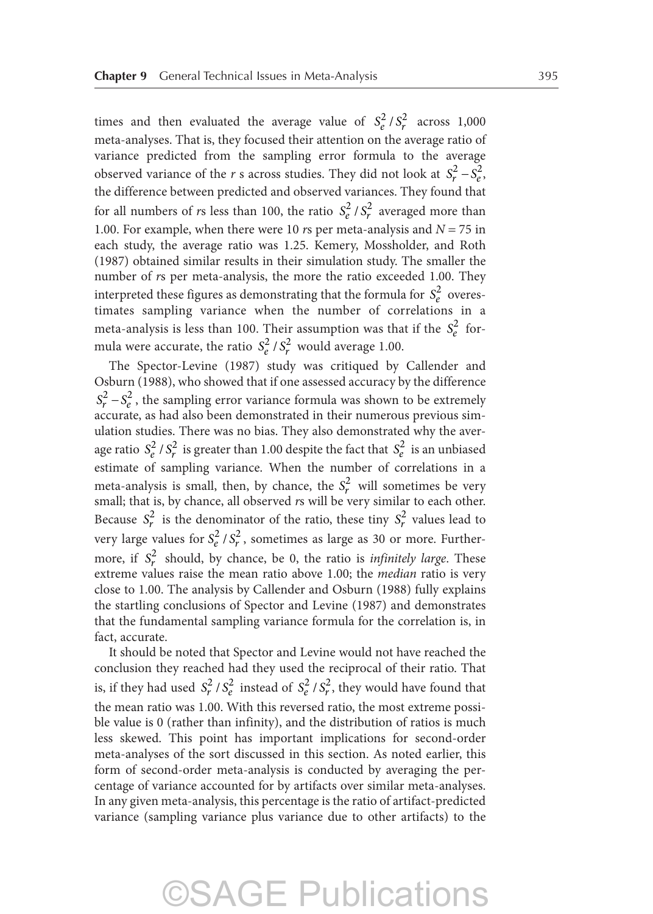times and then evaluated the average value of $S_e^2 / S_r^2$ across 1,000 meta-analyses. That is, they focused their attention on the average ratio of variance predicted from the sampling error formula to the average observed variance of the *r* s across studies. They did not look at $S_r^2 - S_e^2$, the difference between predicted and observed variances. They found that for all numbers of *r*s less than 100, the ratio $S_e^2 / S_r^2$ averaged more than 1.00. For example, when there were 10 *r*s per meta-analysis and $N = 75$ in each study, the average ratio was 1.25. Kemery, Mossholder, and Roth (1987) obtained similar results in their simulation study. The smaller the number of *r*s per meta-analysis, the more the ratio exceeded 1.00. They interpreted these figures as demonstrating that the formula for $S_e^2$ overestimates sampling variance when the number of correlations in a meta-analysis is less than 100. Their assumption was that if the $S_e^2$ formula were accurate, the ratio $S_e^2 / S_r^2$ would average 1.00.

The Spector-Levine (1987) study was critiqued by Callender and Osburn (1988), who showed that if one assessed accuracy by the difference $S_r^2 - S_e^2$, the sampling error variance formula was shown to be extremely accurate, as had also been demonstrated in their numerous previous simulation studies. There was no bias. They also demonstrated why the average ratio $S_e^2 / S_r^2$ is greater than 1.00 despite the fact that $S_e^2$ is an unbiased estimate of sampling variance. When the number of correlations in a meta-analysis is small, then, by chance, the $S_r^2$ will sometimes be very small; that is, by chance, all observed *r*s will be very similar to each other. Because $S_r^2$ is the denominator of the ratio, these tiny $S_r^2$ values lead to very large values for $S_e^2 / S_r^2$, sometimes as large as 30 or more. Furthermore, if $S_r^2$ should, by chance, be 0, the ratio is *infinitely large*. These extreme values raise the mean ratio above 1.00; the *median* ratio is very close to 1.00. The analysis by Callender and Osburn (1988) fully explains the startling conclusions of Spector and Levine (1987) and demonstrates that the fundamental sampling variance formula for the correlation is, in fact, accurate.

It should be noted that Spector and Levine would not have reached the conclusion they reached had they used the reciprocal of their ratio. That is, if they had used $S_r^2 / S_e^2$ instead of $S_e^2 / S_r^2$, they would have found that the mean ratio was 1.00. With this reversed ratio, the most extreme possible value is 0 (rather than infinity), and the distribution of ratios is much less skewed. This point has important implications for second-order meta-analyses of the sort discussed in this section. As noted earlier, this form of second-order meta-analysis is conducted by averaging the percentage of variance accounted for by artifacts over similar meta-analyses. In any given meta-analysis, this percentage is the ratio of artifact-predicted variance (sampling variance plus variance due to other artifacts) to the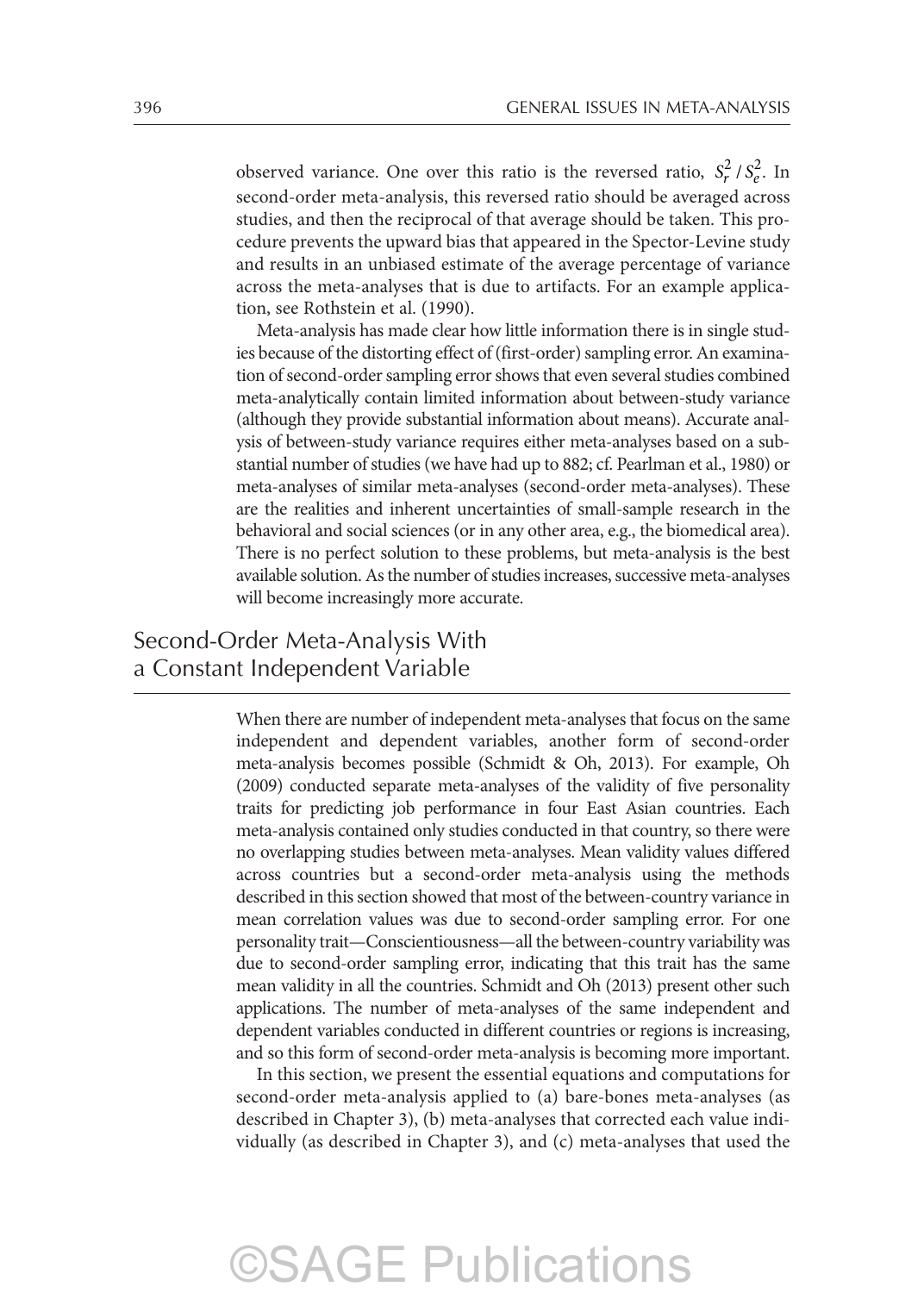observed variance. One over this ratio is the reversed ratio, $S_r^2 / S_e^2$. In second-order meta-analysis, this reversed ratio should be averaged across studies, and then the reciprocal of that average should be taken. This procedure prevents the upward bias that appeared in the Spector-Levine study and results in an unbiased estimate of the average percentage of variance across the meta-analyses that is due to artifacts. For an example application, see Rothstein et al. (1990).

Meta-analysis has made clear how little information there is in single studies because of the distorting effect of (first-order) sampling error. An examination of second-order sampling error shows that even several studies combined meta-analytically contain limited information about between-study variance (although they provide substantial information about means). Accurate analysis of between-study variance requires either meta-analyses based on a substantial number of studies (we have had up to 882; cf. Pearlman et al., 1980) or meta-analyses of similar meta-analyses (second-order meta-analyses). These are the realities and inherent uncertainties of small-sample research in the behavioral and social sciences (or in any other area, e.g., the biomedical area). There is no perfect solution to these problems, but meta-analysis is the best available solution. As the number of studies increases, successive meta-analyses will become increasingly more accurate.

## Second-Order Meta-Analysis With a Constant Independent Variable

When there are number of independent meta-analyses that focus on the same independent and dependent variables, another form of second-order meta-analysis becomes possible (Schmidt & Oh, 2013). For example, Oh (2009) conducted separate meta-analyses of the validity of five personality traits for predicting job performance in four East Asian countries. Each meta-analysis contained only studies conducted in that country, so there were no overlapping studies between meta-analyses. Mean validity values differed across countries but a second-order meta-analysis using the methods described in this section showed that most of the between-country variance in mean correlation values was due to second-order sampling error. For one personality trait—Conscientiousness—all the between-country variability was due to second-order sampling error, indicating that this trait has the same mean validity in all the countries. Schmidt and Oh (2013) present other such applications. The number of meta-analyses of the same independent and dependent variables conducted in different countries or regions is increasing, and so this form of second-order meta-analysis is becoming more important.

In this section, we present the essential equations and computations for second-order meta-analysis applied to (a) bare-bones meta-analyses (as described in Chapter 3), (b) meta-analyses that corrected each value individually (as described in Chapter 3), and (c) meta-analyses that used the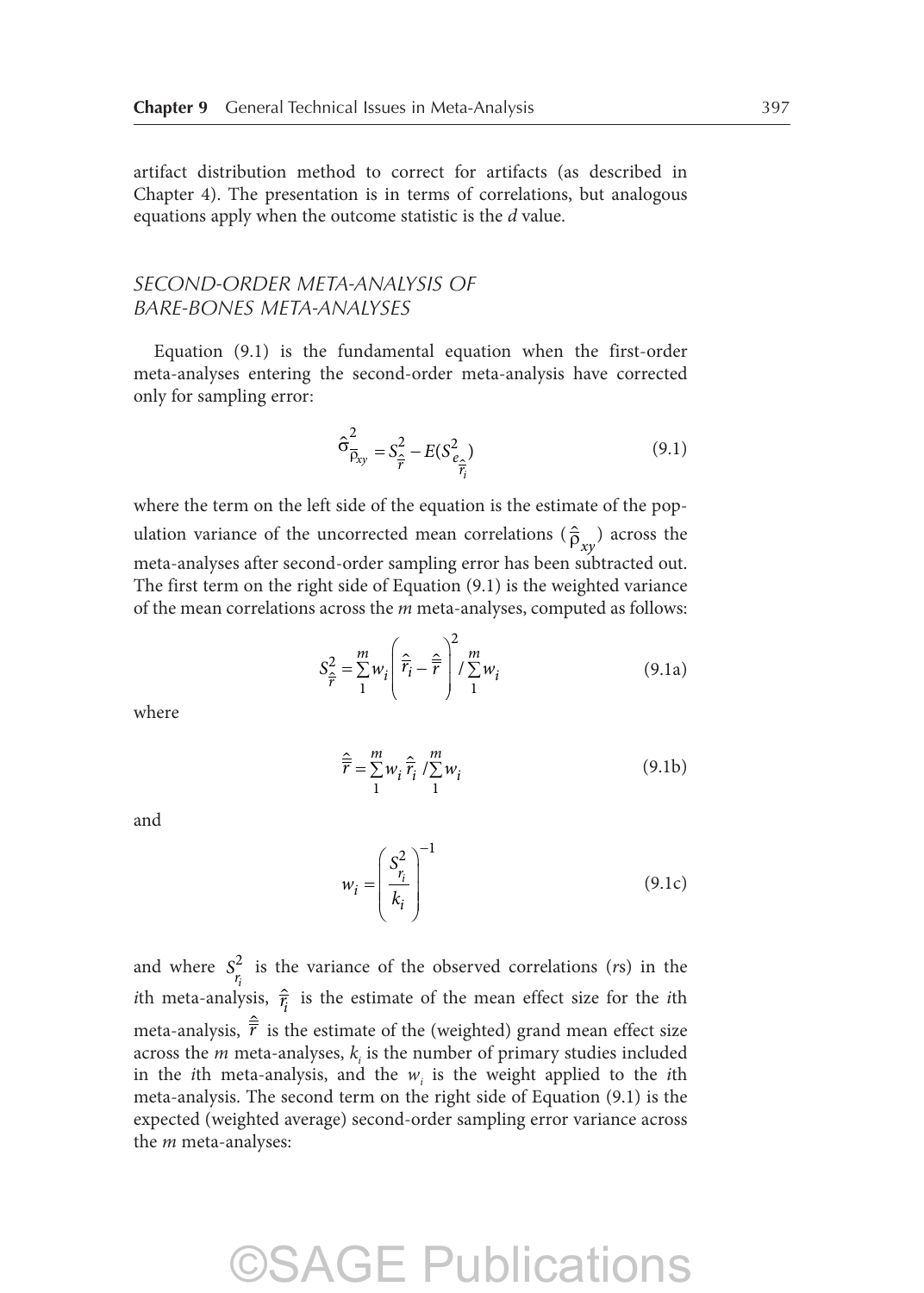artifact distribution method to correct for artifacts (as described in Chapter 4). The presentation is in terms of correlations, but analogous equations apply when the outcome statistic is the *d* value.

## SECOND-ORDER META-ANALYSIS OF BARE-BONES META-ANALYSES

Equation (9.1) is the fundamental equation when the first-order meta-analyses entering the second-order meta-analysis have corrected only for sampling error:

$$\hat{\sigma}^2_{\bar{\rho}_{xy}} = S^2_{\hat{\bar{r}}} - E(S^2_{e_{\hat{\bar{r}}_i}}) \tag{9.1}$$

where the term on the left side of the equation is the estimate of the population variance of the uncorrected mean correlations ($\hat{\bar{\rho}}_{xy}$) across the meta-analyses after second-order sampling error has been subtracted out. The first term on the right side of Equation (9.1) is the weighted variance of the mean correlations across the $m$ meta-analyses, computed as follows:

$$S^2_{\hat{\bar{r}}} = \sum_1^m w_i \left( \hat{\bar{r}}_i - \hat{\bar{\bar{r}}} \right)^2 / \sum_1^m w_i \tag{9.1a}$$

where

$$\hat{\bar{\bar{r}}} = \sum_1^m w_i \, \hat{\bar{r}}_i \, / \sum_1^m w_i \tag{9.1b}$$

and

$$w_i = \left( \frac{S^2_{r_i}}{k_i} \right)^{-1} \tag{9.1c}$$

and where $S^2_{r_i}$ is the variance of the observed correlations (*r*s) in the *i*th meta-analysis, $\hat{\bar{r}}_i$ is the estimate of the mean effect size for the *i*th meta-analysis, $\hat{\bar{\bar{r}}}$ is the estimate of the (weighted) grand mean effect size across the $m$ meta-analyses, $k_i$ is the number of primary studies included in the *i*th meta-analysis, and the $w_i$ is the weight applied to the *i*th meta-analysis. The second term on the right side of Equation (9.1) is the expected (weighted average) second-order sampling error variance across the $m$ meta-analyses: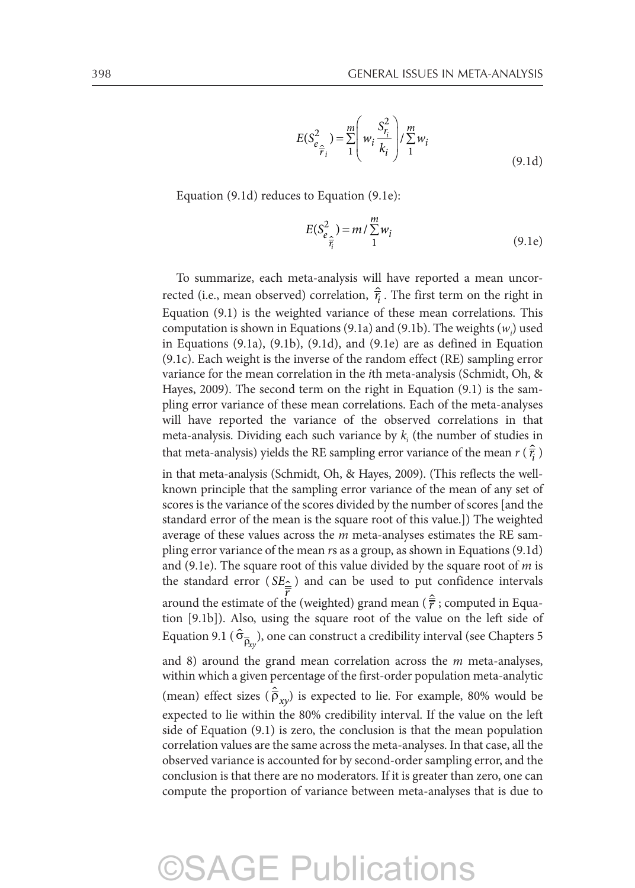$$E(S^2_{e_{\hat{\bar{r}}_i}}) = \sum_1^m \left( w_i \frac{S^2_{r_i}}{k_i} \right) / \sum_1^m w_i \tag{9.1d}$$

Equation (9.1d) reduces to Equation (9.1e):

$$E(S^2_{e_{\hat{\bar{r}}_i}}) = m / \sum_1^m w_i \tag{9.1e}$$

To summarize, each meta-analysis will have reported a mean uncorrected (i.e., mean observed) correlation, $\hat{\bar{r}}_i$. The first term on the right in Equation (9.1) is the weighted variance of these mean correlations. This computation is shown in Equations (9.1a) and (9.1b). The weights ($w_i$) used in Equations (9.1a), (9.1b), (9.1d), and (9.1e) are as defined in Equation (9.1c). Each weight is the inverse of the random effect (RE) sampling error variance for the mean correlation in the $i$th meta-analysis (Schmidt, Oh, & Hayes, 2009). The second term on the right in Equation (9.1) is the sampling error variance of these mean correlations. Each of the meta-analyses will have reported the variance of the observed correlations in that meta-analysis. Dividing each such variance by $k_i$ (the number of studies in that meta-analysis) yields the RE sampling error variance of the mean $r$ ($\hat{\bar{r}}_i$) in that meta-analysis (Schmidt, Oh, & Hayes, 2009). (This reflects the well-known principle that the sampling error variance of the mean of any set of scores is the variance of the scores divided by the number of scores [and the standard error of the mean is the square root of this value.]) The weighted average of these values across the $m$ meta-analyses estimates the RE sampling error variance of the mean $r$s as a group, as shown in Equations (9.1d) and (9.1e). The square root of this value divided by the square root of $m$ is the standard error ($SE_{\hat{\bar{\bar{r}}}}$) and can be used to put confidence intervals around the estimate of the (weighted) grand mean ($\hat{\bar{\bar{r}}}$; computed in Equation [9.1b]). Also, using the square root of the value on the left side of Equation 9.1 ($\hat{\sigma}_{\bar{\rho}_{xy}}$), one can construct a credibility interval (see Chapters 5 and 8) around the grand mean correlation across the $m$ meta-analyses, within which a given percentage of the first-order population meta-analytic (mean) effect sizes ($\hat{\bar{\rho}}_{xy}$) is expected to lie. For example, 80% would be expected to lie within the 80% credibility interval. If the value on the left side of Equation (9.1) is zero, the conclusion is that the mean population correlation values are the same across the meta-analyses. In that case, all the observed variance is accounted for by second-order sampling error, and the conclusion is that there are no moderators. If it is greater than zero, one can compute the proportion of variance between meta-analyses that is due to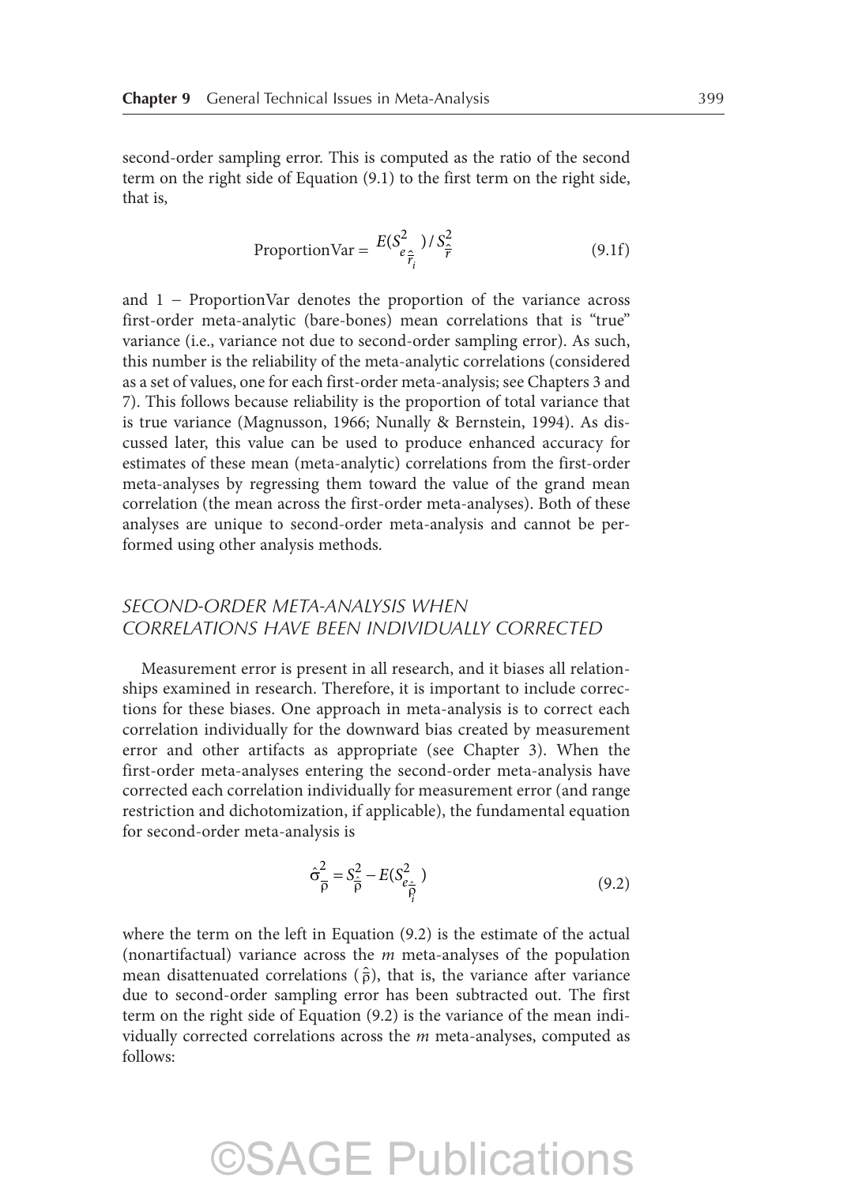second-order sampling error. This is computed as the ratio of the second term on the right side of Equation (9.1) to the first term on the right side, that is,

$$\text{ProportionVar} = E(S^2_{e_{\hat{\bar{r}}_i}}) / S^2_{\hat{\bar{r}}} \tag{9.1f}$$

and 1 − ProportionVar denotes the proportion of the variance across first-order meta-analytic (bare-bones) mean correlations that is "true" variance (i.e., variance not due to second-order sampling error). As such, this number is the reliability of the meta-analytic correlations (considered as a set of values, one for each first-order meta-analysis; see Chapters 3 and 7). This follows because reliability is the proportion of total variance that is true variance (Magnusson, 1966; Nunally & Bernstein, 1994). As discussed later, this value can be used to produce enhanced accuracy for estimates of these mean (meta-analytic) correlations from the first-order meta-analyses by regressing them toward the value of the grand mean correlation (the mean across the first-order meta-analyses). Both of these analyses are unique to second-order meta-analysis and cannot be performed using other analysis methods.

## *SECOND-ORDER META-ANALYSIS WHEN CORRELATIONS HAVE BEEN INDIVIDUALLY CORRECTED*

Measurement error is present in all research, and it biases all relationships examined in research. Therefore, it is important to include corrections for these biases. One approach in meta-analysis is to correct each correlation individually for the downward bias created by measurement error and other artifacts as appropriate (see Chapter 3). When the first-order meta-analyses entering the second-order meta-analysis have corrected each correlation individually for measurement error (and range restriction and dichotomization, if applicable), the fundamental equation for second-order meta-analysis is

$$\hat{\sigma}^2_{\bar{\rho}} = S^2_{\hat{\bar{\rho}}} - E(S^2_{e_{\hat{\bar{\rho}}_i}}) \tag{9.2}$$

where the term on the left in Equation (9.2) is the estimate of the actual (nonartifactual) variance across the $m$ meta-analyses of the population mean disattenuated correlations ($\hat{\bar{\rho}}$), that is, the variance after variance due to second-order sampling error has been subtracted out. The first term on the right side of Equation (9.2) is the variance of the mean individually corrected correlations across the $m$ meta-analyses, computed as follows: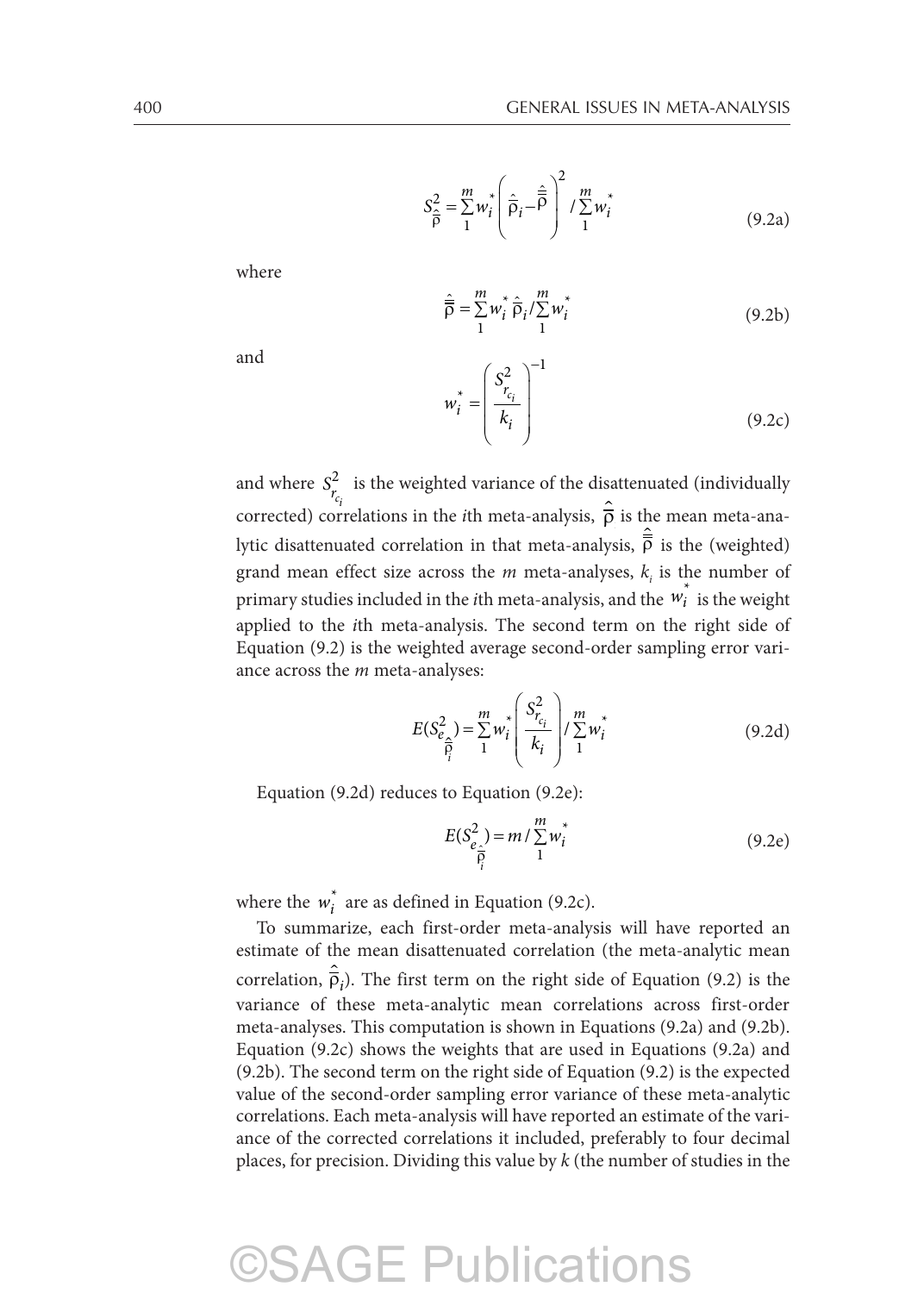$$S^2_{\bar{\hat{\rho}}} = \sum_1^m w_i^* \left( \bar{\hat{\rho}}_i - \bar{\bar{\hat{\rho}}} \right)^2 / \sum_1^m w_i^* \tag{9.2a}$$

where

$$\bar{\bar{\hat{\rho}}} = \sum_1^m w_i^* \bar{\hat{\rho}}_i / \sum_1^m w_i^* \tag{9.2b}$$

and

$$w_i^* = \left( \frac{S^2_{r_{c_i}}}{k_i} \right)^{-1} \tag{9.2c}$$

and where $S^2_{r_{c_i}}$ is the weighted variance of the disattenuated (individually corrected) correlations in the $i$th meta-analysis, $\bar{\hat{\rho}}$ is the mean meta-analytic disattenuated correlation in that meta-analysis, $\bar{\bar{\hat{\rho}}}$ is the (weighted) grand mean effect size across the $m$ meta-analyses, $k_i$ is the number of primary studies included in the $i$th meta-analysis, and the $w_i^*$ is the weight applied to the $i$th meta-analysis. The second term on the right side of Equation (9.2) is the weighted average second-order sampling error variance across the $m$ meta-analyses:

$$E(S^2_{e_{\bar{\hat{\rho}}_i}}) = \sum_1^m w_i^* \left( \frac{S^2_{r_{c_i}}}{k_i} \right) / \sum_1^m w_i^* \tag{9.2d}$$

Equation (9.2d) reduces to Equation (9.2e):

$$E(S^2_{e_{\bar{\hat{\rho}}_i}}) = m / \sum_1^m w_i^* \tag{9.2e}$$

where the $w_i^*$ are as defined in Equation (9.2c).

To summarize, each first-order meta-analysis will have reported an estimate of the mean disattenuated correlation (the meta-analytic mean correlation, $\bar{\hat{\rho}}_i$). The first term on the right side of Equation (9.2) is the variance of these meta-analytic mean correlations across first-order meta-analyses. This computation is shown in Equations (9.2a) and (9.2b). Equation (9.2c) shows the weights that are used in Equations (9.2a) and (9.2b). The second term on the right side of Equation (9.2) is the expected value of the second-order sampling error variance of these meta-analytic correlations. Each meta-analysis will have reported an estimate of the variance of the corrected correlations it included, preferably to four decimal places, for precision. Dividing this value by $k$ (the number of studies in the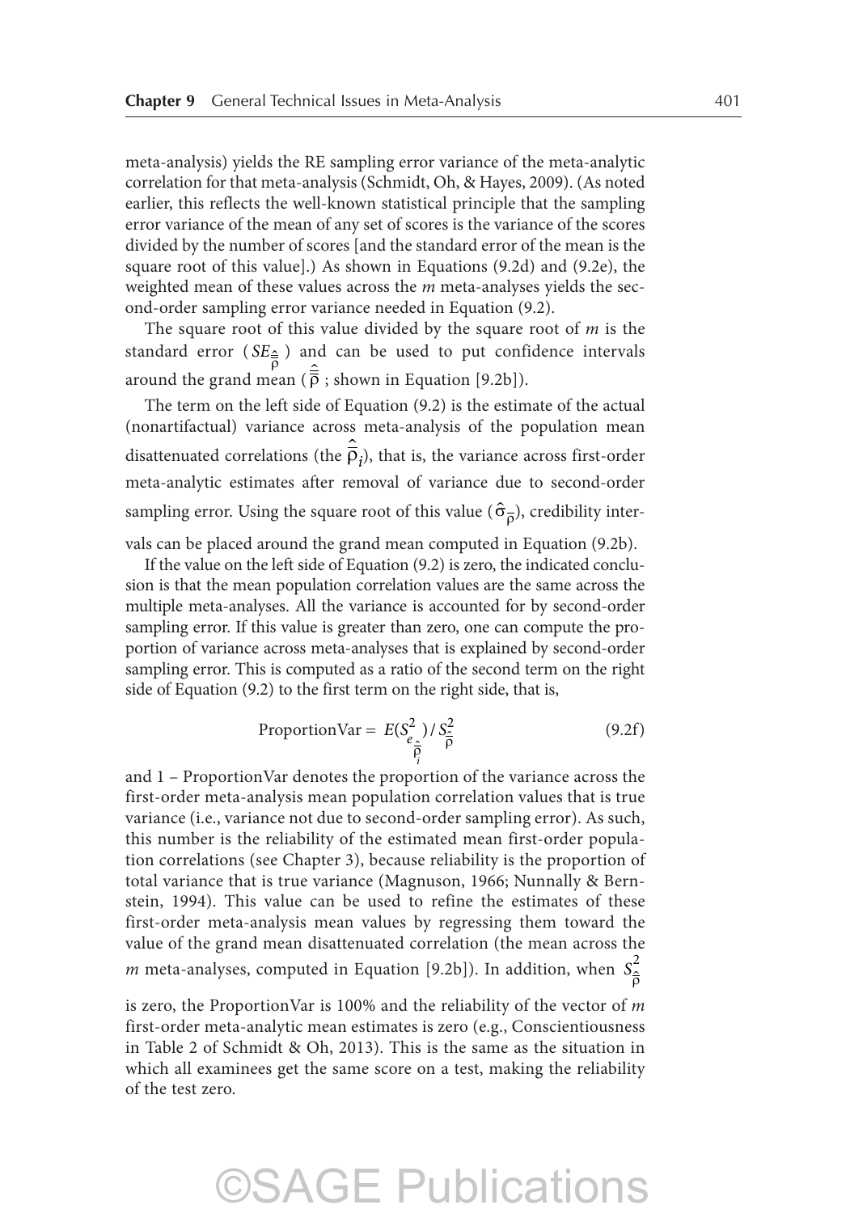meta-analysis) yields the RE sampling error variance of the meta-analytic correlation for that meta-analysis (Schmidt, Oh, & Hayes, 2009). (As noted earlier, this reflects the well-known statistical principle that the sampling error variance of the mean of any set of scores is the variance of the scores divided by the number of scores [and the standard error of the mean is the square root of this value].) As shown in Equations (9.2d) and (9.2e), the weighted mean of these values across the *m* meta-analyses yields the second-order sampling error variance needed in Equation (9.2).

The square root of this value divided by the square root of *m* is the standard error ($SE_{\hat{\bar{\bar{\rho}}}}$) and can be used to put confidence intervals around the grand mean ($\hat{\bar{\bar{\rho}}}$ ; shown in Equation [9.2b]).

The term on the left side of Equation (9.2) is the estimate of the actual (nonartifactual) variance across meta-analysis of the population mean disattenuated correlations (the $\hat{\bar{\rho}}_i$), that is, the variance across first-order meta-analytic estimates after removal of variance due to second-order sampling error. Using the square root of this value ($\hat{\sigma}_{\bar{\rho}}$), credibility intervals can be placed around the grand mean computed in Equation (9.2b).

If the value on the left side of Equation (9.2) is zero, the indicated conclusion is that the mean population correlation values are the same across the multiple meta-analyses. All the variance is accounted for by second-order sampling error. If this value is greater than zero, one can compute the proportion of variance across meta-analyses that is explained by second-order sampling error. This is computed as a ratio of the second term on the right side of Equation (9.2) to the first term on the right side, that is,

$$\text{ProportionVar} = E(S^2_{e_{\hat{\bar{\rho}}_i}}) / S^2_{\hat{\bar{\rho}}} \tag{9.2f}$$

and 1 – ProportionVar denotes the proportion of the variance across the first-order meta-analysis mean population correlation values that is true variance (i.e., variance not due to second-order sampling error). As such, this number is the reliability of the estimated mean first-order population correlations (see Chapter 3), because reliability is the proportion of total variance that is true variance (Magnuson, 1966; Nunnally & Bernstein, 1994). This value can be used to refine the estimates of these first-order meta-analysis mean values by regressing them toward the value of the grand mean disattenuated correlation (the mean across the *m* meta-analyses, computed in Equation [9.2b]). In addition, when $S^2_{\hat{\bar{\rho}}}$ is zero, the ProportionVar is 100% and the reliability of the vector of *m* first-order meta-analytic mean estimates is zero (e.g., Conscientiousness in Table 2 of Schmidt & Oh, 2013). This is the same as the situation in which all examinees get the same score on a test, making the reliability of the test zero.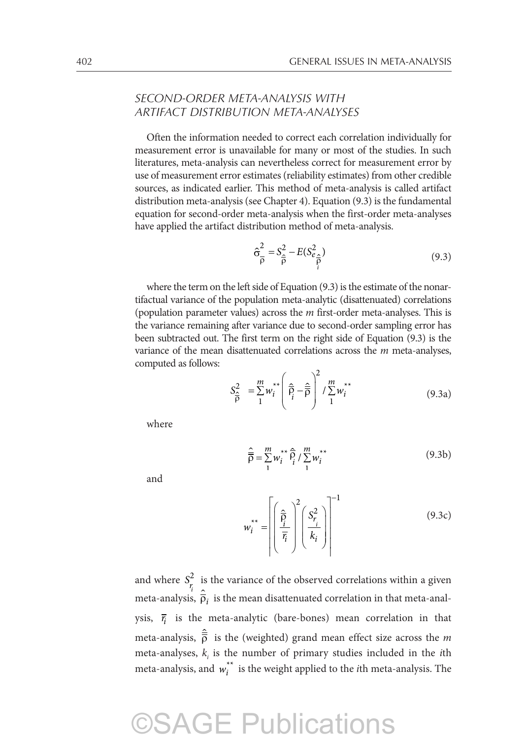### SECOND-ORDER META-ANALYSIS WITH ARTIFACT DISTRIBUTION META-ANALYSES

Often the information needed to correct each correlation individually for measurement error is unavailable for many or most of the studies. In such literatures, meta-analysis can nevertheless correct for measurement error by use of measurement error estimates (reliability estimates) from other credible sources, as indicated earlier. This method of meta-analysis is called artifact distribution meta-analysis (see Chapter 4). Equation (9.3) is the fundamental equation for second-order meta-analysis when the first-order meta-analyses have applied the artifact distribution method of meta-analysis.

$$\hat{\sigma}^2_{\bar{\rho}} = S^2_{\hat{\bar{\rho}}} - E(S^2_{e_{\hat{\bar{\rho}}_i}}) \tag{9.3}$$

where the term on the left side of Equation (9.3) is the estimate of the nonartifactual variance of the population meta-analytic (disattenuated) correlations (population parameter values) across the *m* first-order meta-analyses. This is the variance remaining after variance due to second-order sampling error has been subtracted out. The first term on the right side of Equation (9.3) is the variance of the mean disattenuated correlations across the *m* meta-analyses, computed as follows:

$$S^2_{\hat{\bar{\rho}}} = \sum_1^m w_i^{**}\left(\hat{\bar{\rho}}_i - \hat{\bar{\bar{\rho}}}\right)^2 / \sum_1^m w_i^{**} \tag{9.3a}$$

where

$$\hat{\bar{\bar{\rho}}} = \sum_1^m w_i^{**}\hat{\bar{\rho}}_i / \sum_1^m w_i^{**} \tag{9.3b}$$

and

$$w_i^{**} = \left[\left(\frac{\hat{\bar{\rho}}_i}{\bar{r}_i}\right)^2 \left(\frac{S^2_{r_i}}{k_i}\right)\right]^{-1} \tag{9.3c}$$

and where $S^2_{r_i}$ is the variance of the observed correlations within a given meta-analysis, $\hat{\bar{\rho}}_i$ is the mean disattenuated correlation in that meta-analysis, $\bar{r}_i$ is the meta-analytic (bare-bones) mean correlation in that meta-analysis, $\hat{\bar{\bar{\rho}}}$ is the (weighted) grand mean effect size across the *m* meta-analyses, $k_i$ is the number of primary studies included in the *i*th meta-analysis, and $w_i^{**}$ is the weight applied to the *i*th meta-analysis. The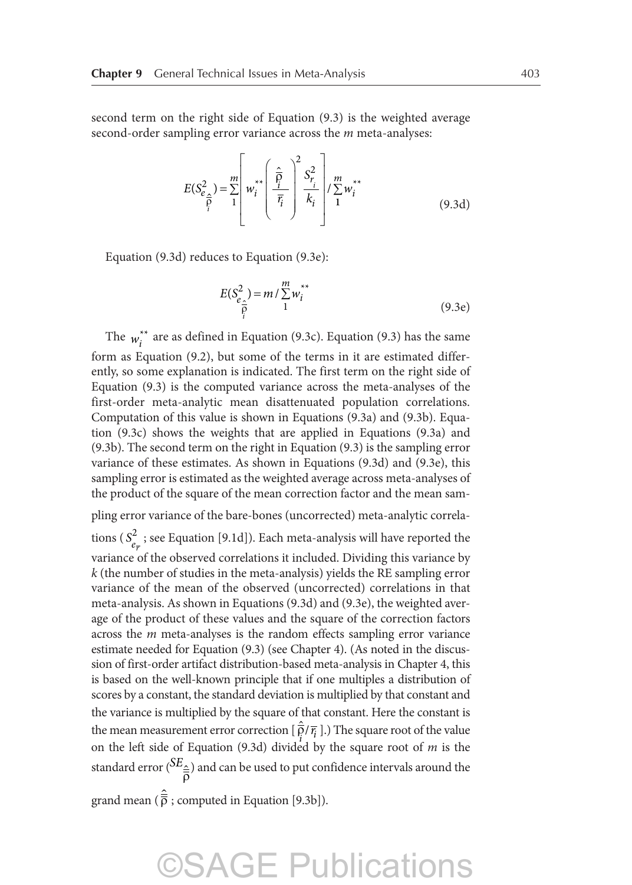second term on the right side of Equation (9.3) is the weighted average second-order sampling error variance across the $m$ meta-analyses:

$$E(S^2_{e_{\hat{\bar{\rho}}_i}}) = \sum_1^m \left[ w_i^{**} \left( \frac{\hat{\bar{\rho}}_i}{\bar{r}_i} \right)^2 \frac{S^2_{r_i}}{k_i} \right] / \sum_1^m w_i^{**} \tag{9.3d}$$

Equation (9.3d) reduces to Equation (9.3e):

$$E(S^2_{e_{\hat{\bar{\rho}}_i}}) = m / \sum_1^m w_i^{**} \tag{9.3e}$$

The $w_i^{**}$ are as defined in Equation (9.3c). Equation (9.3) has the same form as Equation (9.2), but some of the terms in it are estimated differently, so some explanation is indicated. The first term on the right side of Equation (9.3) is the computed variance across the meta-analyses of the first-order meta-analytic mean disattenuated population correlations. Computation of this value is shown in Equations (9.3a) and (9.3b). Equation (9.3c) shows the weights that are applied in Equations (9.3a) and (9.3b). The second term on the right in Equation (9.3) is the sampling error variance of these estimates. As shown in Equations (9.3d) and (9.3e), this sampling error is estimated as the weighted average across meta-analyses of the product of the square of the mean correction factor and the mean sampling error variance of the bare-bones (uncorrected) meta-analytic correlations ($S^2_{e_{\bar{r}}}$; see Equation [9.1d]). Each meta-analysis will have reported the variance of the observed correlations it included. Dividing this variance by $k$ (the number of studies in the meta-analysis) yields the RE sampling error variance of the mean of the observed (uncorrected) correlations in that meta-analysis. As shown in Equations (9.3d) and (9.3e), the weighted average of the product of these values and the square of the correction factors across the $m$ meta-analyses is the random effects sampling error variance estimate needed for Equation (9.3) (see Chapter 4). (As noted in the discussion of first-order artifact distribution-based meta-analysis in Chapter 4, this is based on the well-known principle that if one multiplies a distribution of scores by a constant, the standard deviation is multiplied by that constant and the variance is multiplied by the square of that constant. Here the constant is the mean measurement error correction [$\hat{\bar{\rho}}_i / \bar{r}_i$].) The square root of the value on the left side of Equation (9.3d) divided by the square root of $m$ is the standard error ($SE_{\hat{\bar{\bar{\rho}}}}$) and can be used to put confidence intervals around the grand mean ($\hat{\bar{\bar{\rho}}}$; computed in Equation [9.3b]).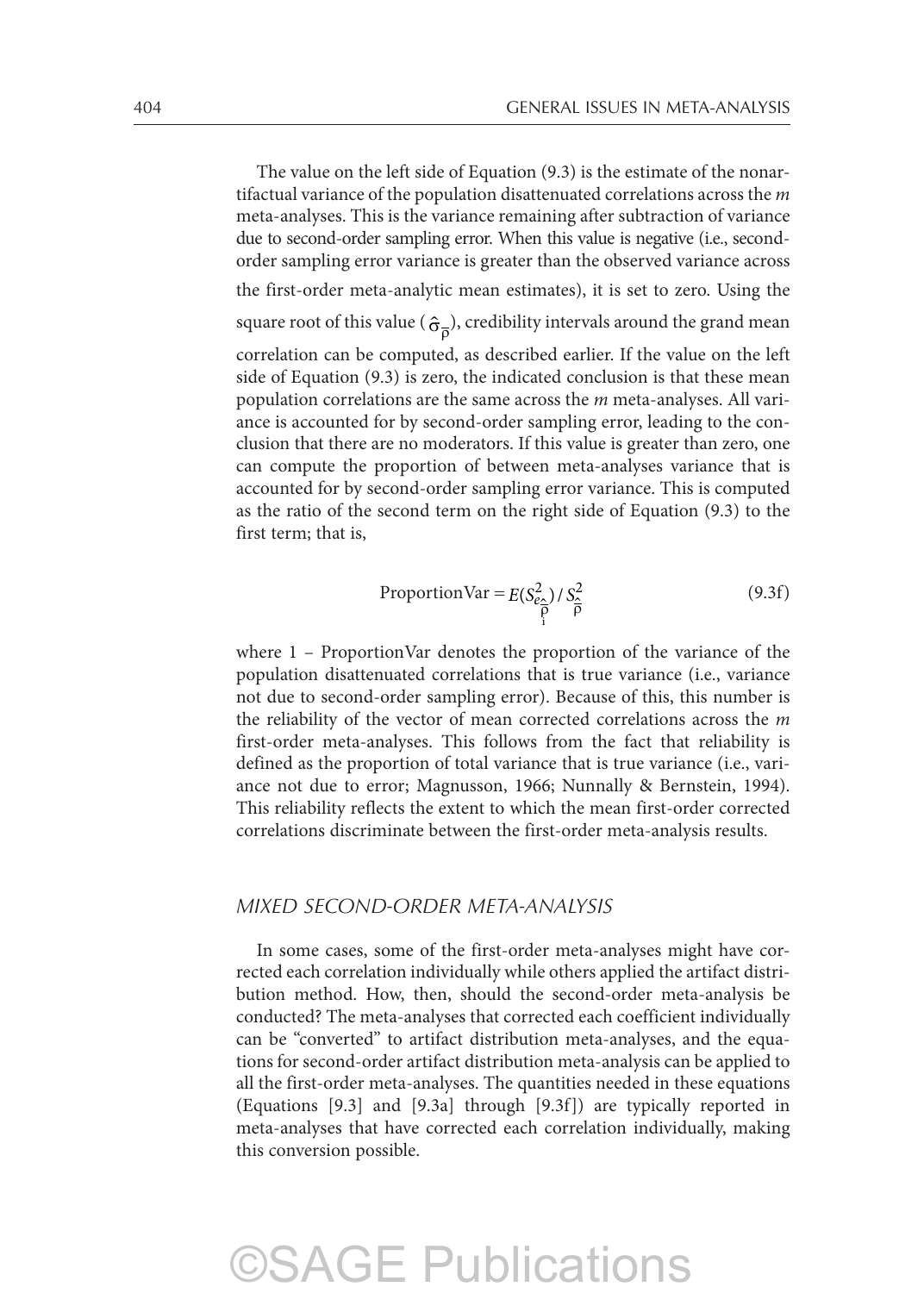The value on the left side of Equation (9.3) is the estimate of the nonartifactual variance of the population disattenuated correlations across the *m* meta-analyses. This is the variance remaining after subtraction of variance due to second-order sampling error. When this value is negative (i.e., second-order sampling error variance is greater than the observed variance across the first-order meta-analytic mean estimates), it is set to zero. Using the square root of this value ($\hat{\sigma}_{\bar{\rho}}$), credibility intervals around the grand mean correlation can be computed, as described earlier. If the value on the left side of Equation (9.3) is zero, the indicated conclusion is that these mean population correlations are the same across the *m* meta-analyses. All variance is accounted for by second-order sampling error, leading to the conclusion that there are no moderators. If this value is greater than zero, one can compute the proportion of between meta-analyses variance that is accounted for by second-order sampling error variance. This is computed as the ratio of the second term on the right side of Equation (9.3) to the first term; that is,

$$\text{ProportionVar} = E(S^2_{e_{\hat{\bar{\rho}}_i}}) / S^2_{\hat{\bar{\rho}}} \tag{9.3f}$$

where 1 – ProportionVar denotes the proportion of the variance of the population disattenuated correlations that is true variance (i.e., variance not due to second-order sampling error). Because of this, this number is the reliability of the vector of mean corrected correlations across the *m* first-order meta-analyses. This follows from the fact that reliability is defined as the proportion of total variance that is true variance (i.e., variance not due to error; Magnusson, 1966; Nunnally & Bernstein, 1994). This reliability reflects the extent to which the mean first-order corrected correlations discriminate between the first-order meta-analysis results.

## *MIXED SECOND-ORDER META-ANALYSIS*

In some cases, some of the first-order meta-analyses might have corrected each correlation individually while others applied the artifact distribution method. How, then, should the second-order meta-analysis be conducted? The meta-analyses that corrected each coefficient individually can be "converted" to artifact distribution meta-analyses, and the equations for second-order artifact distribution meta-analysis can be applied to all the first-order meta-analyses. The quantities needed in these equations (Equations [9.3] and [9.3a] through [9.3f]) are typically reported in meta-analyses that have corrected each correlation individually, making this conversion possible.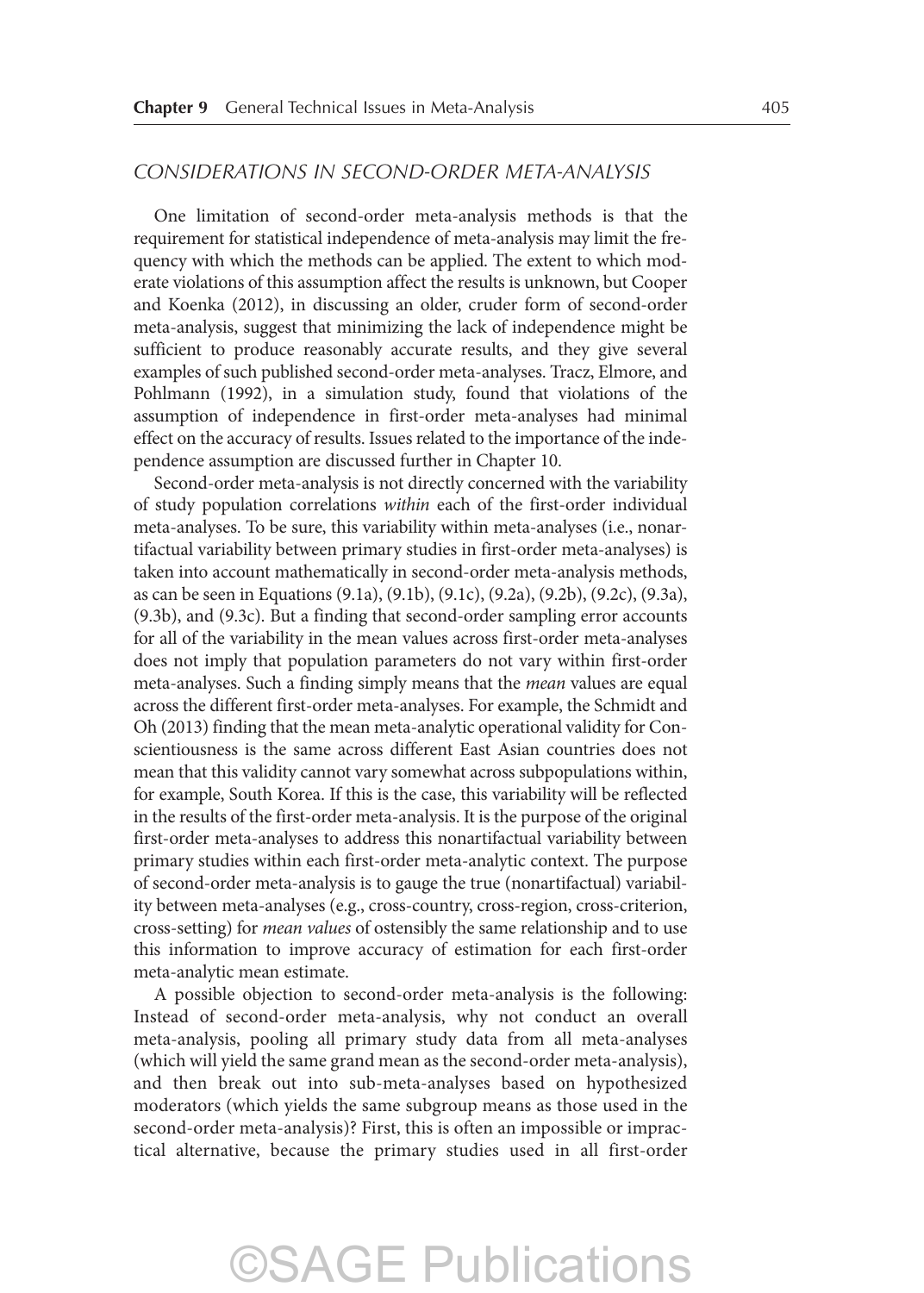### CONSIDERATIONS IN SECOND-ORDER META-ANALYSIS

One limitation of second-order meta-analysis methods is that the requirement for statistical independence of meta-analysis may limit the frequency with which the methods can be applied. The extent to which moderate violations of this assumption affect the results is unknown, but Cooper and Koenka (2012), in discussing an older, cruder form of second-order meta-analysis, suggest that minimizing the lack of independence might be sufficient to produce reasonably accurate results, and they give several examples of such published second-order meta-analyses. Tracz, Elmore, and Pohlmann (1992), in a simulation study, found that violations of the assumption of independence in first-order meta-analyses had minimal effect on the accuracy of results. Issues related to the importance of the independence assumption are discussed further in Chapter 10.

Second-order meta-analysis is not directly concerned with the variability of study population correlations *within* each of the first-order individual meta-analyses. To be sure, this variability within meta-analyses (i.e., nonartifactual variability between primary studies in first-order meta-analyses) is taken into account mathematically in second-order meta-analysis methods, as can be seen in Equations (9.1a), (9.1b), (9.1c), (9.2a), (9.2b), (9.2c), (9.3a), (9.3b), and (9.3c). But a finding that second-order sampling error accounts for all of the variability in the mean values across first-order meta-analyses does not imply that population parameters do not vary within first-order meta-analyses. Such a finding simply means that the *mean* values are equal across the different first-order meta-analyses. For example, the Schmidt and Oh (2013) finding that the mean meta-analytic operational validity for Conscientiousness is the same across different East Asian countries does not mean that this validity cannot vary somewhat across subpopulations within, for example, South Korea. If this is the case, this variability will be reflected in the results of the first-order meta-analysis. It is the purpose of the original first-order meta-analyses to address this nonartifactual variability between primary studies within each first-order meta-analytic context. The purpose of second-order meta-analysis is to gauge the true (nonartifactual) variability between meta-analyses (e.g., cross-country, cross-region, cross-criterion, cross-setting) for *mean values* of ostensibly the same relationship and to use this information to improve accuracy of estimation for each first-order meta-analytic mean estimate.

A possible objection to second-order meta-analysis is the following: Instead of second-order meta-analysis, why not conduct an overall meta-analysis, pooling all primary study data from all meta-analyses (which will yield the same grand mean as the second-order meta-analysis), and then break out into sub-meta-analyses based on hypothesized moderators (which yields the same subgroup means as those used in the second-order meta-analysis)? First, this is often an impossible or impractical alternative, because the primary studies used in all first-order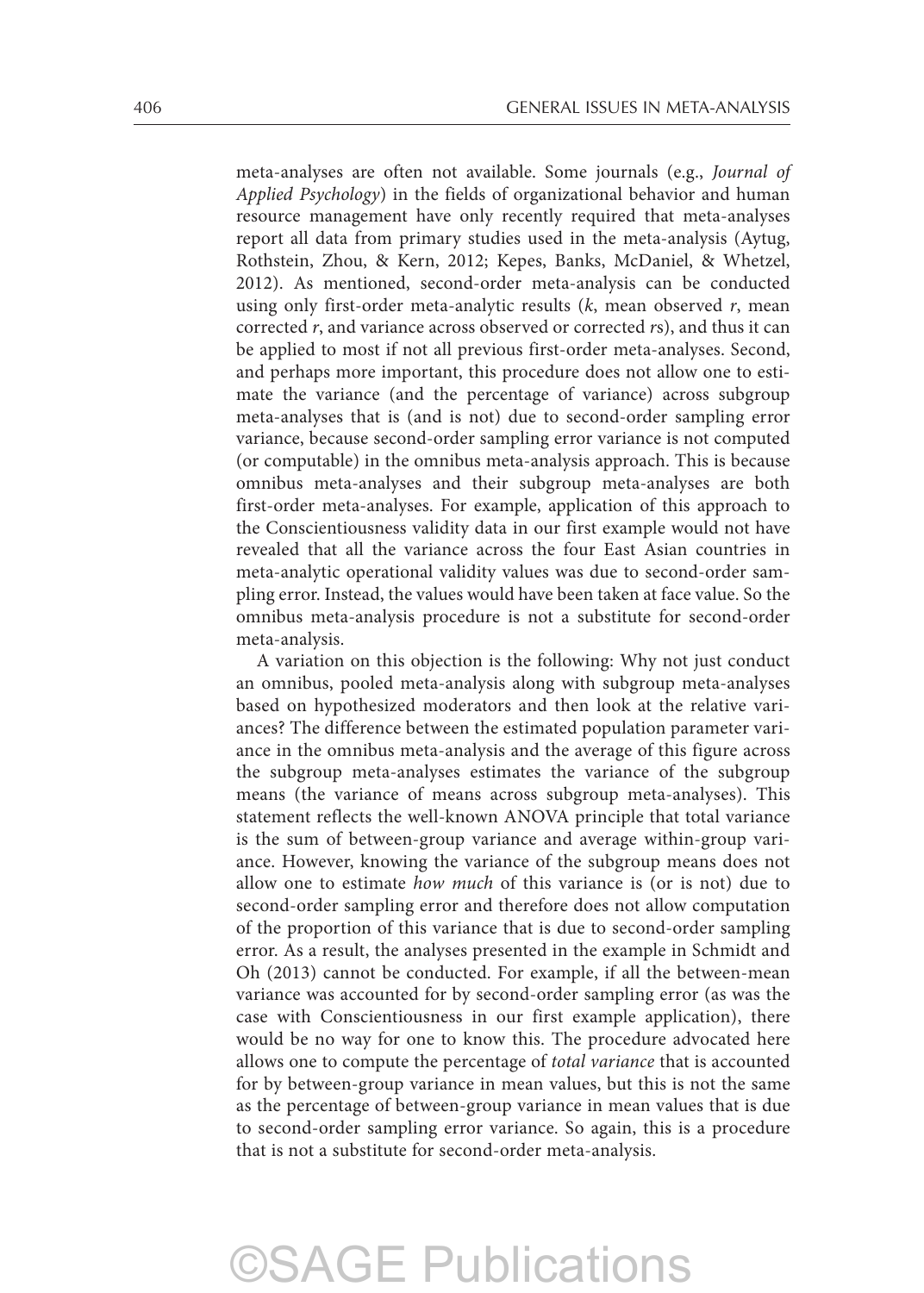meta-analyses are often not available. Some journals (e.g., *Journal of Applied Psychology*) in the fields of organizational behavior and human resource management have only recently required that meta-analyses report all data from primary studies used in the meta-analysis (Aytug, Rothstein, Zhou, & Kern, 2012; Kepes, Banks, McDaniel, & Whetzel, 2012). As mentioned, second-order meta-analysis can be conducted using only first-order meta-analytic results (*k*, mean observed *r*, mean corrected *r*, and variance across observed or corrected *r*s), and thus it can be applied to most if not all previous first-order meta-analyses. Second, and perhaps more important, this procedure does not allow one to estimate the variance (and the percentage of variance) across subgroup meta-analyses that is (and is not) due to second-order sampling error variance, because second-order sampling error variance is not computed (or computable) in the omnibus meta-analysis approach. This is because omnibus meta-analyses and their subgroup meta-analyses are both first-order meta-analyses. For example, application of this approach to the Conscientiousness validity data in our first example would not have revealed that all the variance across the four East Asian countries in meta-analytic operational validity values was due to second-order sampling error. Instead, the values would have been taken at face value. So the omnibus meta-analysis procedure is not a substitute for second-order meta-analysis.

A variation on this objection is the following: Why not just conduct an omnibus, pooled meta-analysis along with subgroup meta-analyses based on hypothesized moderators and then look at the relative variances? The difference between the estimated population parameter variance in the omnibus meta-analysis and the average of this figure across the subgroup meta-analyses estimates the variance of the subgroup means (the variance of means across subgroup meta-analyses). This statement reflects the well-known ANOVA principle that total variance is the sum of between-group variance and average within-group variance. However, knowing the variance of the subgroup means does not allow one to estimate *how much* of this variance is (or is not) due to second-order sampling error and therefore does not allow computation of the proportion of this variance that is due to second-order sampling error. As a result, the analyses presented in the example in Schmidt and Oh (2013) cannot be conducted. For example, if all the between-mean variance was accounted for by second-order sampling error (as was the case with Conscientiousness in our first example application), there would be no way for one to know this. The procedure advocated here allows one to compute the percentage of *total variance* that is accounted for by between-group variance in mean values, but this is not the same as the percentage of between-group variance in mean values that is due to second-order sampling error variance. So again, this is a procedure that is not a substitute for second-order meta-analysis.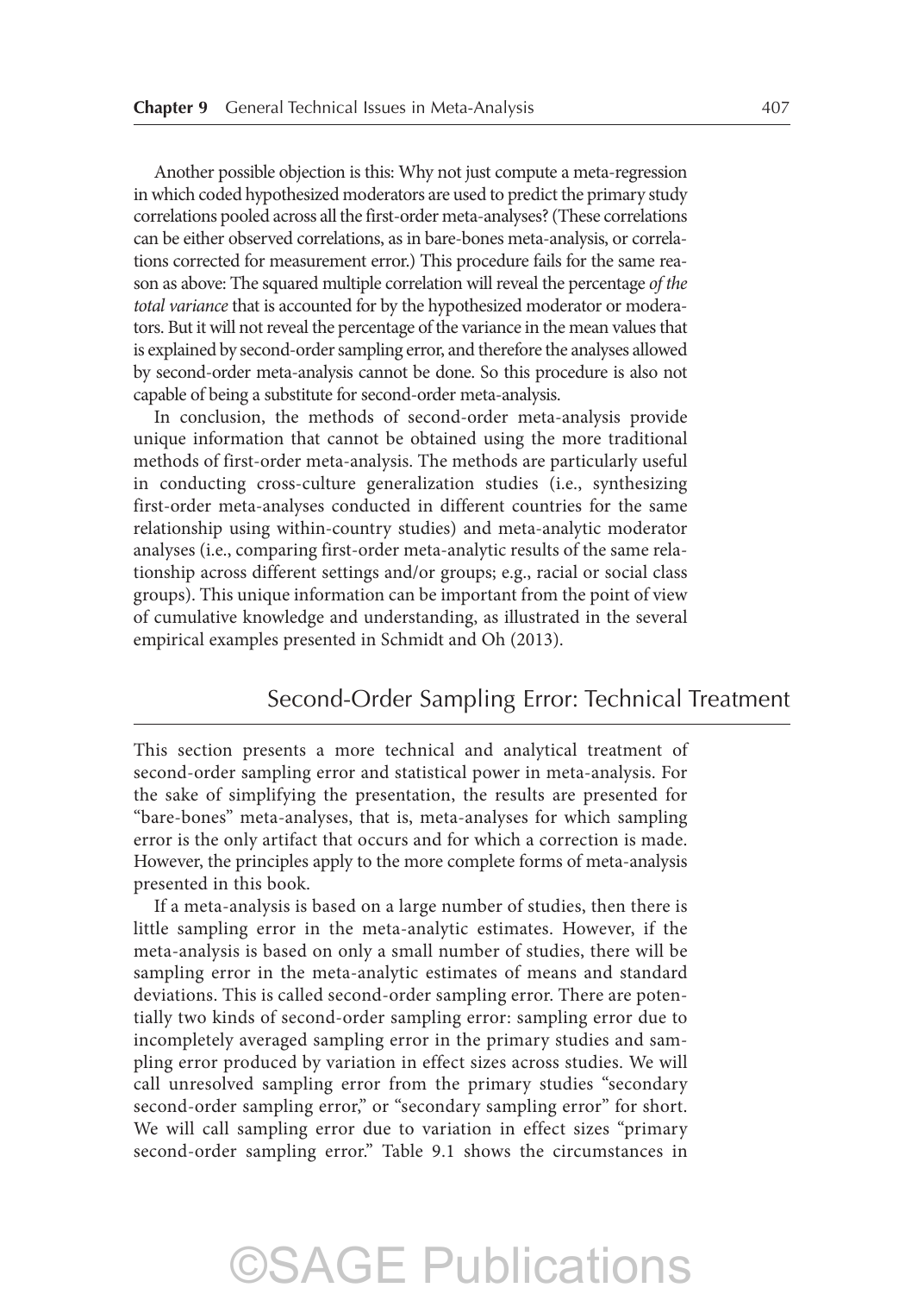Another possible objection is this: Why not just compute a meta-regression in which coded hypothesized moderators are used to predict the primary study correlations pooled across all the first-order meta-analyses? (These correlations can be either observed correlations, as in bare-bones meta-analysis, or correlations corrected for measurement error.) This procedure fails for the same reason as above: The squared multiple correlation will reveal the percentage *of the total variance* that is accounted for by the hypothesized moderator or moderators. But it will not reveal the percentage of the variance in the mean values that is explained by second-order sampling error, and therefore the analyses allowed by second-order meta-analysis cannot be done. So this procedure is also not capable of being a substitute for second-order meta-analysis.

In conclusion, the methods of second-order meta-analysis provide unique information that cannot be obtained using the more traditional methods of first-order meta-analysis. The methods are particularly useful in conducting cross-culture generalization studies (i.e., synthesizing first-order meta-analyses conducted in different countries for the same relationship using within-country studies) and meta-analytic moderator analyses (i.e., comparing first-order meta-analytic results of the same relationship across different settings and/or groups; e.g., racial or social class groups). This unique information can be important from the point of view of cumulative knowledge and understanding, as illustrated in the several empirical examples presented in Schmidt and Oh (2013).

## Second-Order Sampling Error: Technical Treatment

This section presents a more technical and analytical treatment of second-order sampling error and statistical power in meta-analysis. For the sake of simplifying the presentation, the results are presented for "bare-bones" meta-analyses, that is, meta-analyses for which sampling error is the only artifact that occurs and for which a correction is made. However, the principles apply to the more complete forms of meta-analysis presented in this book.

If a meta-analysis is based on a large number of studies, then there is little sampling error in the meta-analytic estimates. However, if the meta-analysis is based on only a small number of studies, there will be sampling error in the meta-analytic estimates of means and standard deviations. This is called second-order sampling error. There are potentially two kinds of second-order sampling error: sampling error due to incompletely averaged sampling error in the primary studies and sampling error produced by variation in effect sizes across studies. We will call unresolved sampling error from the primary studies "secondary second-order sampling error," or "secondary sampling error" for short. We will call sampling error due to variation in effect sizes "primary second-order sampling error." Table 9.1 shows the circumstances in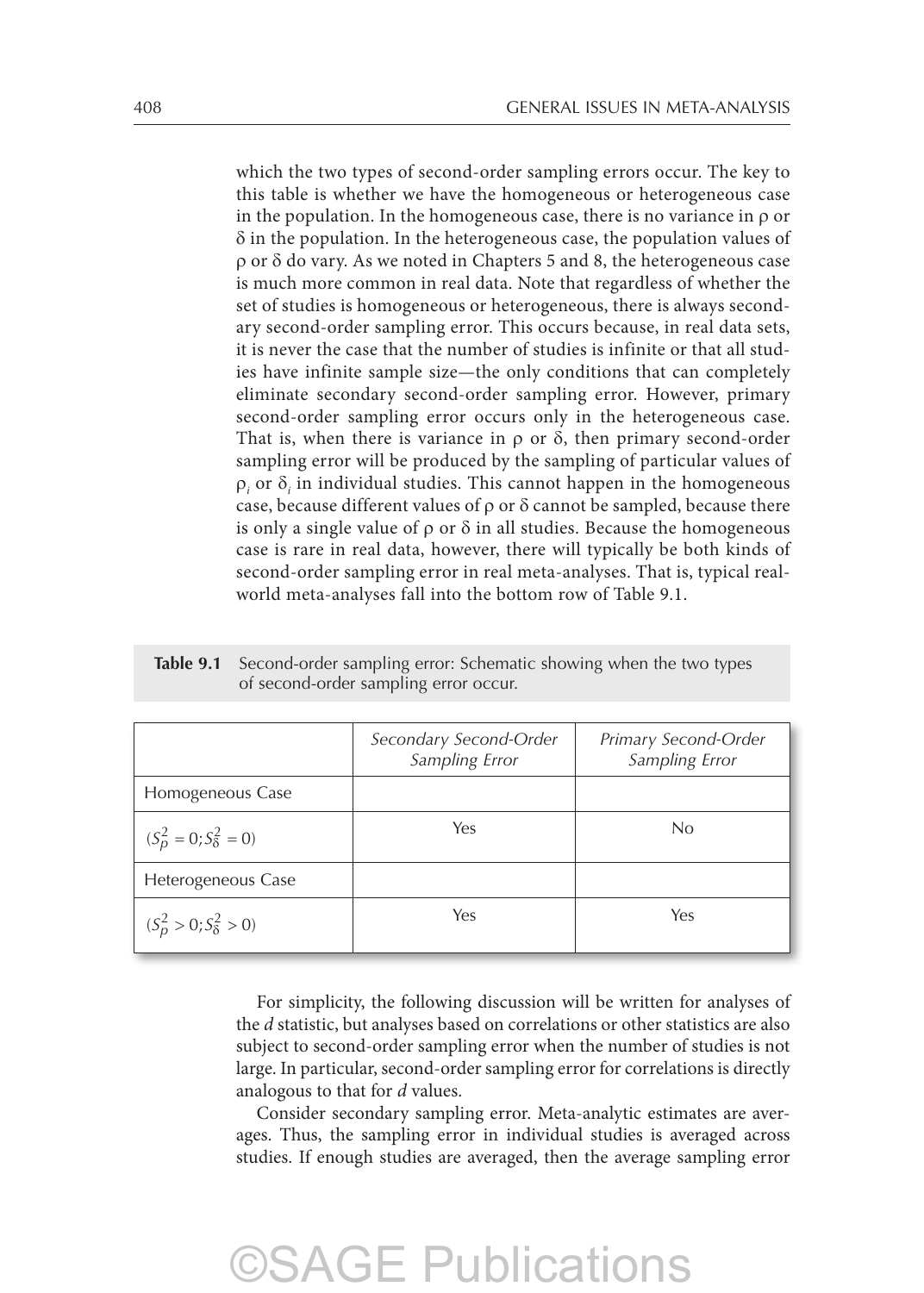which the two types of second-order sampling errors occur. The key to this table is whether we have the homogeneous or heterogeneous case in the population. In the homogeneous case, there is no variance in ρ or δ in the population. In the heterogeneous case, the population values of ρ or δ do vary. As we noted in Chapters 5 and 8, the heterogeneous case is much more common in real data. Note that regardless of whether the set of studies is homogeneous or heterogeneous, there is always secondary second-order sampling error. This occurs because, in real data sets, it is never the case that the number of studies is infinite or that all studies have infinite sample size—the only conditions that can completely eliminate secondary second-order sampling error. However, primary second-order sampling error occurs only in the heterogeneous case. That is, when there is variance in ρ or δ, then primary second-order sampling error will be produced by the sampling of particular values of $\rho_i$ or $\delta_i$ in individual studies. This cannot happen in the homogeneous case, because different values of ρ or δ cannot be sampled, because there is only a single value of ρ or δ in all studies. Because the homogeneous case is rare in real data, however, there will typically be both kinds of second-order sampling error in real meta-analyses. That is, typical real-world meta-analyses fall into the bottom row of Table 9.1.

**Table 9.1** Second-order sampling error: Schematic showing when the two types of second-order sampling error occur.

| | *Secondary Second-Order Sampling Error* | *Primary Second-Order Sampling Error* |
|---|---|---|
| Homogeneous Case | | |
| $(S_\rho^2 = 0; S_\delta^2 = 0)$ | Yes | No |
| Heterogeneous Case | | |
| $(S_\rho^2 > 0; S_\delta^2 > 0)$ | Yes | Yes |

For simplicity, the following discussion will be written for analyses of the *d* statistic, but analyses based on correlations or other statistics are also subject to second-order sampling error when the number of studies is not large. In particular, second-order sampling error for correlations is directly analogous to that for *d* values.

Consider secondary sampling error. Meta-analytic estimates are averages. Thus, the sampling error in individual studies is averaged across studies. If enough studies are averaged, then the average sampling error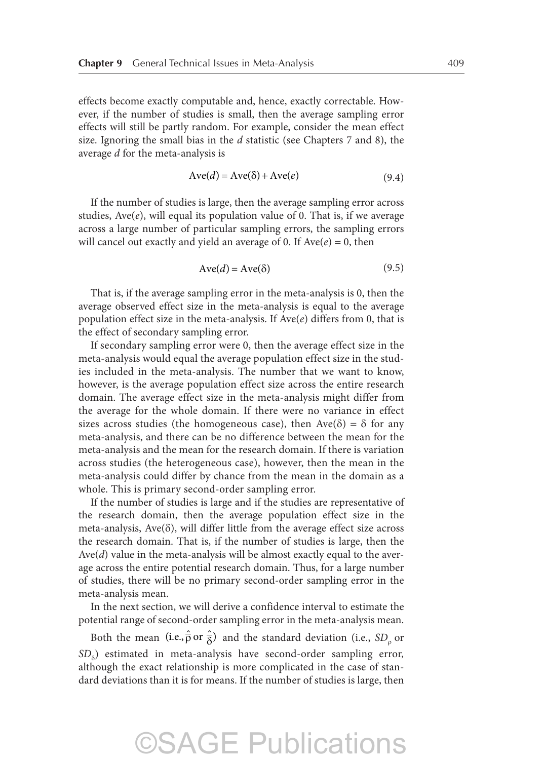effects become exactly computable and, hence, exactly correctable. However, if the number of studies is small, then the average sampling error effects will still be partly random. For example, consider the mean effect size. Ignoring the small bias in the *d* statistic (see Chapters 7 and 8), the average *d* for the meta-analysis is

$$\text{Ave}(d) = \text{Ave}(\delta) + \text{Ave}(e) \tag{9.4}$$

If the number of studies is large, then the average sampling error across studies, Ave($e$), will equal its population value of 0. That is, if we average across a large number of particular sampling errors, the sampling errors will cancel out exactly and yield an average of 0. If Ave($e$) = 0, then

$$\text{Ave}(d) = \text{Ave}(\delta) \tag{9.5}$$

That is, if the average sampling error in the meta-analysis is 0, then the average observed effect size in the meta-analysis is equal to the average population effect size in the meta-analysis. If Ave($e$) differs from 0, that is the effect of secondary sampling error.

If secondary sampling error were 0, then the average effect size in the meta-analysis would equal the average population effect size in the studies included in the meta-analysis. The number that we want to know, however, is the average population effect size across the entire research domain. The average effect size in the meta-analysis might differ from the average for the whole domain. If there were no variance in effect sizes across studies (the homogeneous case), then Ave($\delta$) = $\delta$ for any meta-analysis, and there can be no difference between the mean for the meta-analysis and the mean for the research domain. If there is variation across studies (the heterogeneous case), however, then the mean in the meta-analysis could differ by chance from the mean in the domain as a whole. This is primary second-order sampling error.

If the number of studies is large and if the studies are representative of the research domain, then the average population effect size in the meta-analysis, Ave($\delta$), will differ little from the average effect size across the research domain. That is, if the number of studies is large, then the Ave($d$) value in the meta-analysis will be almost exactly equal to the average across the entire potential research domain. Thus, for a large number of studies, there will be no primary second-order sampling error in the meta-analysis mean.

In the next section, we will derive a confidence interval to estimate the potential range of second-order sampling error in the meta-analysis mean.

Both the mean (i.e., $\hat{\bar{\rho}}$ or $\hat{\bar{\delta}}$) and the standard deviation (i.e., $SD_\rho$ or $SD_\delta$) estimated in meta-analysis have second-order sampling error, although the exact relationship is more complicated in the case of standard deviations than it is for means. If the number of studies is large, then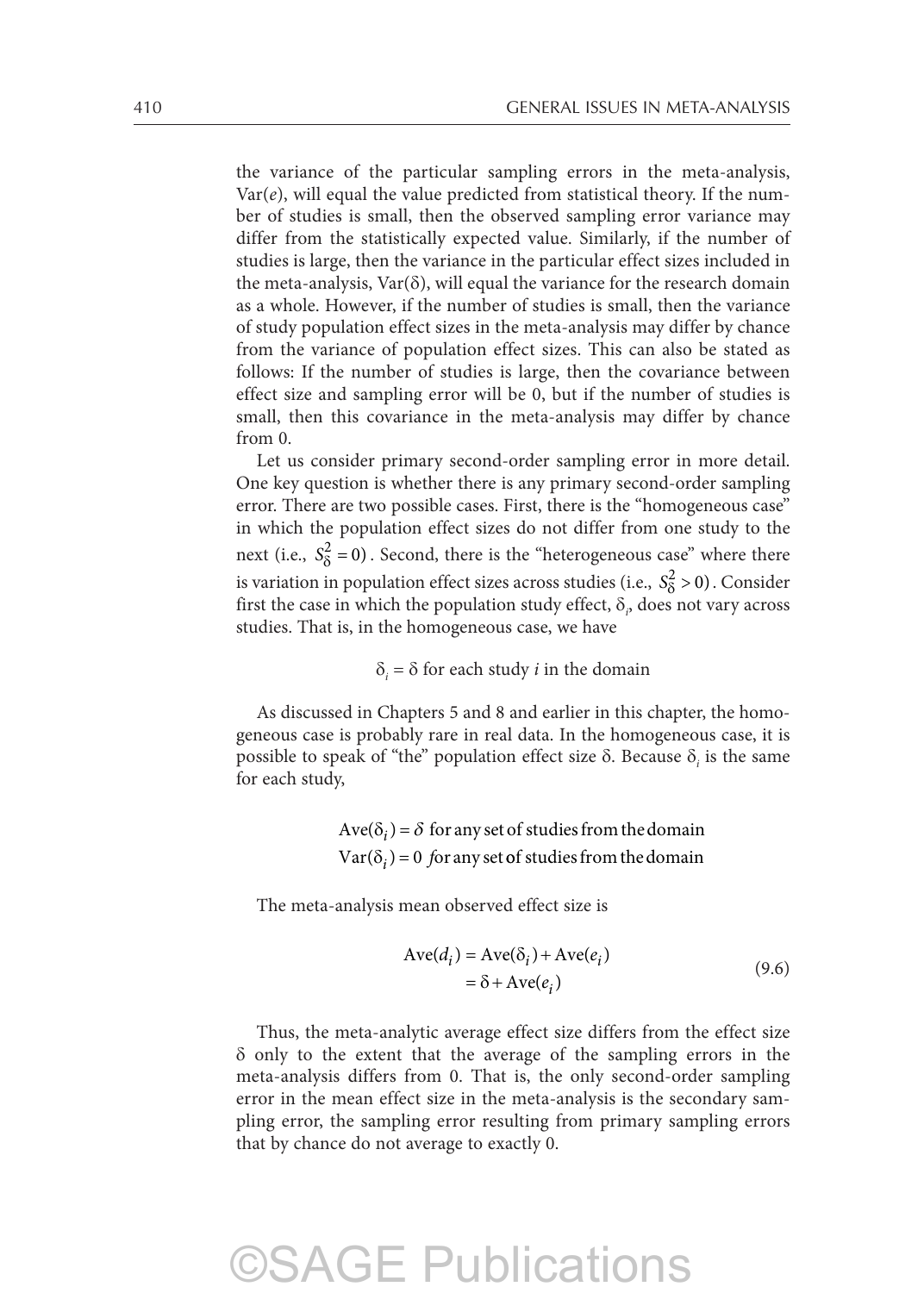the variance of the particular sampling errors in the meta-analysis, Var($e$), will equal the value predicted from statistical theory. If the number of studies is small, then the observed sampling error variance may differ from the statistically expected value. Similarly, if the number of studies is large, then the variance in the particular effect sizes included in the meta-analysis, Var($\delta$), will equal the variance for the research domain as a whole. However, if the number of studies is small, then the variance of study population effect sizes in the meta-analysis may differ by chance from the variance of population effect sizes. This can also be stated as follows: If the number of studies is large, then the covariance between effect size and sampling error will be 0, but if the number of studies is small, then this covariance in the meta-analysis may differ by chance from 0.

Let us consider primary second-order sampling error in more detail. One key question is whether there is any primary second-order sampling error. There are two possible cases. First, there is the "homogeneous case" in which the population effect sizes do not differ from one study to the next (i.e., $S_\delta^2 = 0$). Second, there is the "heterogeneous case" where there is variation in population effect sizes across studies (i.e., $S_\delta^2 > 0$). Consider first the case in which the population study effect, $\delta_i$, does not vary across studies. That is, in the homogeneous case, we have

$$\delta_i = \delta \text{ for each study } i \text{ in the domain}$$

As discussed in Chapters 5 and 8 and earlier in this chapter, the homogeneous case is probably rare in real data. In the homogeneous case, it is possible to speak of "the" population effect size $\delta$. Because $\delta_i$ is the same for each study,

$$\text{Ave}(\delta_i) = \delta \text{ for any set of studies from the domain}$$
$$\text{Var}(\delta_i) = 0 \text{ for any set of studies from the domain}$$

The meta-analysis mean observed effect size is

$$\begin{aligned}\text{Ave}(d_i) &= \text{Ave}(\delta_i) + \text{Ave}(e_i) \\ &= \delta + \text{Ave}(e_i)\end{aligned} \tag{9.6}$$

Thus, the meta-analytic average effect size differs from the effect size $\delta$ only to the extent that the average of the sampling errors in the meta-analysis differs from 0. That is, the only second-order sampling error in the mean effect size in the meta-analysis is the secondary sampling error, the sampling error resulting from primary sampling errors that by chance do not average to exactly 0.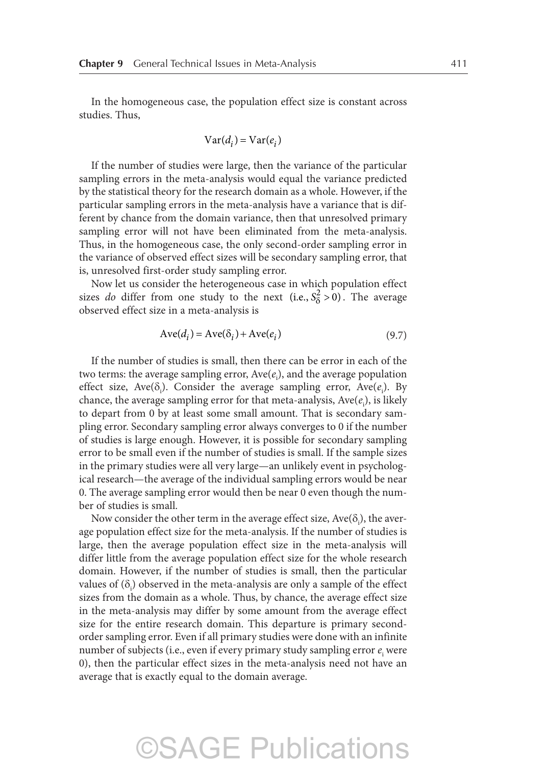In the homogeneous case, the population effect size is constant across studies. Thus,

$$\text{Var}(d_i) = \text{Var}(e_i)$$

If the number of studies were large, then the variance of the particular sampling errors in the meta-analysis would equal the variance predicted by the statistical theory for the research domain as a whole. However, if the particular sampling errors in the meta-analysis have a variance that is different by chance from the domain variance, then that unresolved primary sampling error will not have been eliminated from the meta-analysis. Thus, in the homogeneous case, the only second-order sampling error in the variance of observed effect sizes will be secondary sampling error, that is, unresolved first-order study sampling error.

Now let us consider the heterogeneous case in which population effect sizes *do* differ from one study to the next (i.e., $S_\delta^2 > 0$). The average observed effect size in a meta-analysis is

$$\text{Ave}(d_i) = \text{Ave}(\delta_i) + \text{Ave}(e_i) \tag{9.7}$$

If the number of studies is small, then there can be error in each of the two terms: the average sampling error, $\text{Ave}(e_i)$, and the average population effect size, $\text{Ave}(\delta_i)$. Consider the average sampling error, $\text{Ave}(e_i)$. By chance, the average sampling error for that meta-analysis, $\text{Ave}(e_i)$, is likely to depart from 0 by at least some small amount. That is secondary sampling error. Secondary sampling error always converges to 0 if the number of studies is large enough. However, it is possible for secondary sampling error to be small even if the number of studies is small. If the sample sizes in the primary studies were all very large—an unlikely event in psychological research—the average of the individual sampling errors would be near 0. The average sampling error would then be near 0 even though the number of studies is small.

Now consider the other term in the average effect size, $\text{Ave}(\delta_i)$, the average population effect size for the meta-analysis. If the number of studies is large, then the average population effect size in the meta-analysis will differ little from the average population effect size for the whole research domain. However, if the number of studies is small, then the particular values of $(\delta_i)$ observed in the meta-analysis are only a sample of the effect sizes from the domain as a whole. Thus, by chance, the average effect size in the meta-analysis may differ by some amount from the average effect size for the entire research domain. This departure is primary second-order sampling error. Even if all primary studies were done with an infinite number of subjects (i.e., even if every primary study sampling error $e_i$ were 0), then the particular effect sizes in the meta-analysis need not have an average that is exactly equal to the domain average.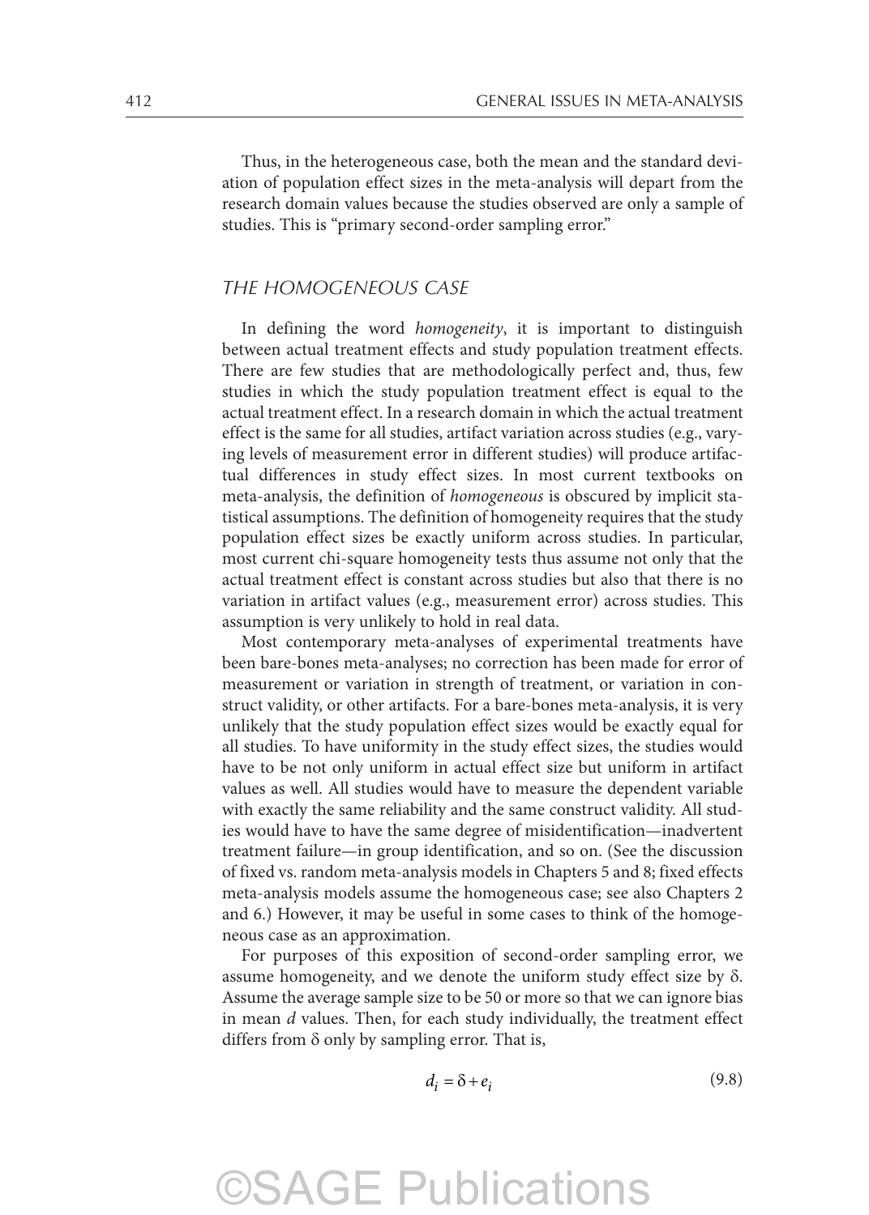Thus, in the heterogeneous case, both the mean and the standard deviation of population effect sizes in the meta-analysis will depart from the research domain values because the studies observed are only a sample of studies. This is "primary second-order sampling error."

### *THE HOMOGENEOUS CASE*

In defining the word *homogeneity*, it is important to distinguish between actual treatment effects and study population treatment effects. There are few studies that are methodologically perfect and, thus, few studies in which the study population treatment effect is equal to the actual treatment effect. In a research domain in which the actual treatment effect is the same for all studies, artifact variation across studies (e.g., varying levels of measurement error in different studies) will produce artifactual differences in study effect sizes. In most current textbooks on meta-analysis, the definition of *homogeneous* is obscured by implicit statistical assumptions. The definition of homogeneity requires that the study population effect sizes be exactly uniform across studies. In particular, most current chi-square homogeneity tests thus assume not only that the actual treatment effect is constant across studies but also that there is no variation in artifact values (e.g., measurement error) across studies. This assumption is very unlikely to hold in real data.

Most contemporary meta-analyses of experimental treatments have been bare-bones meta-analyses; no correction has been made for error of measurement or variation in strength of treatment, or variation in construct validity, or other artifacts. For a bare-bones meta-analysis, it is very unlikely that the study population effect sizes would be exactly equal for all studies. To have uniformity in the study effect sizes, the studies would have to be not only uniform in actual effect size but uniform in artifact values as well. All studies would have to measure the dependent variable with exactly the same reliability and the same construct validity. All studies would have to have the same degree of misidentification—inadvertent treatment failure—in group identification, and so on. (See the discussion of fixed vs. random meta-analysis models in Chapters 5 and 8; fixed effects meta-analysis models assume the homogeneous case; see also Chapters 2 and 6.) However, it may be useful in some cases to think of the homogeneous case as an approximation.

For purposes of this exposition of second-order sampling error, we assume homogeneity, and we denote the uniform study effect size by $\delta$. Assume the average sample size to be 50 or more so that we can ignore bias in mean $d$ values. Then, for each study individually, the treatment effect differs from $\delta$ only by sampling error. That is,

$$d_i = \delta + e_i \tag{9.8}$$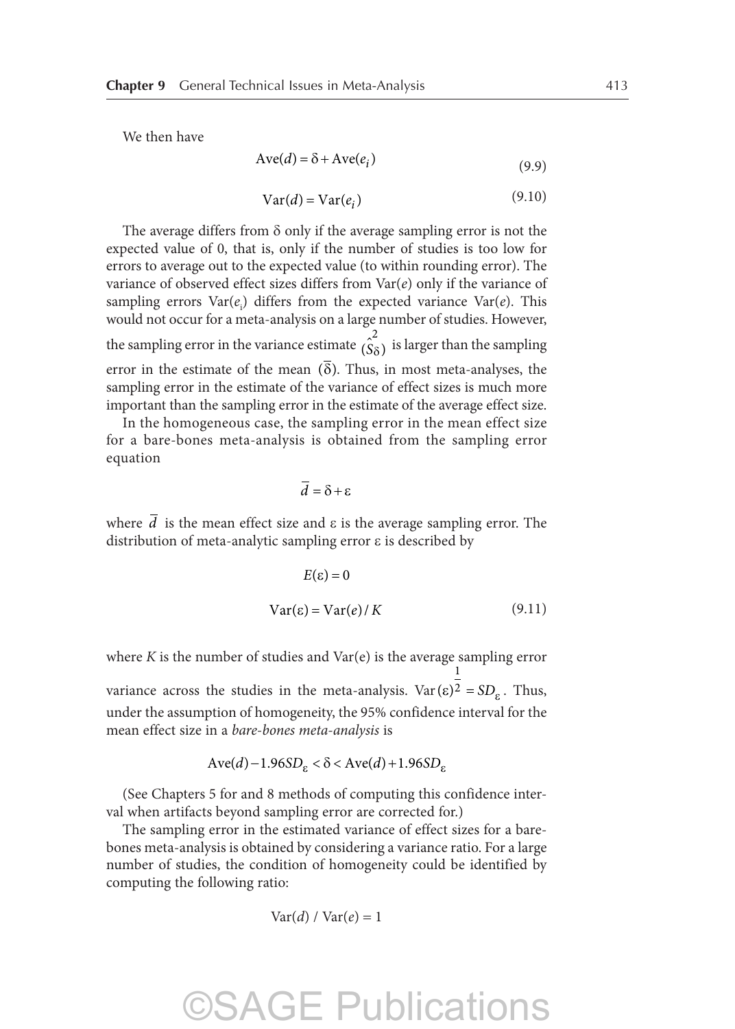We then have

$$\text{Ave}(d) = \delta + \text{Ave}(e_i) \tag{9.9}$$

$$\text{Var}(d) = \text{Var}(e_i) \tag{9.10}$$

The average differs from δ only if the average sampling error is not the expected value of 0, that is, only if the number of studies is too low for errors to average out to the expected value (to within rounding error). The variance of observed effect sizes differs from Var($e$) only if the variance of sampling errors Var($e_i$) differs from the expected variance Var($e$). This would not occur for a meta-analysis on a large number of studies. However, the sampling error in the variance estimate $(\hat{S}_\delta^2)$ is larger than the sampling error in the estimate of the mean $(\bar{\delta})$. Thus, in most meta-analyses, the sampling error in the estimate of the variance of effect sizes is much more important than the sampling error in the estimate of the average effect size.

In the homogeneous case, the sampling error in the mean effect size for a bare-bones meta-analysis is obtained from the sampling error equation

$$\bar{d} = \delta + \varepsilon$$

where $\bar{d}$ is the mean effect size and ε is the average sampling error. The distribution of meta-analytic sampling error ε is described by

$$E(\varepsilon) = 0$$

$$\text{Var}(\varepsilon) = \text{Var}(e)/K \tag{9.11}$$

where $K$ is the number of studies and Var(e) is the average sampling error variance across the studies in the meta-analysis. $\text{Var}(\varepsilon)^{\frac{1}{2}} = SD_\varepsilon$. Thus, under the assumption of homogeneity, the 95% confidence interval for the mean effect size in a *bare-bones meta-analysis* is

$$\text{Ave}(d) - 1.96SD_\varepsilon < \delta < \text{Ave}(d) + 1.96SD_\varepsilon$$

(See Chapters 5 for and 8 methods of computing this confidence interval when artifacts beyond sampling error are corrected for.)

The sampling error in the estimated variance of effect sizes for a bare-bones meta-analysis is obtained by considering a variance ratio. For a large number of studies, the condition of homogeneity could be identified by computing the following ratio:

$$\text{Var}(d) \;/\; \text{Var}(e) = 1$$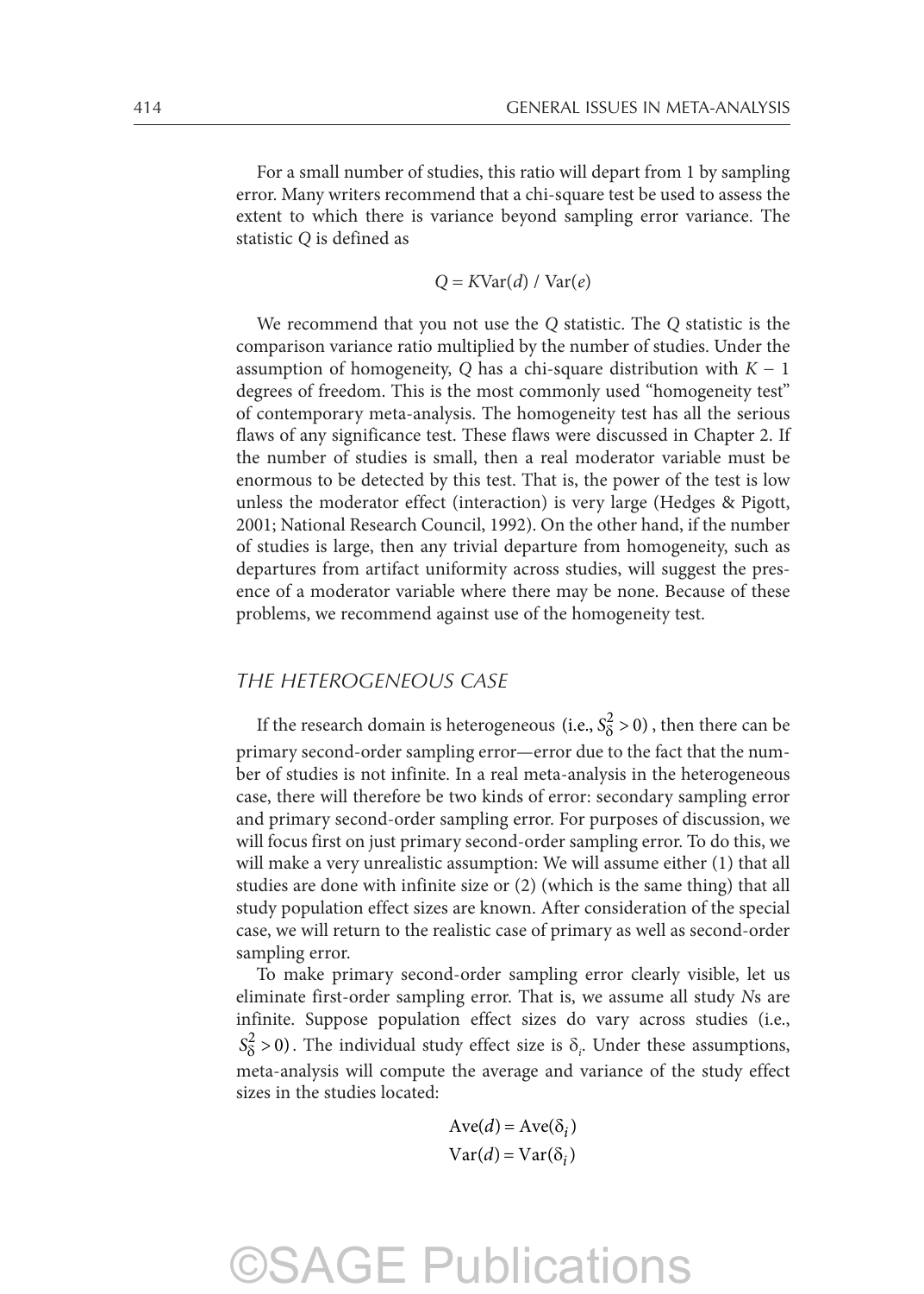For a small number of studies, this ratio will depart from 1 by sampling error. Many writers recommend that a chi-square test be used to assess the extent to which there is variance beyond sampling error variance. The statistic *Q* is defined as

$$Q = K\text{Var}(d) \,/\, \text{Var}(e)$$

We recommend that you not use the *Q* statistic. The *Q* statistic is the comparison variance ratio multiplied by the number of studies. Under the assumption of homogeneity, *Q* has a chi-square distribution with $K - 1$ degrees of freedom. This is the most commonly used "homogeneity test" of contemporary meta-analysis. The homogeneity test has all the serious flaws of any significance test. These flaws were discussed in Chapter 2. If the number of studies is small, then a real moderator variable must be enormous to be detected by this test. That is, the power of the test is low unless the moderator effect (interaction) is very large (Hedges & Pigott, 2001; National Research Council, 1992). On the other hand, if the number of studies is large, then any trivial departure from homogeneity, such as departures from artifact uniformity across studies, will suggest the presence of a moderator variable where there may be none. Because of these problems, we recommend against use of the homogeneity test.

## *THE HETEROGENEOUS CASE*

If the research domain is heterogeneous (i.e., $S_\delta^2 > 0$), then there can be primary second-order sampling error—error due to the fact that the number of studies is not infinite. In a real meta-analysis in the heterogeneous case, there will therefore be two kinds of error: secondary sampling error and primary second-order sampling error. For purposes of discussion, we will focus first on just primary second-order sampling error. To do this, we will make a very unrealistic assumption: We will assume either (1) that all studies are done with infinite size or (2) (which is the same thing) that all study population effect sizes are known. After consideration of the special case, we will return to the realistic case of primary as well as second-order sampling error.

To make primary second-order sampling error clearly visible, let us eliminate first-order sampling error. That is, we assume all study *N*s are infinite. Suppose population effect sizes do vary across studies (i.e., $S_\delta^2 > 0$). The individual study effect size is $\delta_i$. Under these assumptions, meta-analysis will compute the average and variance of the study effect sizes in the studies located:

$$\text{Ave}(d) = \text{Ave}(\delta_i)$$

$$\text{Var}(d) = \text{Var}(\delta_i)$$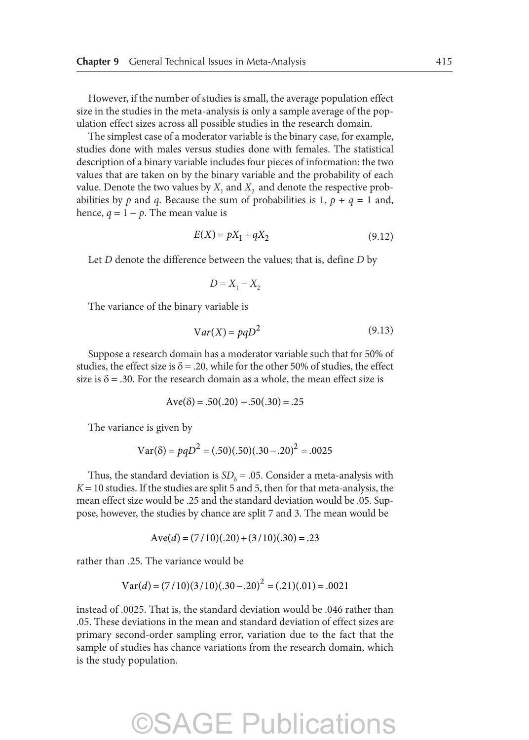However, if the number of studies is small, the average population effect size in the studies in the meta-analysis is only a sample average of the population effect sizes across all possible studies in the research domain.

The simplest case of a moderator variable is the binary case, for example, studies done with males versus studies done with females. The statistical description of a binary variable includes four pieces of information: the two values that are taken on by the binary variable and the probability of each value. Denote the two values by $X_1$ and $X_2$ and denote the respective probabilities by $p$ and $q$. Because the sum of probabilities is 1, $p + q = 1$ and, hence, $q = 1 - p$. The mean value is

$$E(X) = pX_1 + qX_2 \tag{9.12}$$

Let $D$ denote the difference between the values; that is, define $D$ by

$$D = X_1 - X_2$$

The variance of the binary variable is

$$\text{Var}(X) = pqD^2 \tag{9.13}$$

Suppose a research domain has a moderator variable such that for 50% of studies, the effect size is $\delta = .20$, while for the other 50% of studies, the effect size is $\delta = .30$. For the research domain as a whole, the mean effect size is

$$\text{Ave}(\delta) = .50(.20) + .50(.30) = .25$$

The variance is given by

$$\text{Var}(\delta) = pqD^2 = (.50)(.50)(.30 - .20)^2 = .0025$$

Thus, the standard deviation is $SD_\delta = .05$. Consider a meta-analysis with $K = 10$ studies. If the studies are split 5 and 5, then for that meta-analysis, the mean effect size would be .25 and the standard deviation would be .05. Suppose, however, the studies by chance are split 7 and 3. The mean would be

$$\text{Ave}(d) = (7/10)(.20) + (3/10)(.30) = .23$$

rather than .25. The variance would be

$$\text{Var}(d) = (7/10)(3/10)(.30 - .20)^2 = (.21)(.01) = .0021$$

instead of .0025. That is, the standard deviation would be .046 rather than .05. These deviations in the mean and standard deviation of effect sizes are primary second-order sampling error, variation due to the fact that the sample of studies has chance variations from the research domain, which is the study population.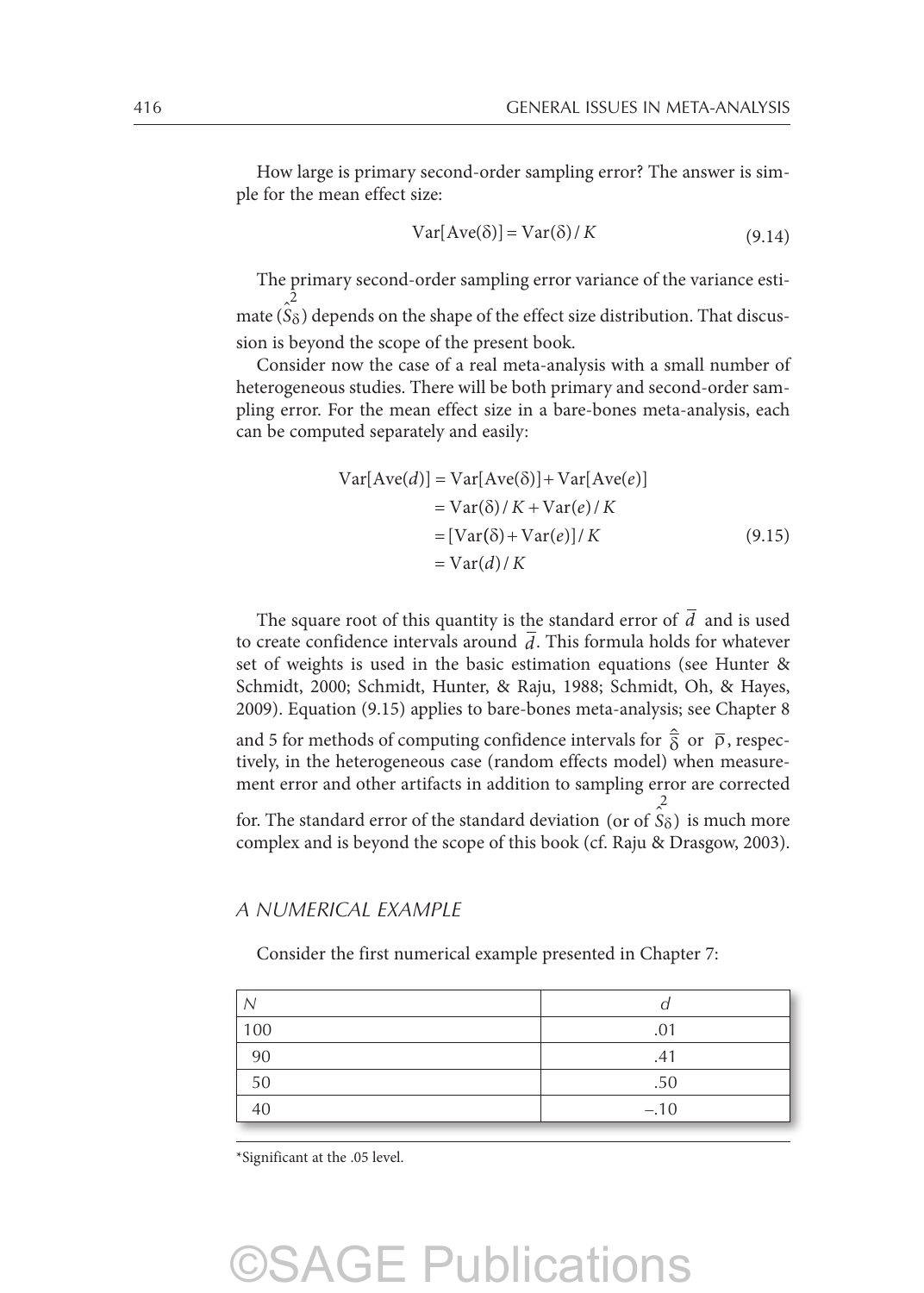How large is primary second-order sampling error? The answer is simple for the mean effect size:

$$\text{Var}[\text{Ave}(\delta)] = \text{Var}(\delta)/K \tag{9.14}$$

The primary second-order sampling error variance of the variance estimate ($\hat{S}^2_\delta$) depends on the shape of the effect size distribution. That discussion is beyond the scope of the present book.

Consider now the case of a real meta-analysis with a small number of heterogeneous studies. There will be both primary and second-order sampling error. For the mean effect size in a bare-bones meta-analysis, each can be computed separately and easily:

$$\begin{aligned}
\text{Var}[\text{Ave}(d)] &= \text{Var}[\text{Ave}(\delta)] + \text{Var}[\text{Ave}(e)] \\
&= \text{Var}(\delta)/K + \text{Var}(e)/K \\
&= [\text{Var}(\delta) + \text{Var}(e)]/K \\
&= \text{Var}(d)/K
\end{aligned} \tag{9.15}$$

The square root of this quantity is the standard error of $\bar{d}$ and is used to create confidence intervals around $\bar{d}$. This formula holds for whatever set of weights is used in the basic estimation equations (see Hunter & Schmidt, 2000; Schmidt, Hunter, & Raju, 1988; Schmidt, Oh, & Hayes, 2009). Equation (9.15) applies to bare-bones meta-analysis; see Chapter 8 and 5 for methods of computing confidence intervals for $\hat{\bar{\delta}}$ or $\bar{\rho}$, respectively, in the heterogeneous case (random effects model) when measurement error and other artifacts in addition to sampling error are corrected for. The standard error of the standard deviation (or of $\hat{S}^2_\delta$) is much more complex and is beyond the scope of this book (cf. Raju & Drasgow, 2003).

### A NUMERICAL EXAMPLE

Consider the first numerical example presented in Chapter 7:

| *N* | *d* |
|---|---|
| 100 | .01 |
| 90 | .41 |
| 50 | .50 |
| 40 | –.10 |

*Significant at the .05 level.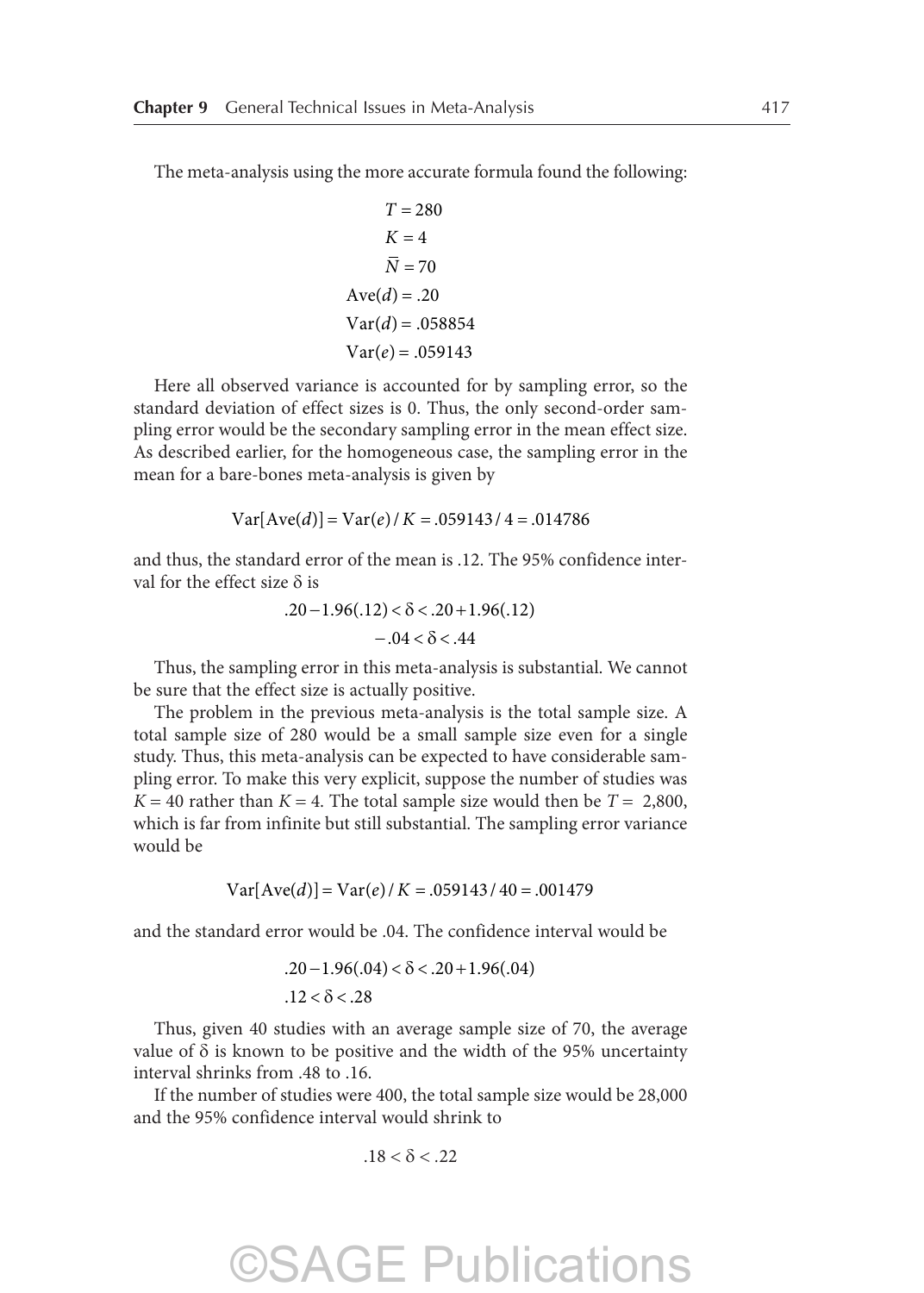The meta-analysis using the more accurate formula found the following:

$$T = 280$$
$$K = 4$$
$$\bar{N} = 70$$
$$\text{Ave}(d) = .20$$
$$\text{Var}(d) = .058854$$
$$\text{Var}(e) = .059143$$

Here all observed variance is accounted for by sampling error, so the standard deviation of effect sizes is 0. Thus, the only second-order sampling error would be the secondary sampling error in the mean effect size. As described earlier, for the homogeneous case, the sampling error in the mean for a bare-bones meta-analysis is given by

$$\text{Var}[\text{Ave}(d)] = \text{Var}(e)/K = .059143/4 = .014786$$

and thus, the standard error of the mean is .12. The 95% confidence interval for the effect size $\delta$ is

$$.20 - 1.96(.12) < \delta < .20 + 1.96(.12)$$
$$-.04 < \delta < .44$$

Thus, the sampling error in this meta-analysis is substantial. We cannot be sure that the effect size is actually positive.

The problem in the previous meta-analysis is the total sample size. A total sample size of 280 would be a small sample size even for a single study. Thus, this meta-analysis can be expected to have considerable sampling error. To make this very explicit, suppose the number of studies was $K = 40$ rather than $K = 4$. The total sample size would then be $T = 2{,}800$, which is far from infinite but still substantial. The sampling error variance would be

$$\text{Var}[\text{Ave}(d)] = \text{Var}(e)/K = .059143/40 = .001479$$

and the standard error would be .04. The confidence interval would be

$$.20 - 1.96(.04) < \delta < .20 + 1.96(.04)$$
$$.12 < \delta < .28$$

Thus, given 40 studies with an average sample size of 70, the average value of $\delta$ is known to be positive and the width of the 95% uncertainty interval shrinks from .48 to .16.

If the number of studies were 400, the total sample size would be 28,000 and the 95% confidence interval would shrink to

$$.18 < \delta < .22$$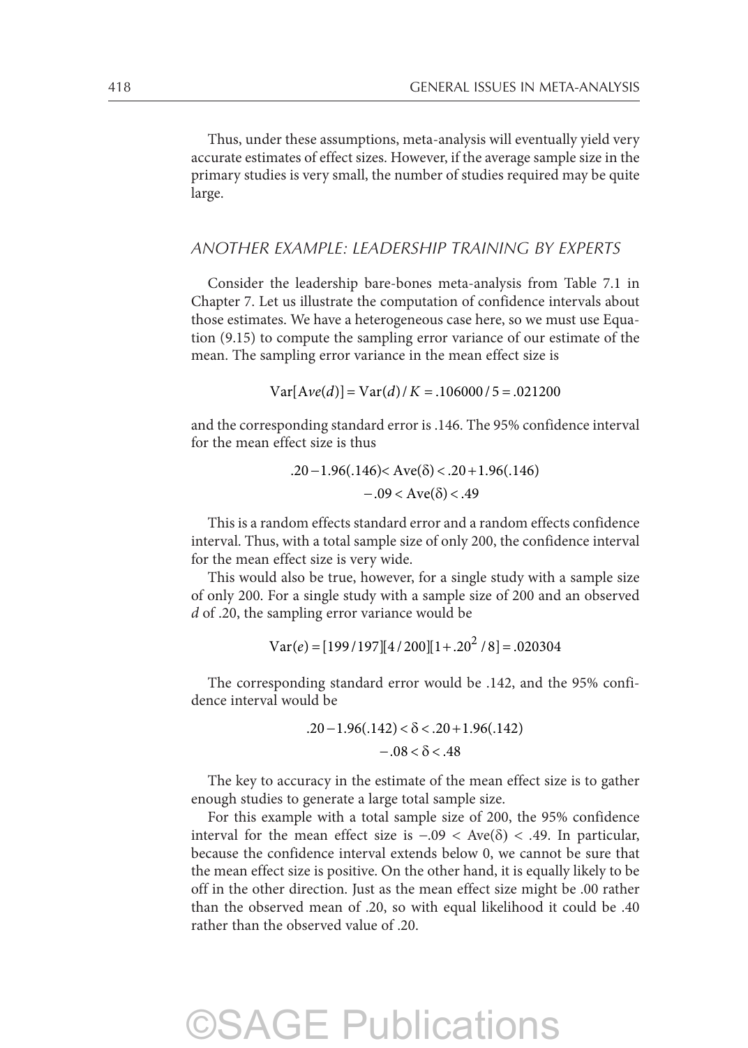Thus, under these assumptions, meta-analysis will eventually yield very accurate estimates of effect sizes. However, if the average sample size in the primary studies is very small, the number of studies required may be quite large.

### ANOTHER EXAMPLE: LEADERSHIP TRAINING BY EXPERTS

Consider the leadership bare-bones meta-analysis from Table 7.1 in Chapter 7. Let us illustrate the computation of confidence intervals about those estimates. We have a heterogeneous case here, so we must use Equation (9.15) to compute the sampling error variance of our estimate of the mean. The sampling error variance in the mean effect size is

$$\text{Var}[\text{A}ve(d)] = \text{Var}(d)/K = .106000/5 = .021200$$

and the corresponding standard error is .146. The 95% confidence interval for the mean effect size is thus

$$.20 - 1.96(.146) < \text{Ave}(\delta) < .20 + 1.96(.146)$$
$$-.09 < \text{Ave}(\delta) < .49$$

This is a random effects standard error and a random effects confidence interval. Thus, with a total sample size of only 200, the confidence interval for the mean effect size is very wide.

This would also be true, however, for a single study with a sample size of only 200. For a single study with a sample size of 200 and an observed $d$ of .20, the sampling error variance would be

$$\text{Var}(e) = [199/197][4/200][1 + .20^2/8] = .020304$$

The corresponding standard error would be .142, and the 95% confidence interval would be

$$.20 - 1.96(.142) < \delta < .20 + 1.96(.142)$$
$$-.08 < \delta < .48$$

The key to accuracy in the estimate of the mean effect size is to gather enough studies to generate a large total sample size.

For this example with a total sample size of 200, the 95% confidence interval for the mean effect size is $-.09 < \text{Ave}(\delta) < .49$. In particular, because the confidence interval extends below 0, we cannot be sure that the mean effect size is positive. On the other hand, it is equally likely to be off in the other direction. Just as the mean effect size might be .00 rather than the observed mean of .20, so with equal likelihood it could be .40 rather than the observed value of .20.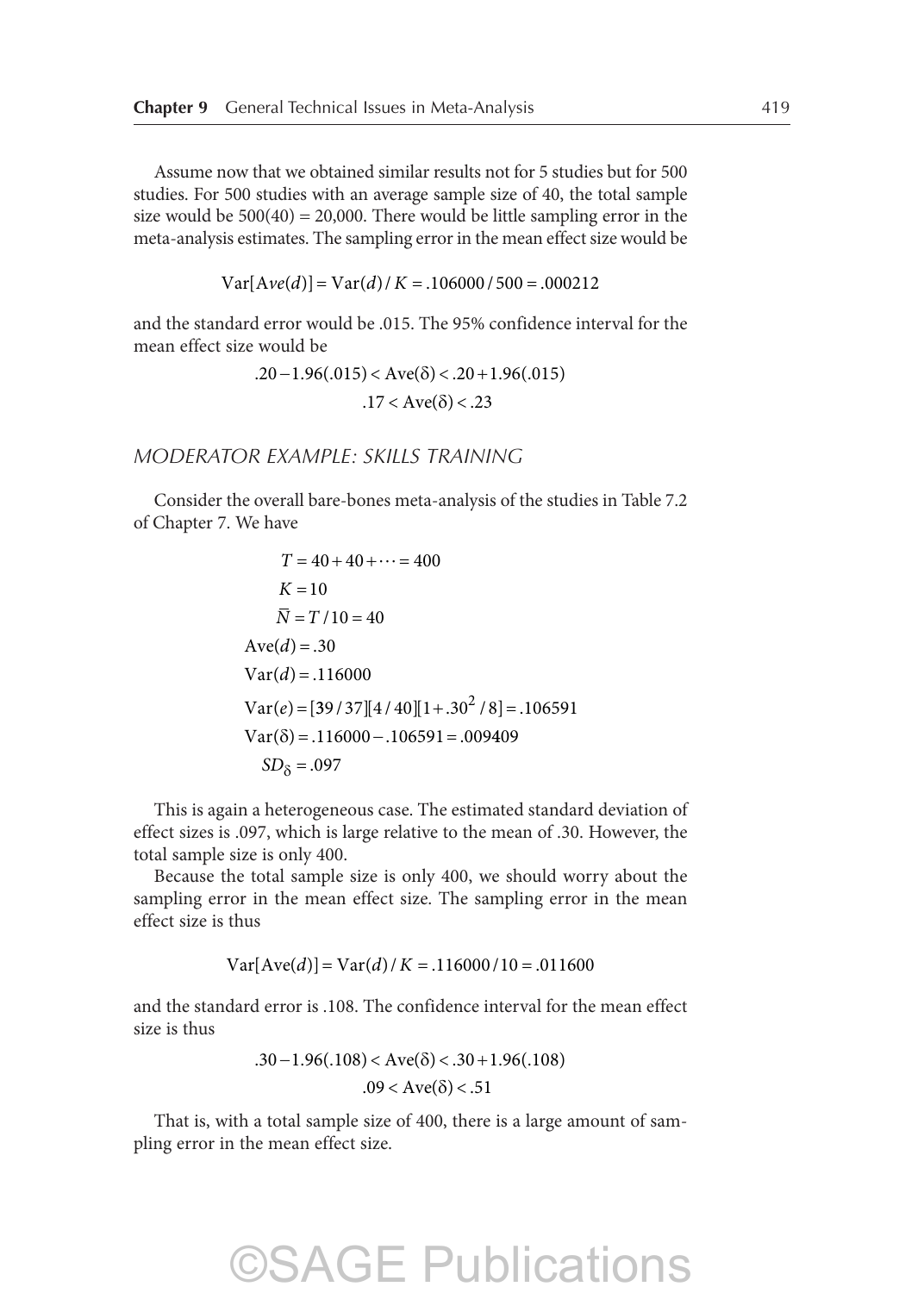Assume now that we obtained similar results not for 5 studies but for 500 studies. For 500 studies with an average sample size of 40, the total sample size would be 500(40) = 20,000. There would be little sampling error in the meta-analysis estimates. The sampling error in the mean effect size would be

$$\text{Var}[\text{A}ve(d)] = \text{Var}(d)/K = .106000/500 = .000212$$

and the standard error would be .015. The 95% confidence interval for the mean effect size would be

$$.20 - 1.96(.015) < \text{Ave}(\delta) < .20 + 1.96(.015)$$

$$.17 < \text{Ave}(\delta) < .23$$

### *MODERATOR EXAMPLE: SKILLS TRAINING*

Consider the overall bare-bones meta-analysis of the studies in Table 7.2 of Chapter 7. We have

$$T = 40 + 40 + \cdots = 400$$

$$K = 10$$

$$\bar{N} = T/10 = 40$$

$$\text{Ave}(d) = .30$$

$$\text{Var}(d) = .116000$$

$$\text{Var}(e) = [39/37][4/40][1 + .30^2/8] = .106591$$

$$\text{Var}(\delta) = .116000 - .106591 = .009409$$

$$SD_\delta = .097$$

This is again a heterogeneous case. The estimated standard deviation of effect sizes is .097, which is large relative to the mean of .30. However, the total sample size is only 400.

Because the total sample size is only 400, we should worry about the sampling error in the mean effect size. The sampling error in the mean effect size is thus

$$\text{Var}[\text{Ave}(d)] = \text{Var}(d)/K = .116000/10 = .011600$$

and the standard error is .108. The confidence interval for the mean effect size is thus

$$.30 - 1.96(.108) < \text{Ave}(\delta) < .30 + 1.96(.108)$$

$$.09 < \text{Ave}(\delta) < .51$$

That is, with a total sample size of 400, there is a large amount of sampling error in the mean effect size.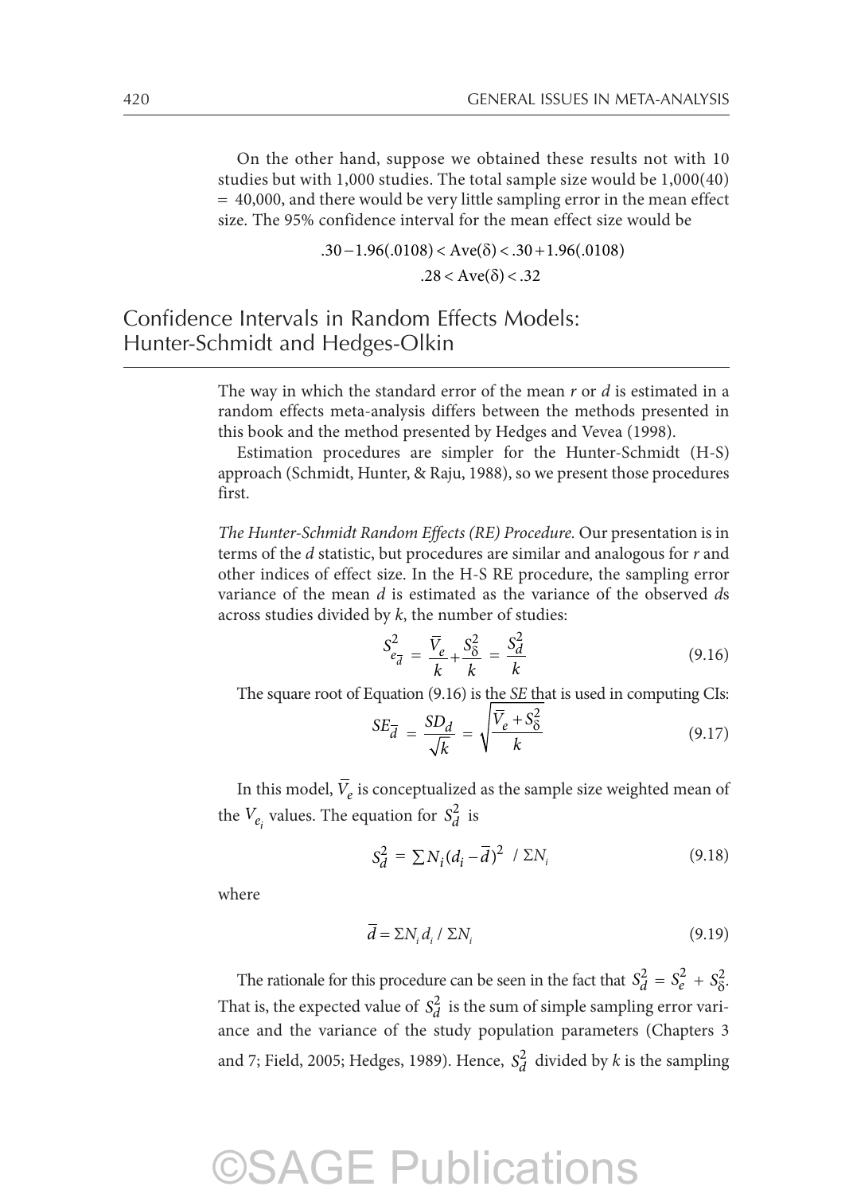On the other hand, suppose we obtained these results not with 10 studies but with 1,000 studies. The total sample size would be 1,000(40) = 40,000, and there would be very little sampling error in the mean effect size. The 95% confidence interval for the mean effect size would be

$$.30 - 1.96(.0108) < \text{Ave}(\delta) < .30 + 1.96(.0108)$$

$$.28 < \text{Ave}(\delta) < .32$$

## Confidence Intervals in Random Effects Models: Hunter-Schmidt and Hedges-Olkin

The way in which the standard error of the mean $r$ or $d$ is estimated in a random effects meta-analysis differs between the methods presented in this book and the method presented by Hedges and Vevea (1998).

Estimation procedures are simpler for the Hunter-Schmidt (H-S) approach (Schmidt, Hunter, & Raju, 1988), so we present those procedures first.

*The Hunter-Schmidt Random Effects (RE) Procedure.* Our presentation is in terms of the $d$ statistic, but procedures are similar and analogous for $r$ and other indices of effect size. In the H-S RE procedure, the sampling error variance of the mean $d$ is estimated as the variance of the observed $d$s across studies divided by $k$, the number of studies:

$$S^2_{e_{\bar{d}}} = \frac{\bar{V}_e}{k} + \frac{S^2_\delta}{k} = \frac{S^2_d}{k} \tag{9.16}$$

The square root of Equation (9.16) is the *SE* that is used in computing CIs:

$$SE_{\bar{d}} = \frac{SD_d}{\sqrt{k}} = \sqrt{\frac{\bar{V}_e + S^2_\delta}{k}} \tag{9.17}$$

In this model, $\bar{V}_e$ is conceptualized as the sample size weighted mean of the $V_{e_i}$ values. The equation for $S^2_d$ is

$$S^2_d = \sum N_i (d_i - \bar{d})^2 \; / \; \Sigma N_i \tag{9.18}$$

where

$$\bar{d} = \Sigma N_i d_i \, / \, \Sigma N_i \tag{9.19}$$

The rationale for this procedure can be seen in the fact that $S^2_d = S^2_e + S^2_\delta$. That is, the expected value of $S^2_d$ is the sum of simple sampling error variance and the variance of the study population parameters (Chapters 3 and 7; Field, 2005; Hedges, 1989). Hence, $S^2_d$ divided by $k$ is the sampling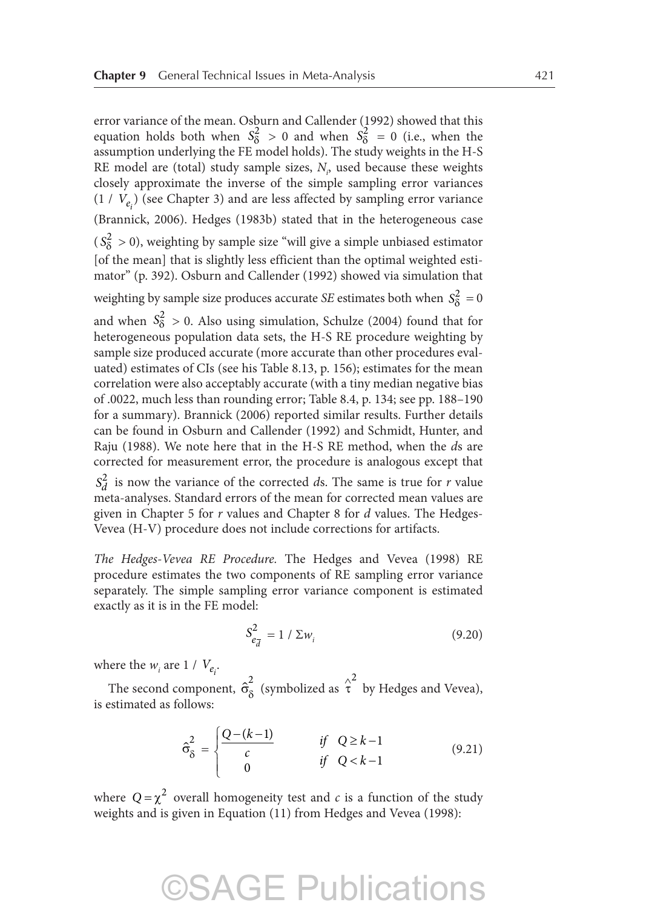error variance of the mean. Osburn and Callender (1992) showed that this equation holds both when $S_\delta^2 > 0$ and when $S_\delta^2 = 0$ (i.e., when the assumption underlying the FE model holds). The study weights in the H-S RE model are (total) study sample sizes, $N_i$, used because these weights closely approximate the inverse of the simple sampling error variances ($1 / V_{e_i}$) (see Chapter 3) and are less affected by sampling error variance (Brannick, 2006). Hedges (1983b) stated that in the heterogeneous case ($S_\delta^2 > 0$), weighting by sample size "will give a simple unbiased estimator [of the mean] that is slightly less efficient than the optimal weighted estimator" (p. 392). Osburn and Callender (1992) showed via simulation that weighting by sample size produces accurate *SE* estimates both when $S_\delta^2 = 0$ and when $S_\delta^2 > 0$. Also using simulation, Schulze (2004) found that for heterogeneous population data sets, the H-S RE procedure weighting by sample size produced accurate (more accurate than other procedures evaluated) estimates of CIs (see his Table 8.13, p. 156); estimates for the mean correlation were also acceptably accurate (with a tiny median negative bias of .0022, much less than rounding error; Table 8.4, p. 134; see pp. 188–190 for a summary). Brannick (2006) reported similar results. Further details can be found in Osburn and Callender (1992) and Schmidt, Hunter, and Raju (1988). We note here that in the H-S RE method, when the *d*s are corrected for measurement error, the procedure is analogous except that $S_d^2$ is now the variance of the corrected *d*s. The same is true for *r* value meta-analyses. Standard errors of the mean for corrected mean values are given in Chapter 5 for *r* values and Chapter 8 for *d* values. The Hedges-Vevea (H-V) procedure does not include corrections for artifacts.

*The Hedges-Vevea RE Procedure.* The Hedges and Vevea (1998) RE procedure estimates the two components of RE sampling error variance separately. The simple sampling error variance component is estimated exactly as it is in the FE model:

$$S^2_{e_{\bar{d}}} = 1 / \Sigma w_i \tag{9.20}$$

where the $w_i$ are $1 / V_{e_i}$.

The second component, $\hat{\sigma}_\delta^2$ (symbolized as $\hat{\tau}^2$ by Hedges and Vevea), is estimated as follows:

$$\hat{\sigma}_\delta^2 = \begin{cases} \dfrac{Q-(k-1)}{c} & \text{if } \; Q \geq k-1 \\ 0 & \text{if } \; Q < k-1 \end{cases} \tag{9.21}$$

where $Q = \chi^2$ overall homogeneity test and $c$ is a function of the study weights and is given in Equation (11) from Hedges and Vevea (1998):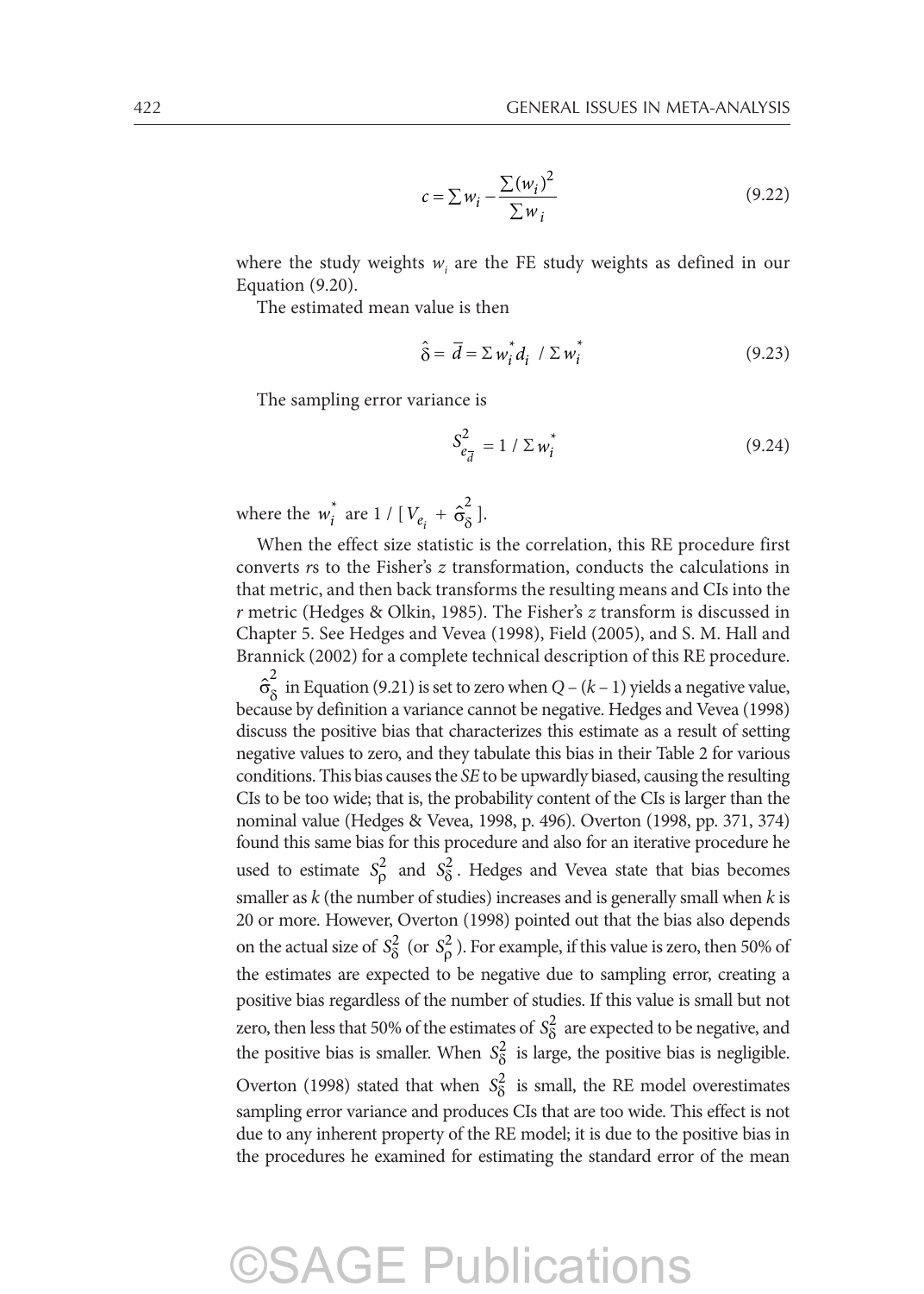$$c = \sum w_i - \frac{\sum (w_i)^2}{\sum w_i} \tag{9.22}$$

where the study weights $w_i$ are the FE study weights as defined in our Equation (9.20).

The estimated mean value is then

$$\hat{\delta} = \bar{d} = \Sigma w_i^* d_i \ / \ \Sigma w_i^* \tag{9.23}$$

The sampling error variance is

$$S^2_{e_{\bar{d}}} = 1 \ / \ \Sigma w_i^* \tag{9.24}$$

where the $w_i^*$ are $1 \ / \ [\, V_{e_i} + \hat{\sigma}^2_\delta \,]$.

When the effect size statistic is the correlation, this RE procedure first converts *r*s to the Fisher's *z* transformation, conducts the calculations in that metric, and then back transforms the resulting means and CIs into the *r* metric (Hedges & Olkin, 1985). The Fisher's *z* transform is discussed in Chapter 5. See Hedges and Vevea (1998), Field (2005), and S. M. Hall and Brannick (2002) for a complete technical description of this RE procedure.

$\hat{\sigma}^2_\delta$ in Equation (9.21) is set to zero when $Q - (k - 1)$ yields a negative value, because by definition a variance cannot be negative. Hedges and Vevea (1998) discuss the positive bias that characterizes this estimate as a result of setting negative values to zero, and they tabulate this bias in their Table 2 for various conditions. This bias causes the *SE* to be upwardly biased, causing the resulting CIs to be too wide; that is, the probability content of the CIs is larger than the nominal value (Hedges & Vevea, 1998, p. 496). Overton (1998, pp. 371, 374) found this same bias for this procedure and also for an iterative procedure he used to estimate $S^2_\rho$ and $S^2_\delta$. Hedges and Vevea state that bias becomes smaller as *k* (the number of studies) increases and is generally small when *k* is 20 or more. However, Overton (1998) pointed out that the bias also depends on the actual size of $S^2_\delta$ (or $S^2_\rho$). For example, if this value is zero, then 50% of the estimates are expected to be negative due to sampling error, creating a positive bias regardless of the number of studies. If this value is small but not zero, then less that 50% of the estimates of $S^2_\delta$ are expected to be negative, and the positive bias is smaller. When $S^2_\delta$ is large, the positive bias is negligible. Overton (1998) stated that when $S^2_\delta$ is small, the RE model overestimates sampling error variance and produces CIs that are too wide. This effect is not due to any inherent property of the RE model; it is due to the positive bias in the procedures he examined for estimating the standard error of the mean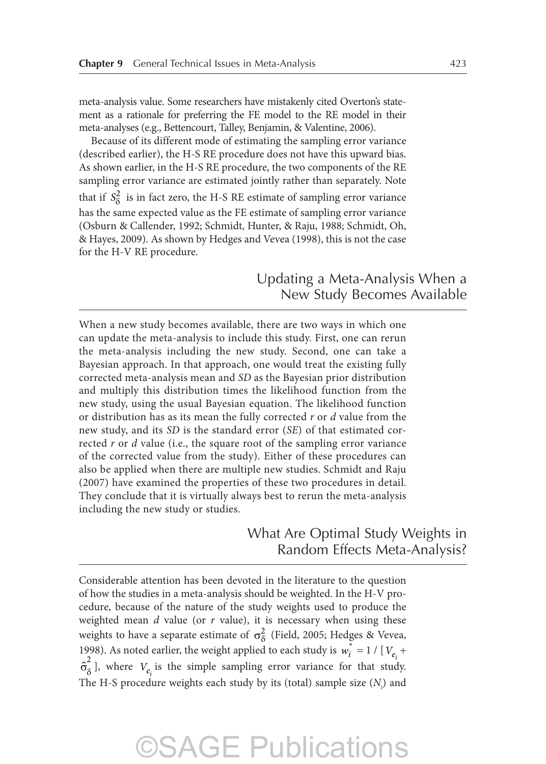meta-analysis value. Some researchers have mistakenly cited Overton's statement as a rationale for preferring the FE model to the RE model in their meta-analyses (e.g., Bettencourt, Talley, Benjamin, & Valentine, 2006).

Because of its different mode of estimating the sampling error variance (described earlier), the H-S RE procedure does not have this upward bias. As shown earlier, in the H-S RE procedure, the two components of the RE sampling error variance are estimated jointly rather than separately. Note that if $S^2_\delta$ is in fact zero, the H-S RE estimate of sampling error variance has the same expected value as the FE estimate of sampling error variance (Osburn & Callender, 1992; Schmidt, Hunter, & Raju, 1988; Schmidt, Oh, & Hayes, 2009). As shown by Hedges and Vevea (1998), this is not the case for the H-V RE procedure.

## Updating a Meta-Analysis When a New Study Becomes Available

When a new study becomes available, there are two ways in which one can update the meta-analysis to include this study. First, one can rerun the meta-analysis including the new study. Second, one can take a Bayesian approach. In that approach, one would treat the existing fully corrected meta-analysis mean and *SD* as the Bayesian prior distribution and multiply this distribution times the likelihood function from the new study, using the usual Bayesian equation. The likelihood function or distribution has as its mean the fully corrected *r* or *d* value from the new study, and its *SD* is the standard error (*SE*) of that estimated corrected *r* or *d* value (i.e., the square root of the sampling error variance of the corrected value from the study). Either of these procedures can also be applied when there are multiple new studies. Schmidt and Raju (2007) have examined the properties of these two procedures in detail. They conclude that it is virtually always best to rerun the meta-analysis including the new study or studies.

## What Are Optimal Study Weights in Random Effects Meta-Analysis?

Considerable attention has been devoted in the literature to the question of how the studies in a meta-analysis should be weighted. In the H-V procedure, because of the nature of the study weights used to produce the weighted mean *d* value (or *r* value), it is necessary when using these weights to have a separate estimate of $\sigma^2_\delta$ (Field, 2005; Hedges & Vevea, 1998). As noted earlier, the weight applied to each study is $w_i^* = 1 / [V_{e_i} + \hat{\sigma}^2_\delta]$, where $V_{e_i}$ is the simple sampling error variance for that study. The H-S procedure weights each study by its (total) sample size ($N_i$) and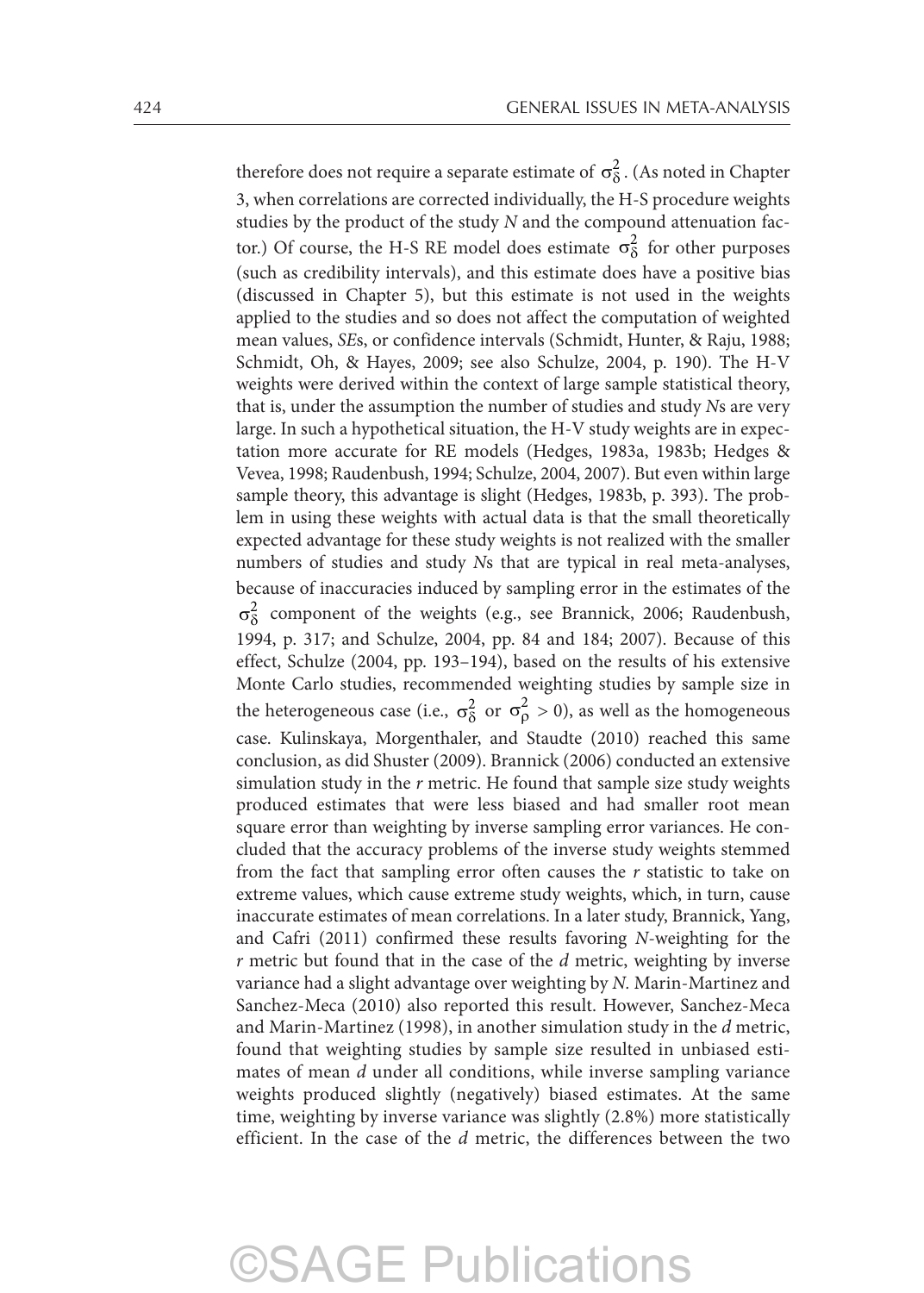therefore does not require a separate estimate of $\sigma_\delta^2$. (As noted in Chapter 3, when correlations are corrected individually, the H-S procedure weights studies by the product of the study *N* and the compound attenuation factor.) Of course, the H-S RE model does estimate $\sigma_\delta^2$ for other purposes (such as credibility intervals), and this estimate does have a positive bias (discussed in Chapter 5), but this estimate is not used in the weights applied to the studies and so does not affect the computation of weighted mean values, *SE*s, or confidence intervals (Schmidt, Hunter, & Raju, 1988; Schmidt, Oh, & Hayes, 2009; see also Schulze, 2004, p. 190). The H-V weights were derived within the context of large sample statistical theory, that is, under the assumption the number of studies and study *N*s are very large. In such a hypothetical situation, the H-V study weights are in expectation more accurate for RE models (Hedges, 1983a, 1983b; Hedges & Vevea, 1998; Raudenbush, 1994; Schulze, 2004, 2007). But even within large sample theory, this advantage is slight (Hedges, 1983b, p. 393). The problem in using these weights with actual data is that the small theoretically expected advantage for these study weights is not realized with the smaller numbers of studies and study *N*s that are typical in real meta-analyses, because of inaccuracies induced by sampling error in the estimates of the $\sigma_\delta^2$ component of the weights (e.g., see Brannick, 2006; Raudenbush, 1994, p. 317; and Schulze, 2004, pp. 84 and 184; 2007). Because of this effect, Schulze (2004, pp. 193–194), based on the results of his extensive Monte Carlo studies, recommended weighting studies by sample size in the heterogeneous case (i.e., $\sigma_\delta^2$ or $\sigma_\rho^2 > 0$), as well as the homogeneous case. Kulinskaya, Morgenthaler, and Staudte (2010) reached this same conclusion, as did Shuster (2009). Brannick (2006) conducted an extensive simulation study in the *r* metric. He found that sample size study weights produced estimates that were less biased and had smaller root mean square error than weighting by inverse sampling error variances. He concluded that the accuracy problems of the inverse study weights stemmed from the fact that sampling error often causes the *r* statistic to take on extreme values, which cause extreme study weights, which, in turn, cause inaccurate estimates of mean correlations. In a later study, Brannick, Yang, and Cafri (2011) confirmed these results favoring *N*-weighting for the *r* metric but found that in the case of the *d* metric, weighting by inverse variance had a slight advantage over weighting by *N.* Marin-Martinez and Sanchez-Meca (2010) also reported this result. However, Sanchez-Meca and Marin-Martinez (1998), in another simulation study in the *d* metric, found that weighting studies by sample size resulted in unbiased estimates of mean *d* under all conditions, while inverse sampling variance weights produced slightly (negatively) biased estimates. At the same time, weighting by inverse variance was slightly (2.8%) more statistically efficient. In the case of the *d* metric, the differences between the two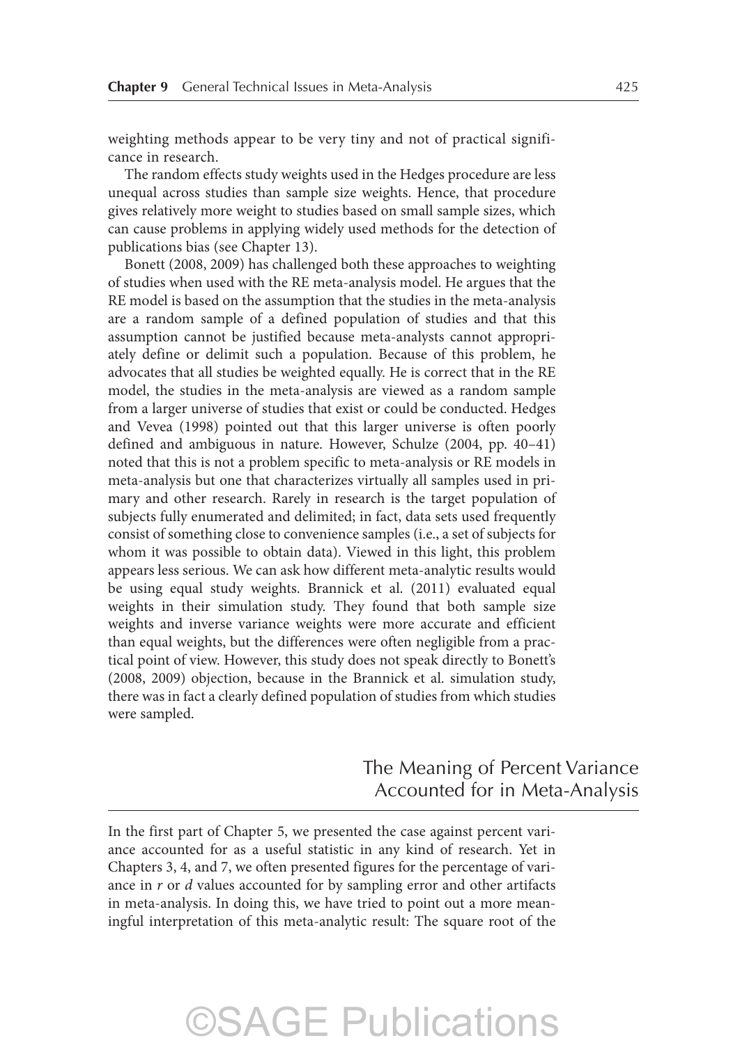weighting methods appear to be very tiny and not of practical significance in research.

The random effects study weights used in the Hedges procedure are less unequal across studies than sample size weights. Hence, that procedure gives relatively more weight to studies based on small sample sizes, which can cause problems in applying widely used methods for the detection of publications bias (see Chapter 13).

Bonett (2008, 2009) has challenged both these approaches to weighting of studies when used with the RE meta-analysis model. He argues that the RE model is based on the assumption that the studies in the meta-analysis are a random sample of a defined population of studies and that this assumption cannot be justified because meta-analysts cannot appropriately define or delimit such a population. Because of this problem, he advocates that all studies be weighted equally. He is correct that in the RE model, the studies in the meta-analysis are viewed as a random sample from a larger universe of studies that exist or could be conducted. Hedges and Vevea (1998) pointed out that this larger universe is often poorly defined and ambiguous in nature. However, Schulze (2004, pp. 40–41) noted that this is not a problem specific to meta-analysis or RE models in meta-analysis but one that characterizes virtually all samples used in primary and other research. Rarely in research is the target population of subjects fully enumerated and delimited; in fact, data sets used frequently consist of something close to convenience samples (i.e., a set of subjects for whom it was possible to obtain data). Viewed in this light, this problem appears less serious. We can ask how different meta-analytic results would be using equal study weights. Brannick et al. (2011) evaluated equal weights in their simulation study. They found that both sample size weights and inverse variance weights were more accurate and efficient than equal weights, but the differences were often negligible from a practical point of view. However, this study does not speak directly to Bonett's (2008, 2009) objection, because in the Brannick et al. simulation study, there was in fact a clearly defined population of studies from which studies were sampled.

## The Meaning of Percent Variance Accounted for in Meta-Analysis

In the first part of Chapter 5, we presented the case against percent variance accounted for as a useful statistic in any kind of research. Yet in Chapters 3, 4, and 7, we often presented figures for the percentage of variance in $r$ or $d$ values accounted for by sampling error and other artifacts in meta-analysis. In doing this, we have tried to point out a more meaningful interpretation of this meta-analytic result: The square root of the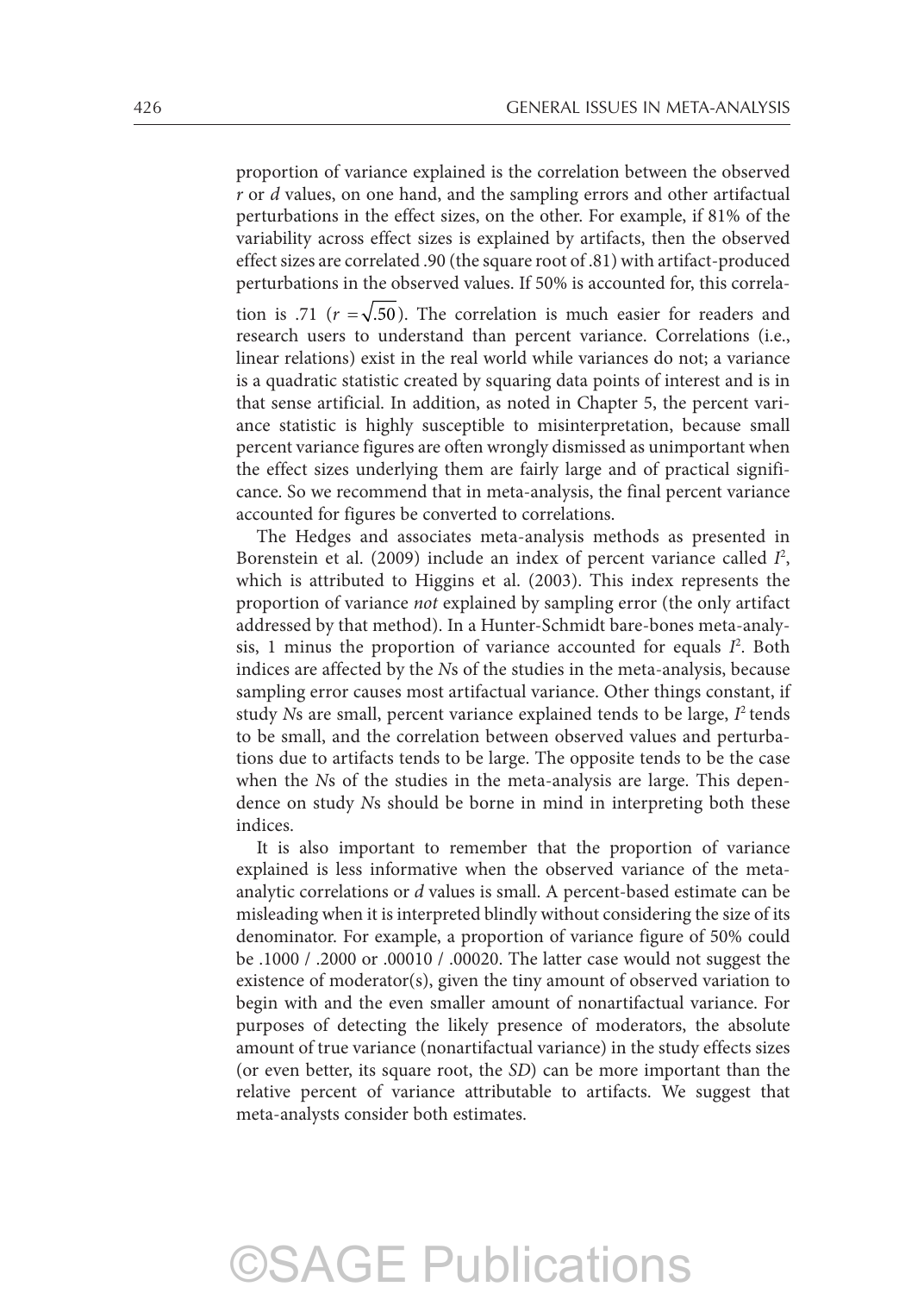proportion of variance explained is the correlation between the observed *r* or *d* values, on one hand, and the sampling errors and other artifactual perturbations in the effect sizes, on the other. For example, if 81% of the variability across effect sizes is explained by artifacts, then the observed effect sizes are correlated .90 (the square root of .81) with artifact-produced perturbations in the observed values. If 50% is accounted for, this correlation is .71 ($r = \sqrt{.50}$). The correlation is much easier for readers and research users to understand than percent variance. Correlations (i.e., linear relations) exist in the real world while variances do not; a variance is a quadratic statistic created by squaring data points of interest and is in that sense artificial. In addition, as noted in Chapter 5, the percent variance statistic is highly susceptible to misinterpretation, because small percent variance figures are often wrongly dismissed as unimportant when the effect sizes underlying them are fairly large and of practical significance. So we recommend that in meta-analysis, the final percent variance accounted for figures be converted to correlations.

The Hedges and associates meta-analysis methods as presented in Borenstein et al. (2009) include an index of percent variance called $I^2$, which is attributed to Higgins et al. (2003). This index represents the proportion of variance *not* explained by sampling error (the only artifact addressed by that method). In a Hunter-Schmidt bare-bones meta-analysis, 1 minus the proportion of variance accounted for equals $I^2$. Both indices are affected by the *N*s of the studies in the meta-analysis, because sampling error causes most artifactual variance. Other things constant, if study *N*s are small, percent variance explained tends to be large, $I^2$ tends to be small, and the correlation between observed values and perturbations due to artifacts tends to be large. The opposite tends to be the case when the *N*s of the studies in the meta-analysis are large. This dependence on study *N*s should be borne in mind in interpreting both these indices.

It is also important to remember that the proportion of variance explained is less informative when the observed variance of the meta-analytic correlations or *d* values is small. A percent-based estimate can be misleading when it is interpreted blindly without considering the size of its denominator. For example, a proportion of variance figure of 50% could be .1000 / .2000 or .00010 / .00020. The latter case would not suggest the existence of moderator(s), given the tiny amount of observed variation to begin with and the even smaller amount of nonartifactual variance. For purposes of detecting the likely presence of moderators, the absolute amount of true variance (nonartifactual variance) in the study effects sizes (or even better, its square root, the *SD*) can be more important than the relative percent of variance attributable to artifacts. We suggest that meta-analysts consider both estimates.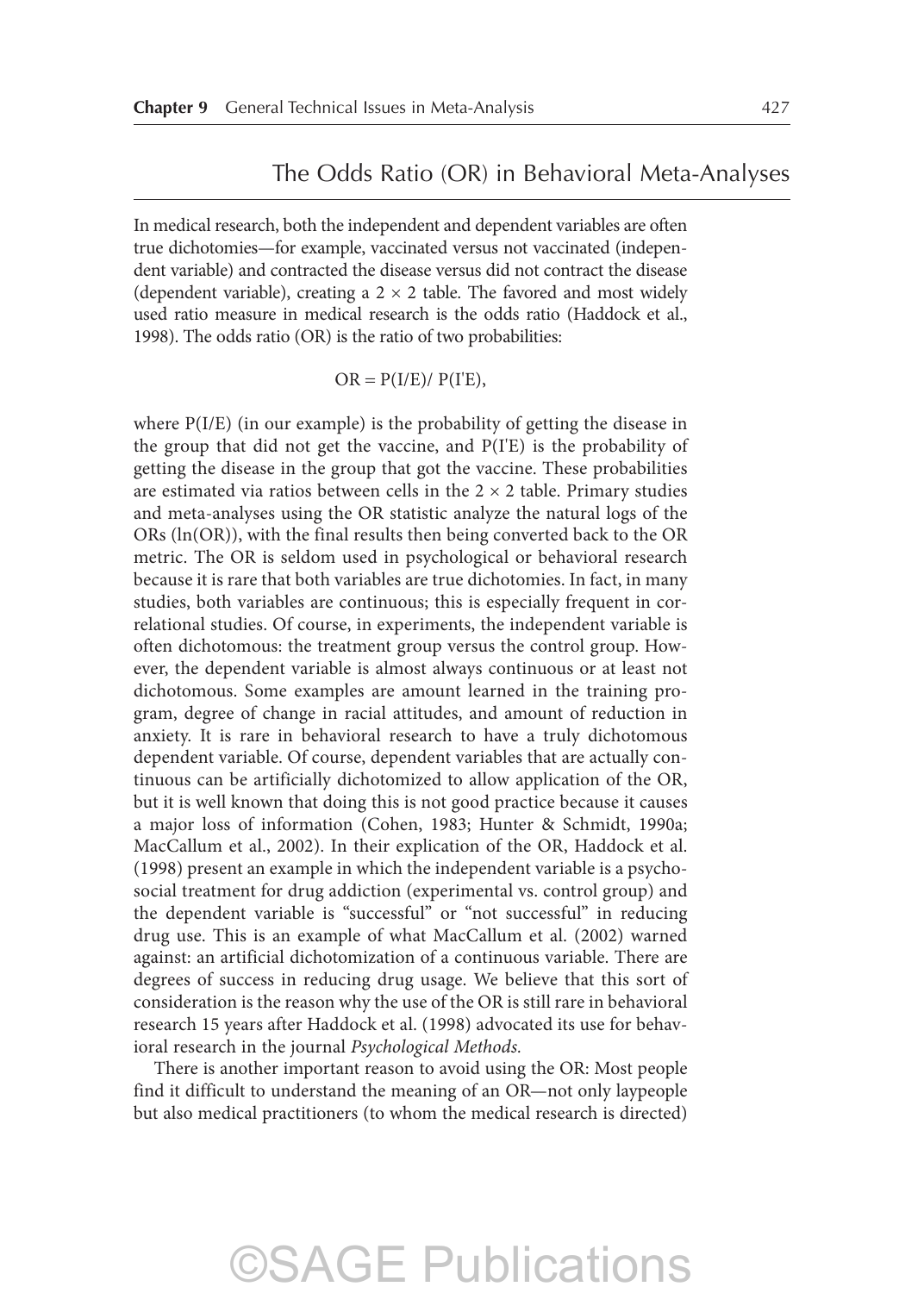## The Odds Ratio (OR) in Behavioral Meta-Analyses

In medical research, both the independent and dependent variables are often true dichotomies—for example, vaccinated versus not vaccinated (independent variable) and contracted the disease versus did not contract the disease (dependent variable), creating a $2 \times 2$ table. The favored and most widely used ratio measure in medical research is the odds ratio (Haddock et al., 1998). The odds ratio (OR) is the ratio of two probabilities:

$$OR = P(I/E)/\ P(I'E),$$

where P(I/E) (in our example) is the probability of getting the disease in the group that did not get the vaccine, and P(I'E) is the probability of getting the disease in the group that got the vaccine. These probabilities are estimated via ratios between cells in the $2 \times 2$ table. Primary studies and meta-analyses using the OR statistic analyze the natural logs of the ORs (ln(OR)), with the final results then being converted back to the OR metric. The OR is seldom used in psychological or behavioral research because it is rare that both variables are true dichotomies. In fact, in many studies, both variables are continuous; this is especially frequent in correlational studies. Of course, in experiments, the independent variable is often dichotomous: the treatment group versus the control group. However, the dependent variable is almost always continuous or at least not dichotomous. Some examples are amount learned in the training program, degree of change in racial attitudes, and amount of reduction in anxiety. It is rare in behavioral research to have a truly dichotomous dependent variable. Of course, dependent variables that are actually continuous can be artificially dichotomized to allow application of the OR, but it is well known that doing this is not good practice because it causes a major loss of information (Cohen, 1983; Hunter & Schmidt, 1990a; MacCallum et al., 2002). In their explication of the OR, Haddock et al. (1998) present an example in which the independent variable is a psychosocial treatment for drug addiction (experimental vs. control group) and the dependent variable is "successful" or "not successful" in reducing drug use. This is an example of what MacCallum et al. (2002) warned against: an artificial dichotomization of a continuous variable. There are degrees of success in reducing drug usage. We believe that this sort of consideration is the reason why the use of the OR is still rare in behavioral research 15 years after Haddock et al. (1998) advocated its use for behavioral research in the journal *Psychological Methods.*

There is another important reason to avoid using the OR: Most people find it difficult to understand the meaning of an OR—not only laypeople but also medical practitioners (to whom the medical research is directed)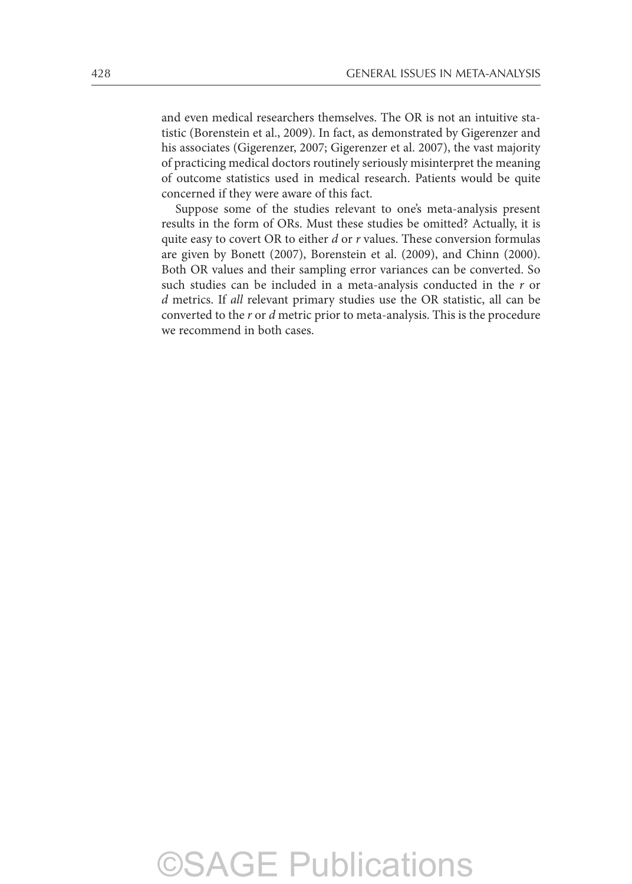and even medical researchers themselves. The OR is not an intuitive statistic (Borenstein et al., 2009). In fact, as demonstrated by Gigerenzer and his associates (Gigerenzer, 2007; Gigerenzer et al. 2007), the vast majority of practicing medical doctors routinely seriously misinterpret the meaning of outcome statistics used in medical research. Patients would be quite concerned if they were aware of this fact.

Suppose some of the studies relevant to one's meta-analysis present results in the form of ORs. Must these studies be omitted? Actually, it is quite easy to covert OR to either *d* or *r* values. These conversion formulas are given by Bonett (2007), Borenstein et al. (2009), and Chinn (2000). Both OR values and their sampling error variances can be converted. So such studies can be included in a meta-analysis conducted in the *r* or *d* metrics. If *all* relevant primary studies use the OR statistic, all can be converted to the *r* or *d* metric prior to meta-analysis. This is the procedure we recommend in both cases.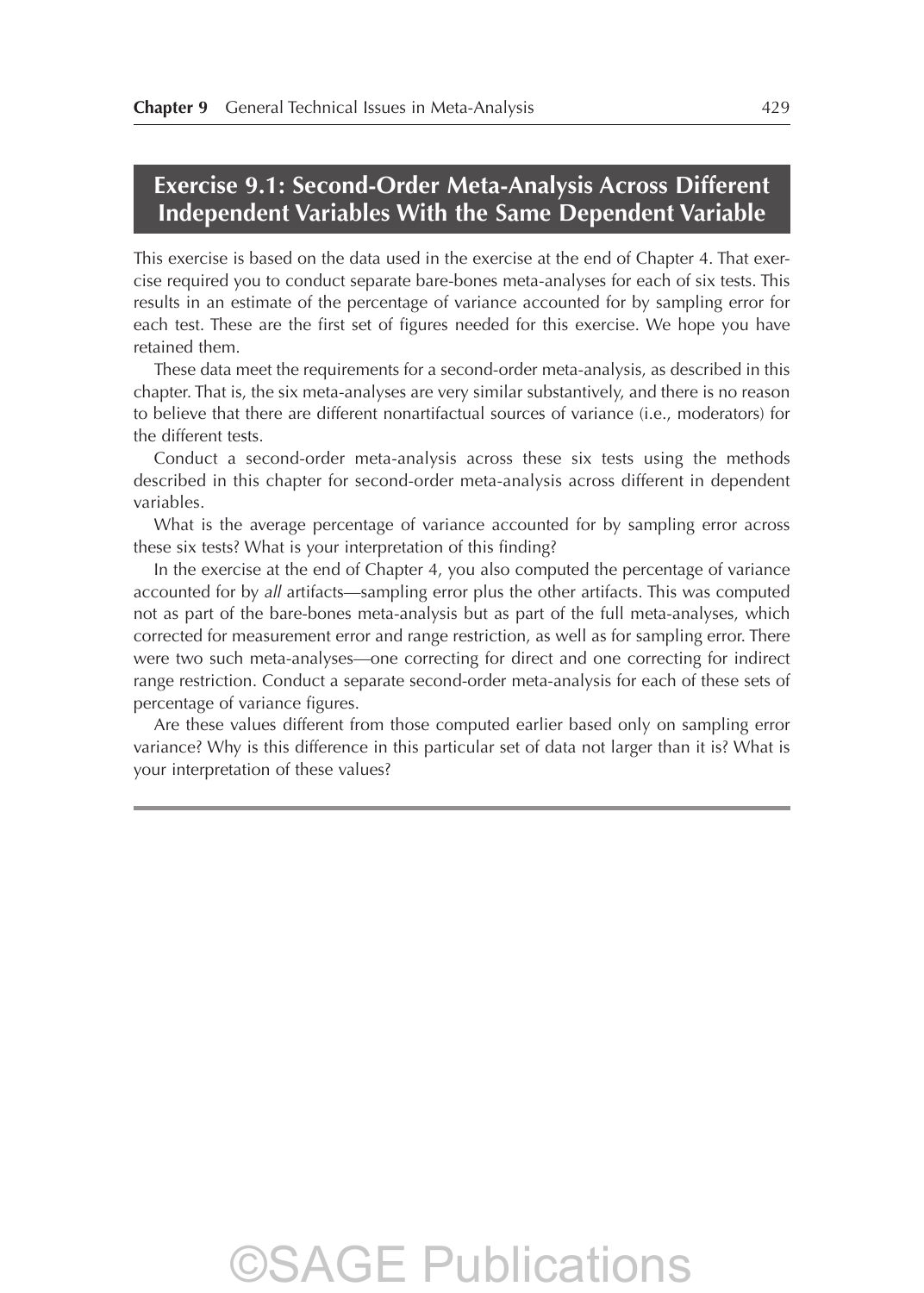## Exercise 9.1: Second-Order Meta-Analysis Across Different Independent Variables With the Same Dependent Variable

This exercise is based on the data used in the exercise at the end of Chapter 4. That exercise required you to conduct separate bare-bones meta-analyses for each of six tests. This results in an estimate of the percentage of variance accounted for by sampling error for each test. These are the first set of figures needed for this exercise. We hope you have retained them.

These data meet the requirements for a second-order meta-analysis, as described in this chapter. That is, the six meta-analyses are very similar substantively, and there is no reason to believe that there are different nonartifactual sources of variance (i.e., moderators) for the different tests.

Conduct a second-order meta-analysis across these six tests using the methods described in this chapter for second-order meta-analysis across different in dependent variables.

What is the average percentage of variance accounted for by sampling error across these six tests? What is your interpretation of this finding?

In the exercise at the end of Chapter 4, you also computed the percentage of variance accounted for by *all* artifacts—sampling error plus the other artifacts. This was computed not as part of the bare-bones meta-analysis but as part of the full meta-analyses, which corrected for measurement error and range restriction, as well as for sampling error. There were two such meta-analyses—one correcting for direct and one correcting for indirect range restriction. Conduct a separate second-order meta-analysis for each of these sets of percentage of variance figures.

Are these values different from those computed earlier based only on sampling error variance? Why is this difference in this particular set of data not larger than it is? What is your interpretation of these values?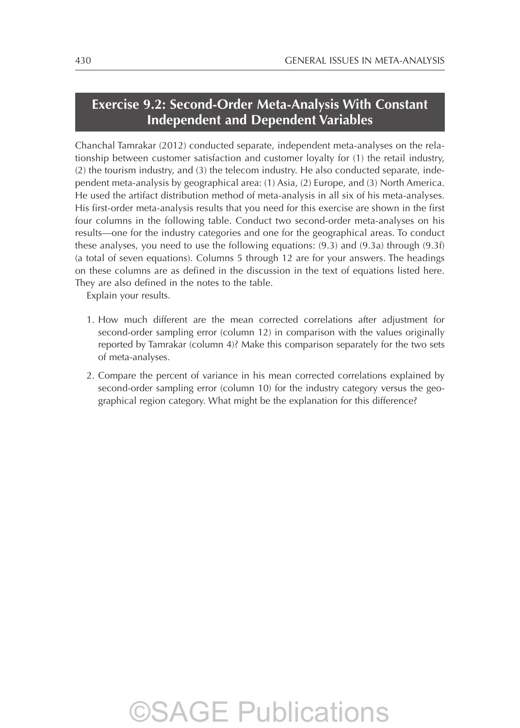## Exercise 9.2: Second-Order Meta-Analysis With Constant Independent and Dependent Variables

Chanchal Tamrakar (2012) conducted separate, independent meta-analyses on the relationship between customer satisfaction and customer loyalty for (1) the retail industry, (2) the tourism industry, and (3) the telecom industry. He also conducted separate, independent meta-analysis by geographical area: (1) Asia, (2) Europe, and (3) North America. He used the artifact distribution method of meta-analysis in all six of his meta-analyses. His first-order meta-analysis results that you need for this exercise are shown in the first four columns in the following table. Conduct two second-order meta-analyses on his results—one for the industry categories and one for the geographical areas. To conduct these analyses, you need to use the following equations: (9.3) and (9.3a) through (9.3f) (a total of seven equations). Columns 5 through 12 are for your answers. The headings on these columns are as defined in the discussion in the text of equations listed here. They are also defined in the notes to the table.

Explain your results.

1. How much different are the mean corrected correlations after adjustment for second-order sampling error (column 12) in comparison with the values originally reported by Tamrakar (column 4)? Make this comparison separately for the two sets of meta-analyses.
2. Compare the percent of variance in his mean corrected correlations explained by second-order sampling error (column 10) for the industry category versus the geographical region category. What might be the explanation for this difference?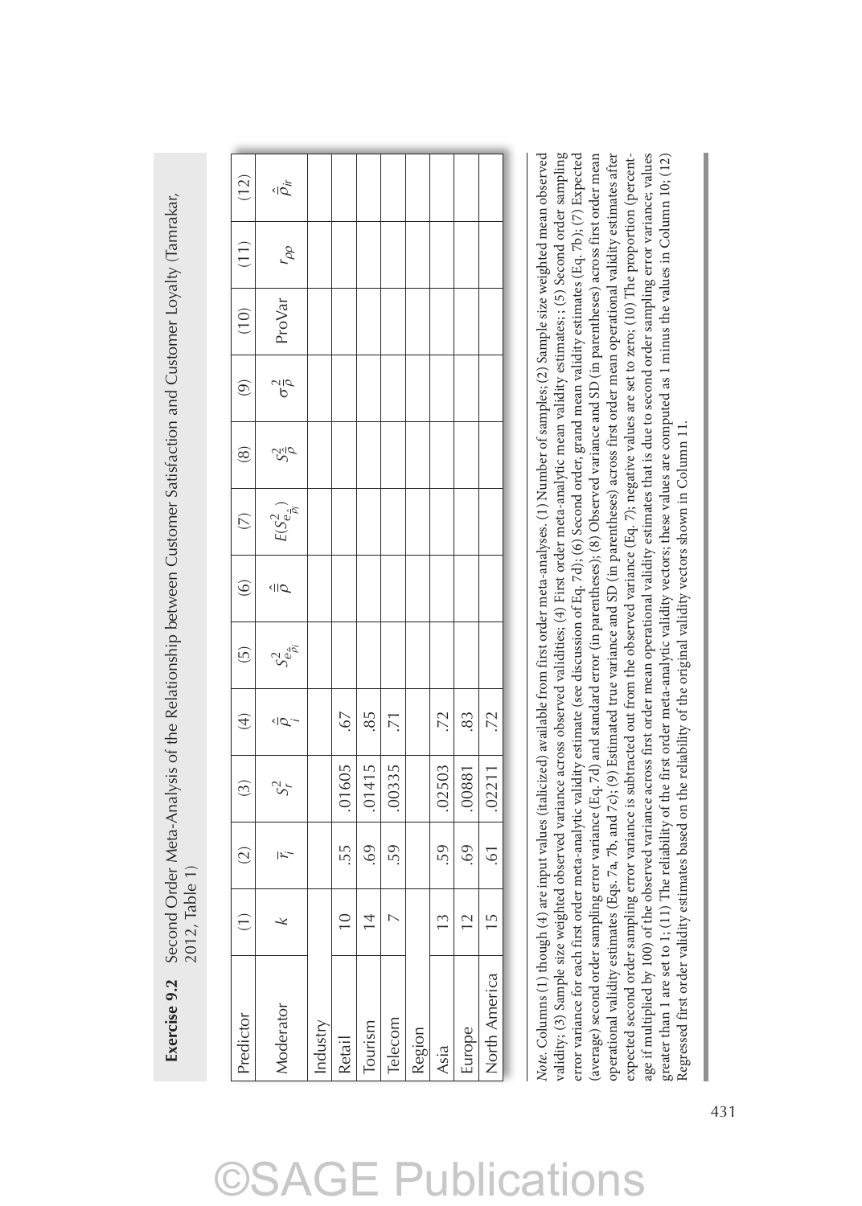**Exercise 9.2** Second Order Meta-Analysis of the Relationship between Customer Satisfaction and Customer Loyalty (Tamrakar, 2012, Table 1)

| Predictor | (1) | (2) | (3) | (4) | (5) | (6) | (7) | (8) | (9) | (10) | (11) | (12) |
|---|---|---|---|---|---|---|---|---|---|---|---|---|
| Moderator | $k$ | $\bar{r}_i$ | $S_r^2$ | $\hat{\bar{\rho}}_i$ | $S^2_{e_{\hat{\bar{\rho}}_i}}$ | $\hat{\bar{\bar{\rho}}}$ | $E(S^2_{e_{\hat{\bar{\rho}}_i}})$ | $S^2_{\hat{\bar{\rho}}}$ | $\sigma^2_{\bar{\rho}}$ | ProVar | $r_{\rho\rho}$ | $\hat{\bar{\rho}}_{ir}$ |
| Industry | | | | | | | | | | | | |
| Retail | 10 | .55 | .01605 | .67 | | | | | | | | |
| Tourism | 14 | .69 | .01415 | .85 | | | | | | | | |
| Telecom | 7 | .59 | .00335 | .71 | | | | | | | | |
| Region | | | | | | | | | | | | |
| Asia | 13 | .59 | .02503 | .72 | | | | | | | | |
| Europe | 12 | .69 | .00881 | .83 | | | | | | | | |
| North America | 15 | .61 | .02211 | .72 | | | | | | | | |

*Note.* Columns (1) though (4) are input values (italicized) available from first order meta-analyses. (1) Number of samples; (2) Sample size weighted mean observed validity; (3) Sample size weighted observed variance across observed validities; (4) First order meta-analytic mean validity estimates; ; (5) Second order sampling error variance for each first order meta-analytic validity estimate (see discussion of Eq. 7d); (6) Second order, grand mean validity estimates (Eq. 7b); (7) Expected (average) second order sampling error variance (Eq. 7d) and standard error (in parentheses); (8) Observed variance and SD (in parentheses) across first order mean operational validity estimates (Eqs. 7a, 7b, and 7c); (9) Estimated true variance and SD (in parentheses) across first order mean operational validity estimates after expected second order sampling error variance is subtracted out from the observed variance (Eq. 7); negative values are set to zero; (10) The proportion (percentage if multiplied by 100) of the observed variance across first order mean operational validity estimates that is due to second order sampling error variance; values greater than 1 are set to 1; (11) The reliability of the first order meta-analytic validity vectors; these values are computed as 1 minus the values in Column 10; (12) Regressed first order validity estimates based on the reliability of the original validity vectors shown in Column 11.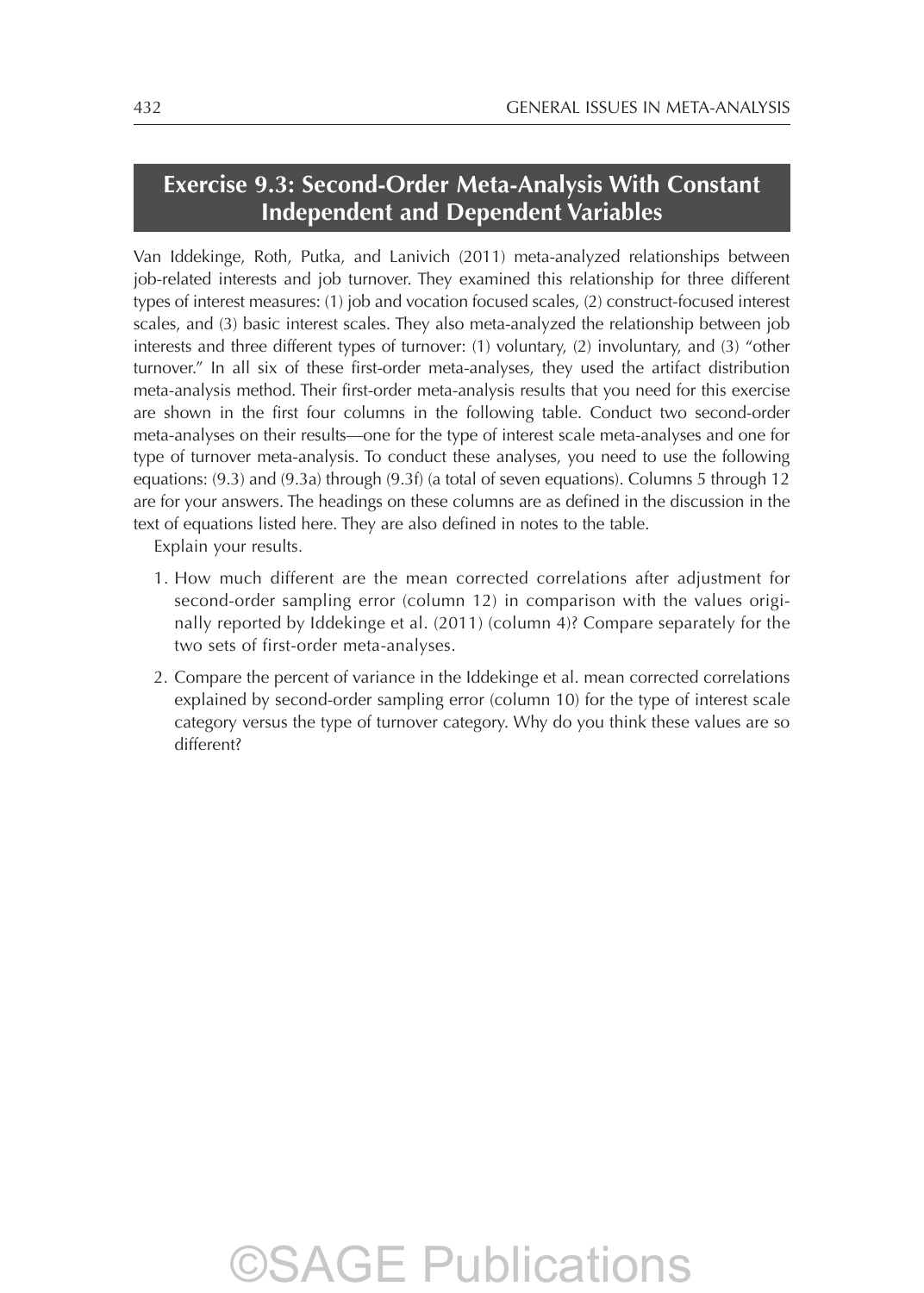## Exercise 9.3: Second-Order Meta-Analysis With Constant Independent and Dependent Variables

Van Iddekinge, Roth, Putka, and Lanivich (2011) meta-analyzed relationships between job-related interests and job turnover. They examined this relationship for three different types of interest measures: (1) job and vocation focused scales, (2) construct-focused interest scales, and (3) basic interest scales. They also meta-analyzed the relationship between job interests and three different types of turnover: (1) voluntary, (2) involuntary, and (3) "other turnover." In all six of these first-order meta-analyses, they used the artifact distribution meta-analysis method. Their first-order meta-analysis results that you need for this exercise are shown in the first four columns in the following table. Conduct two second-order meta-analyses on their results—one for the type of interest scale meta-analyses and one for type of turnover meta-analysis. To conduct these analyses, you need to use the following equations: (9.3) and (9.3a) through (9.3f) (a total of seven equations). Columns 5 through 12 are for your answers. The headings on these columns are as defined in the discussion in the text of equations listed here. They are also defined in notes to the table.

Explain your results.

1. How much different are the mean corrected correlations after adjustment for second-order sampling error (column 12) in comparison with the values originally reported by Iddekinge et al. (2011) (column 4)? Compare separately for the two sets of first-order meta-analyses.
2. Compare the percent of variance in the Iddekinge et al. mean corrected correlations explained by second-order sampling error (column 10) for the type of interest scale category versus the type of turnover category. Why do you think these values are so different?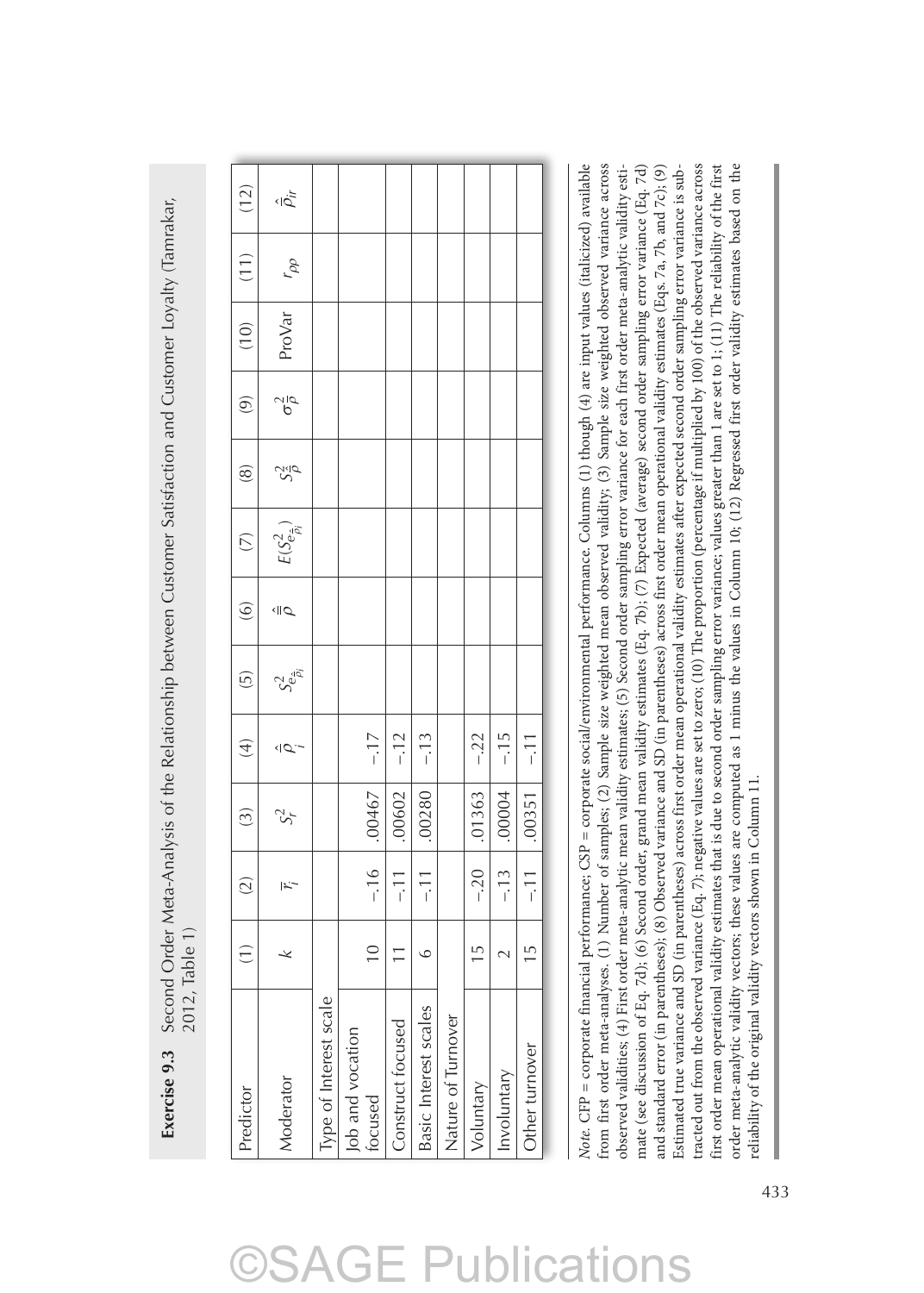**Exercise 9.3** Second Order Meta-Analysis of the Relationship between Customer Satisfaction and Customer Loyalty (Tamrakar, 2012, Table 1)

| Predictor | (1) | (2) | (3) | (4) | (5) | (6) | (7) | (8) | (9) | (10) | (11) | (12) |
|---|---|---|---|---|---|---|---|---|---|---|---|---|
| Moderator | $k$ | $\bar{r}_i$ | $S_r^2$ | $\hat{\bar{\rho}}_i$ | $S^2_{e_{\hat{\bar{\rho}}_i}}$ | $\hat{\bar{\bar{\rho}}}$ | $E(S^2_{e_{\hat{\bar{\rho}}_i}})$ | $S^2_{\hat{\bar{\rho}}}$ | $\sigma^2_{\bar{\rho}}$ | ProVar | $r_{\rho\rho}$ | $\hat{\bar{\rho}}_{ir}$ |
| Type of Interest scale | | | | | | | | | | | | |
| Job and vocation focused | 10 | −.16 | .00467 | −.17 | | | | | | | | |
| Construct focused | 11 | −.11 | .00602 | −.12 | | | | | | | | |
| Basic Interest scales | 6 | −.11 | .00280 | −.13 | | | | | | | | |
| Nature of Turnover | | | | | | | | | | | | |
| Voluntary | 15 | −.20 | .01363 | −.22 | | | | | | | | |
| Involuntary | 2 | −.13 | .00004 | −.15 | | | | | | | | |
| Other turnover | 15 | −.11 | .00351 | −.11 | | | | | | | | |

*Note.* CFP = corporate financial performance; CSP = corporate social/environmental performance. Columns (1) though (4) are input values (italicized) available from first order meta-analyses. (1) Number of samples; (2) Sample size weighted mean observed validity; (3) Sample size weighted observed variance across observed validities; (4) First order meta-analytic mean validity estimates; (5) Second order sampling error variance for each first order meta-analytic validity estimate (see discussion of Eq. 7d); (6) Second order, grand mean validity estimates (Eq. 7b); (7) Expected (average) second order sampling error variance (Eq. 7d) and standard error (in parentheses); (8) Observed variance and SD (in parentheses) across first order mean operational validity estimates (Eqs. 7a, 7b, and 7c); (9) Estimated true variance and SD (in parentheses) across first order mean operational validity estimates after expected second order sampling error variance is subtracted out from the observed variance (Eq. 7); negative values are set to zero; (10) The proportion (percentage if multiplied by 100) of the observed variance across first order mean operational validity estimates that is due to second order sampling error variance; values greater than 1 are set to 1; (11) The reliability of the first order meta-analytic validity vectors; these values are computed as 1 minus the values in Column 10; (12) Regressed first order validity estimates based on the reliability of the original validity vectors shown in Column 11.